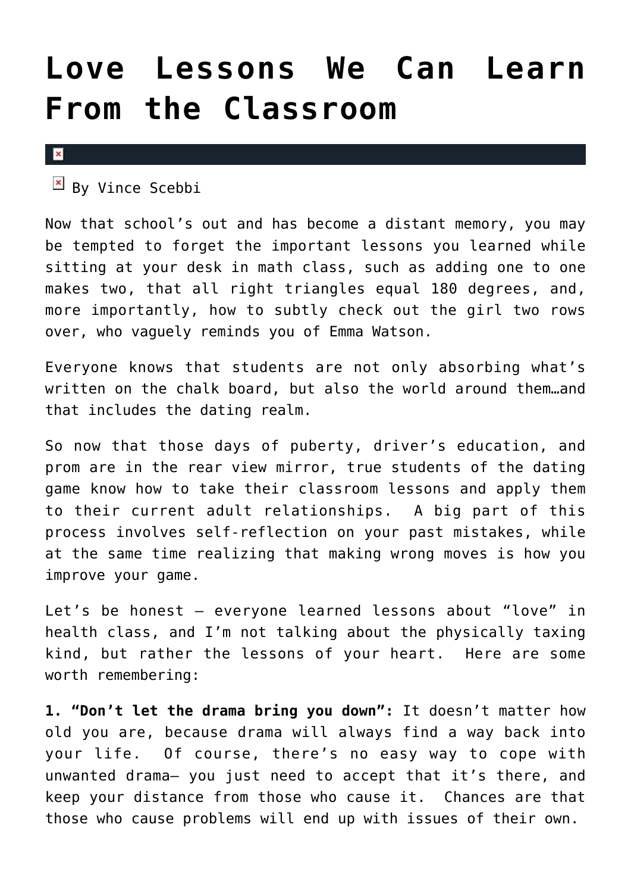# Love Lessons We Can Learn From the Classroom

By Vince Scebbi

Now that school's out and has become a distant memory, you may be tempted to forget the important lessons you learned while sitting at your desk in math class, such as adding one to one makes two, that all right triangles equal 180 degrees, and, more importantly, how to subtly check out the girl two rows over, who vaguely reminds you of Emma Watson.

Everyone knows that students are not only absorbing what's written on the chalk board, but also the world around them…and that includes the dating realm.

So now that those days of puberty, driver's education, and prom are in the rear view mirror, true students of the dating game know how to take their classroom lessons and apply them to their current adult relationships. A big part of this process involves self-reflection on your past mistakes, while at the same time realizing that making wrong moves is how you improve your game.

Let's be honest – everyone learned lessons about "love" in health class, and I'm not talking about the physically taxing kind, but rather the lessons of your heart. Here are some worth remembering:

**1. "Don't let the drama bring you down":** It doesn't matter how old you are, because drama will always find a way back into your life. Of course, there's no easy way to cope with unwanted drama– you just need to accept that it's there, and keep your distance from those who cause it. Chances are that those who cause problems will end up with issues of their own.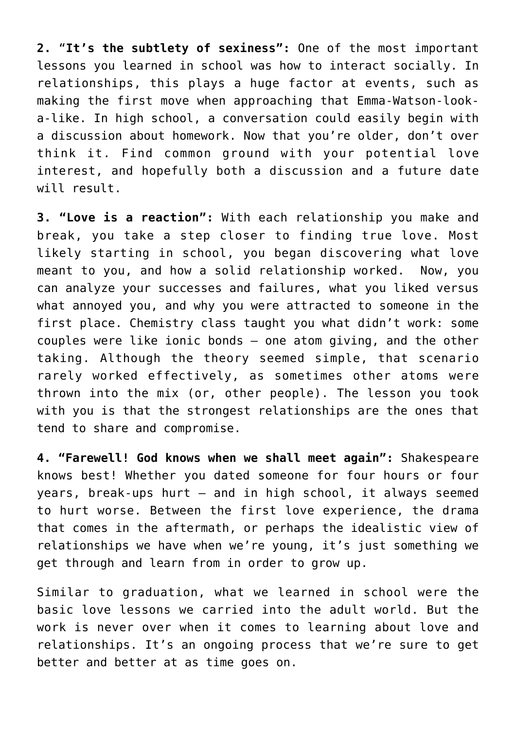**2.** "**It's the subtlety of sexiness":** One of the most important lessons you learned in school was how to interact socially. In relationships, this plays a huge factor at events, such as making the first move when approaching that Emma-Watson-look-a-like. In high school, a conversation could easily begin with a discussion about homework. Now that you're older, don't over think it. Find common ground with your potential love interest, and hopefully both a discussion and a future date will result.

**3. "Love is a reaction":** With each relationship you make and break, you take a step closer to finding true love. Most likely starting in school, you began discovering what love meant to you, and how a solid relationship worked. Now, you can analyze your successes and failures, what you liked versus what annoyed you, and why you were attracted to someone in the first place. Chemistry class taught you what didn't work: some couples were like ionic bonds – one atom giving, and the other taking. Although the theory seemed simple, that scenario rarely worked effectively, as sometimes other atoms were thrown into the mix (or, other people). The lesson you took with you is that the strongest relationships are the ones that tend to share and compromise.

**4. "Farewell! God knows when we shall meet again":** Shakespeare knows best! Whether you dated someone for four hours or four years, break-ups hurt – and in high school, it always seemed to hurt worse. Between the first love experience, the drama that comes in the aftermath, or perhaps the idealistic view of relationships we have when we're young, it's just something we get through and learn from in order to grow up.

Similar to graduation, what we learned in school were the basic love lessons we carried into the adult world. But the work is never over when it comes to learning about love and relationships. It's an ongoing process that we're sure to get better and better at as time goes on.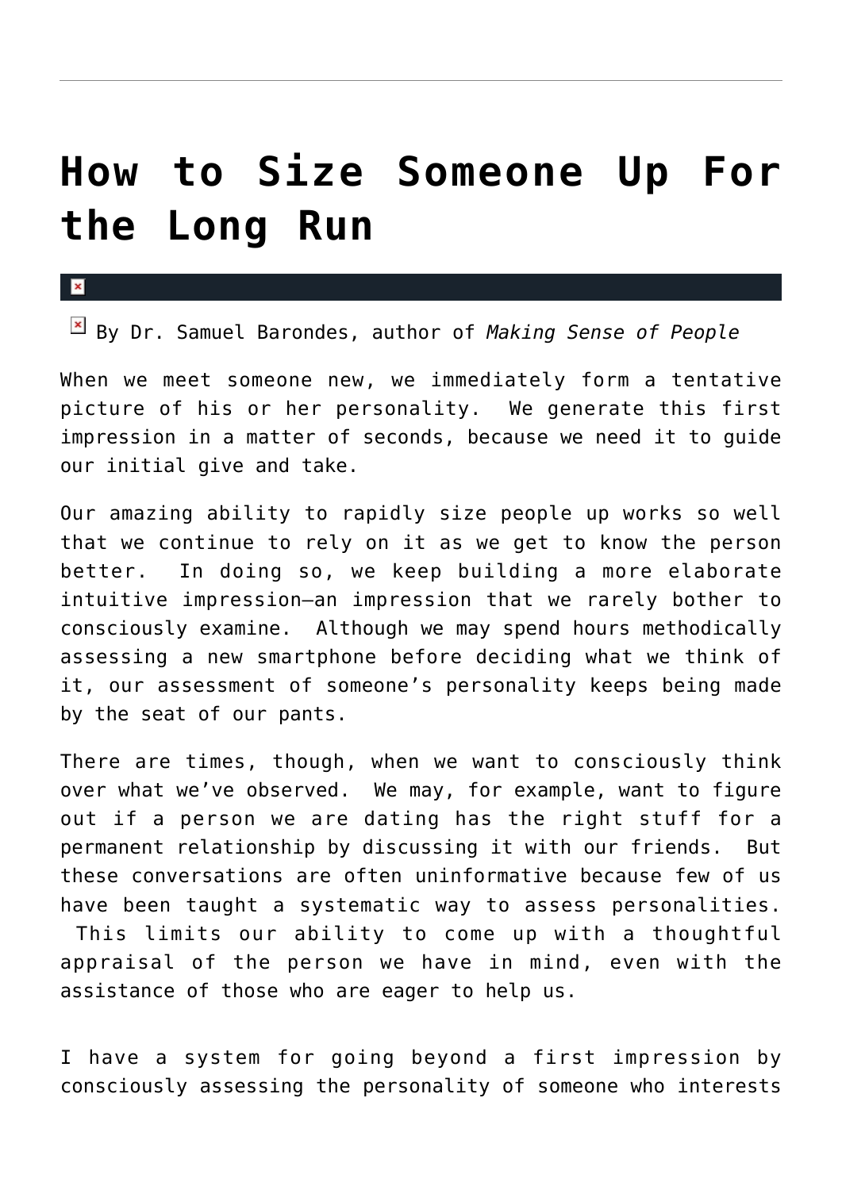# How to Size Someone Up For the Long Run

By Dr. Samuel Barondes, author of *Making Sense of People*

When we meet someone new, we immediately form a tentative picture of his or her personality. We generate this first impression in a matter of seconds, because we need it to guide our initial give and take.

Our amazing ability to rapidly size people up works so well that we continue to rely on it as we get to know the person better. In doing so, we keep building a more elaborate intuitive impression—an impression that we rarely bother to consciously examine. Although we may spend hours methodically assessing a new smartphone before deciding what we think of it, our assessment of someone's personality keeps being made by the seat of our pants.

There are times, though, when we want to consciously think over what we've observed. We may, for example, want to figure out if a person we are dating has the right stuff for a permanent relationship by discussing it with our friends. But these conversations are often uninformative because few of us have been taught a systematic way to assess personalities. This limits our ability to come up with a thoughtful appraisal of the person we have in mind, even with the assistance of those who are eager to help us.

I have a system for going beyond a first impression by consciously assessing the personality of someone who interests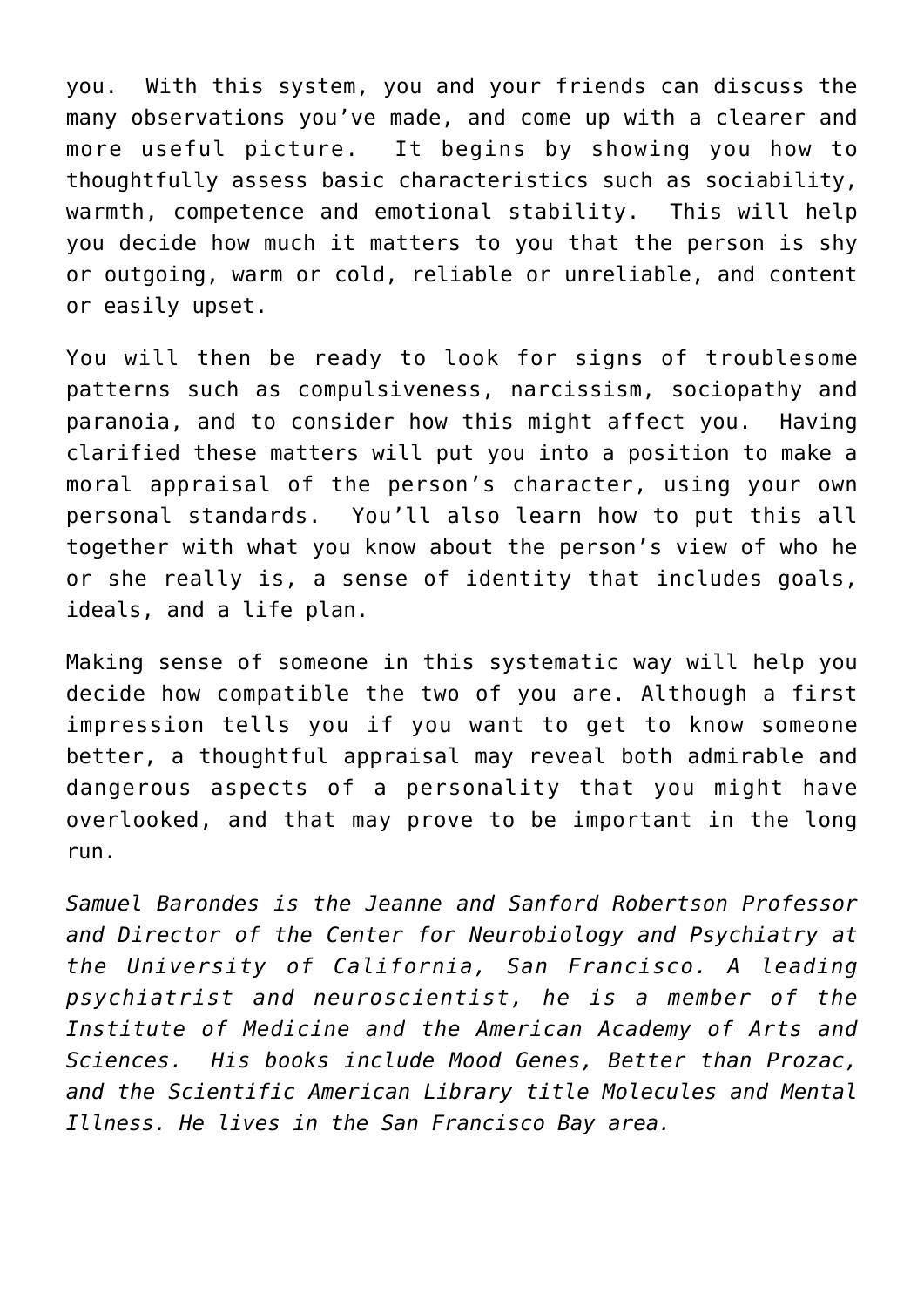you. With this system, you and your friends can discuss the many observations you've made, and come up with a clearer and more useful picture. It begins by showing you how to thoughtfully assess basic characteristics such as sociability, warmth, competence and emotional stability. This will help you decide how much it matters to you that the person is shy or outgoing, warm or cold, reliable or unreliable, and content or easily upset.

You will then be ready to look for signs of troublesome patterns such as compulsiveness, narcissism, sociopathy and paranoia, and to consider how this might affect you. Having clarified these matters will put you into a position to make a moral appraisal of the person's character, using your own personal standards. You'll also learn how to put this all together with what you know about the person's view of who he or she really is, a sense of identity that includes goals, ideals, and a life plan.

Making sense of someone in this systematic way will help you decide how compatible the two of you are. Although a first impression tells you if you want to get to know someone better, a thoughtful appraisal may reveal both admirable and dangerous aspects of a personality that you might have overlooked, and that may prove to be important in the long run.

*Samuel Barondes is the Jeanne and Sanford Robertson Professor and Director of the Center for Neurobiology and Psychiatry at the University of California, San Francisco. A leading psychiatrist and neuroscientist, he is a member of the Institute of Medicine and the American Academy of Arts and Sciences. His books include Mood Genes, Better than Prozac, and the Scientific American Library title Molecules and Mental Illness. He lives in the San Francisco Bay area.*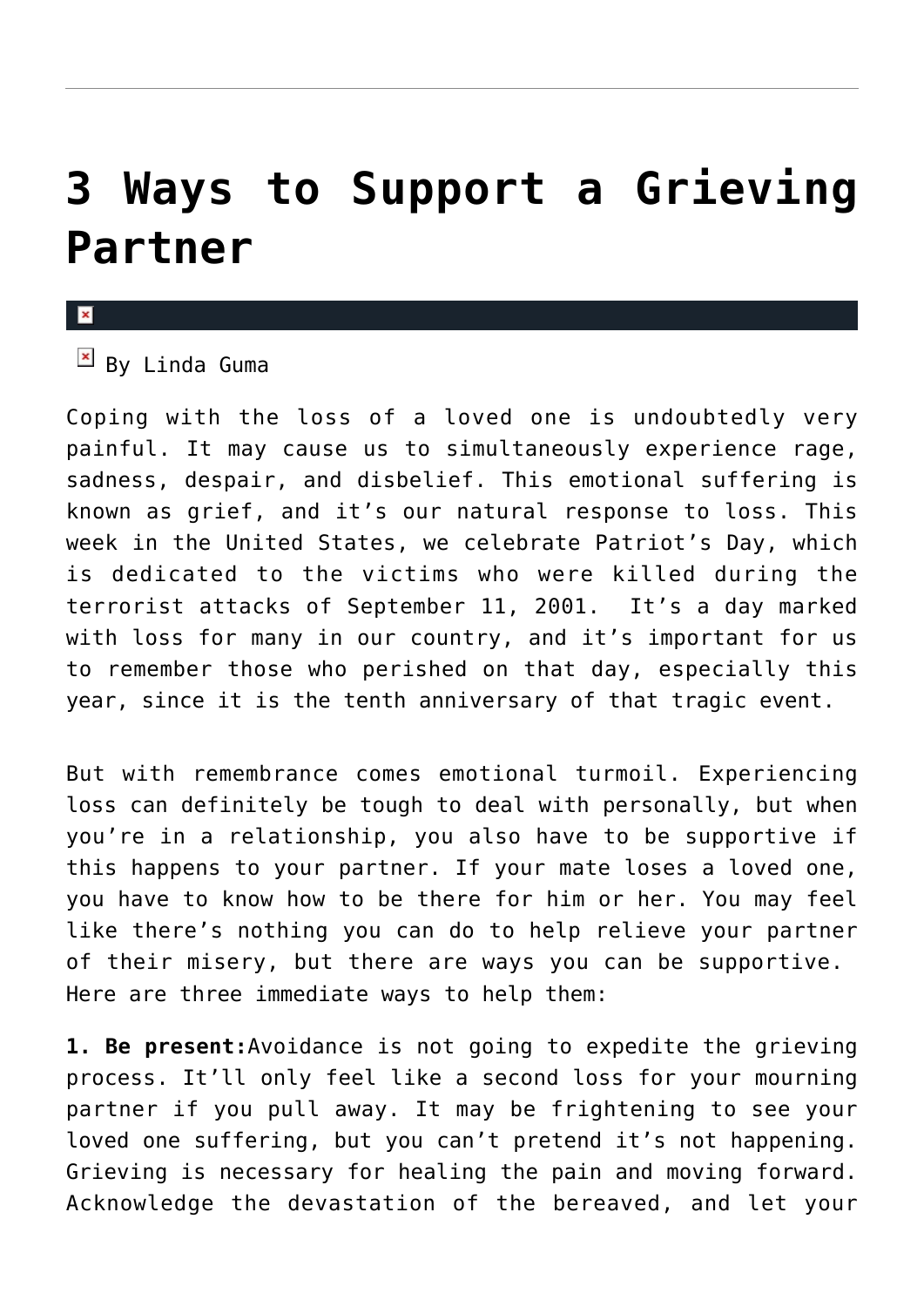# 3 Ways to Support a Grieving Partner

By Linda Guma

Coping with the loss of a loved one is undoubtedly very painful. It may cause us to simultaneously experience rage, sadness, despair, and disbelief. This emotional suffering is known as grief, and it's our natural response to loss. This week in the United States, we celebrate Patriot's Day, which is dedicated to the victims who were killed during the terrorist attacks of September 11, 2001.  It's a day marked with loss for many in our country, and it's important for us to remember those who perished on that day, especially this year, since it is the tenth anniversary of that tragic event.

But with remembrance comes emotional turmoil. Experiencing loss can definitely be tough to deal with personally, but when you're in a relationship, you also have to be supportive if this happens to your partner. If your mate loses a loved one, you have to know how to be there for him or her. You may feel like there's nothing you can do to help relieve your partner of their misery, but there are ways you can be supportive.  Here are three immediate ways to help them:

**1. Be present:**Avoidance is not going to expedite the grieving process. It'll only feel like a second loss for your mourning partner if you pull away. It may be frightening to see your loved one suffering, but you can't pretend it's not happening. Grieving is necessary for healing the pain and moving forward. Acknowledge the devastation of the bereaved, and let your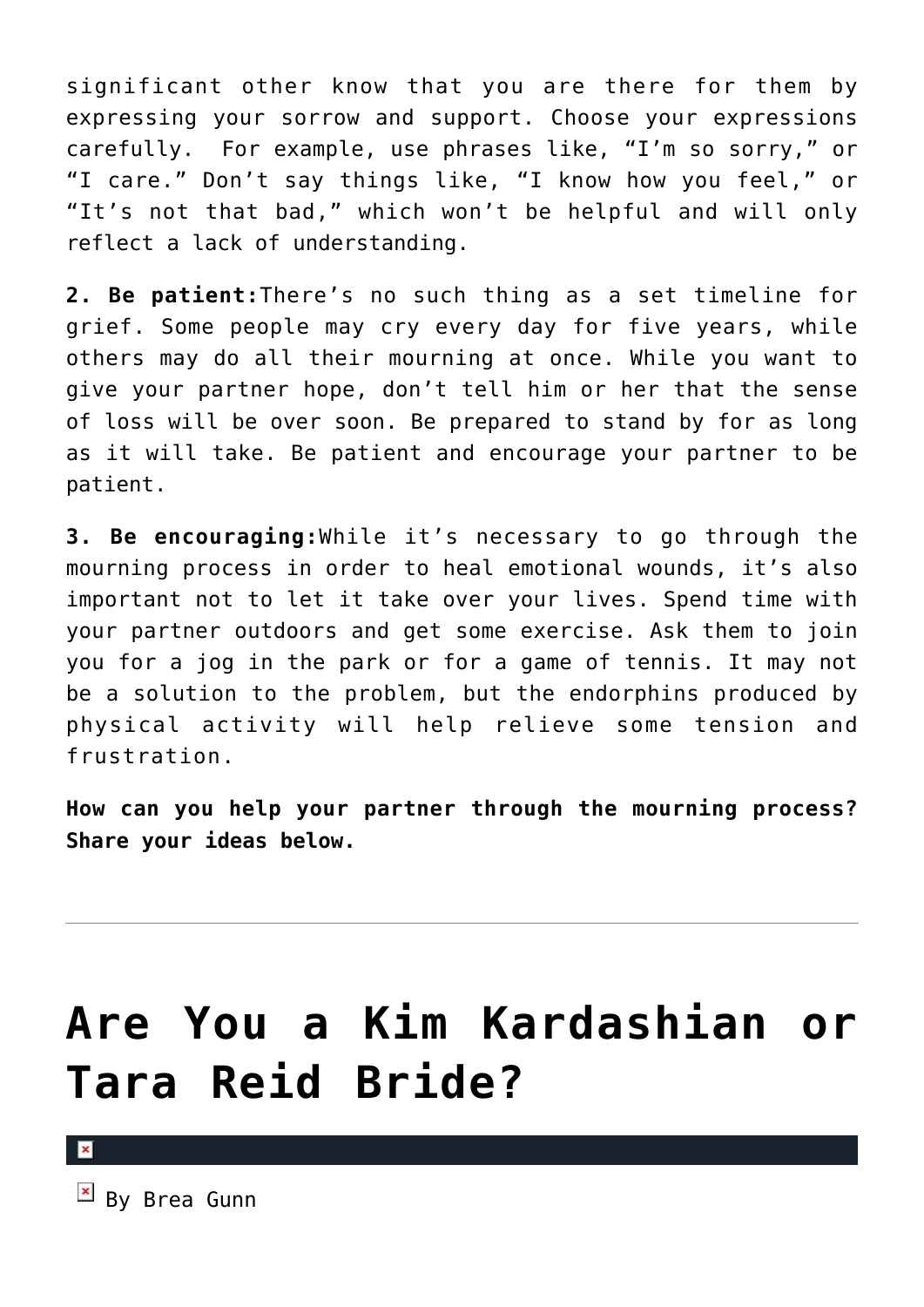significant other know that you are there for them by expressing your sorrow and support. Choose your expressions carefully. For example, use phrases like, “I’m so sorry,” or “I care.” Don’t say things like, “I know how you feel,” or “It’s not that bad,” which won’t be helpful and will only reflect a lack of understanding.

**2. Be patient:**There’s no such thing as a set timeline for grief. Some people may cry every day for five years, while others may do all their mourning at once. While you want to give your partner hope, don’t tell him or her that the sense of loss will be over soon. Be prepared to stand by for as long as it will take. Be patient and encourage your partner to be patient.

**3. Be encouraging:**While it’s necessary to go through the mourning process in order to heal emotional wounds, it’s also important not to let it take over your lives. Spend time with your partner outdoors and get some exercise. Ask them to join you for a jog in the park or for a game of tennis. It may not be a solution to the problem, but the endorphins produced by physical activity will help relieve some tension and frustration.

**How can you help your partner through the mourning process? Share your ideas below.**

---

# Are You a Kim Kardashian or Tara Reid Bride?

By Brea Gunn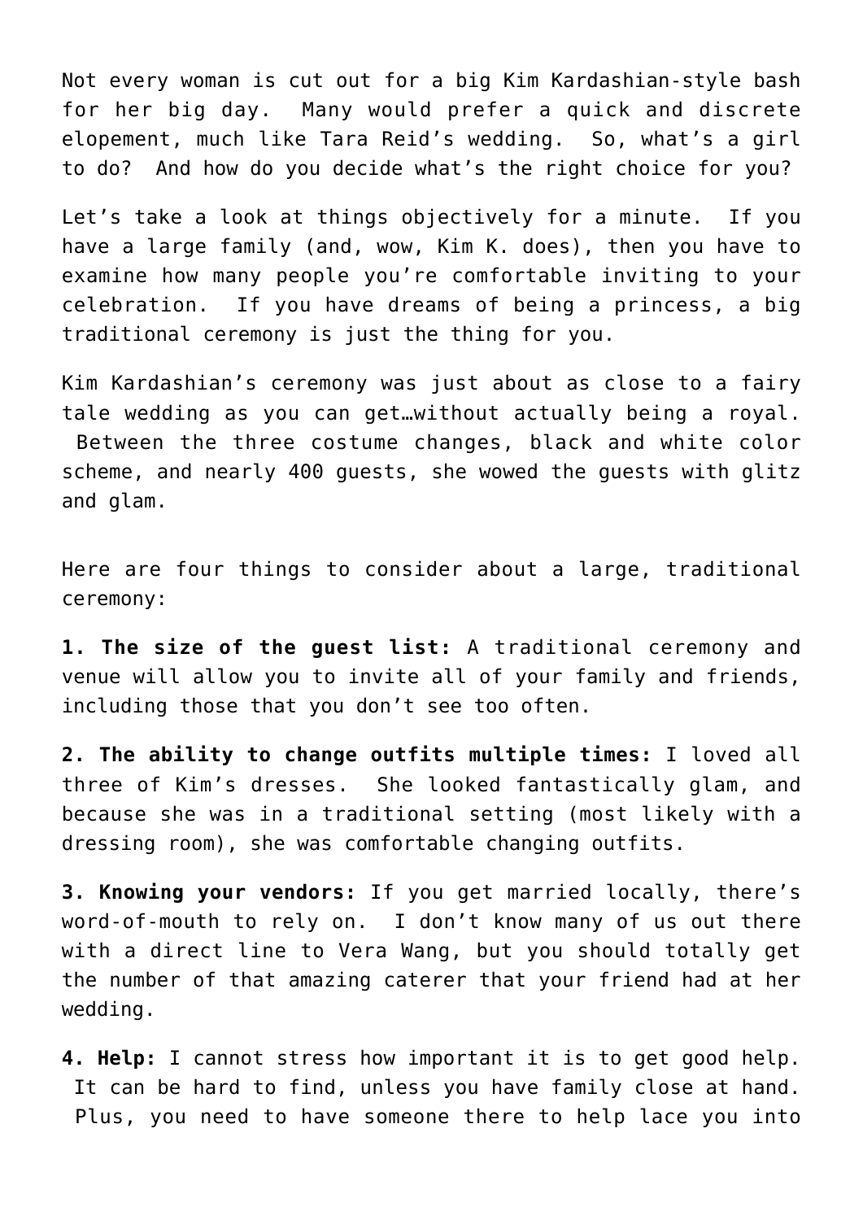Not every woman is cut out for a big Kim Kardashian-style bash for her big day. Many would prefer a quick and discrete elopement, much like Tara Reid's wedding. So, what's a girl to do? And how do you decide what's the right choice for you?

Let's take a look at things objectively for a minute. If you have a large family (and, wow, Kim K. does), then you have to examine how many people you're comfortable inviting to your celebration. If you have dreams of being a princess, a big traditional ceremony is just the thing for you.

Kim Kardashian's ceremony was just about as close to a fairy tale wedding as you can get…without actually being a royal. Between the three costume changes, black and white color scheme, and nearly 400 guests, she wowed the guests with glitz and glam.

Here are four things to consider about a large, traditional ceremony:

**1. The size of the guest list:** A traditional ceremony and venue will allow you to invite all of your family and friends, including those that you don't see too often.

**2. The ability to change outfits multiple times:** I loved all three of Kim's dresses. She looked fantastically glam, and because she was in a traditional setting (most likely with a dressing room), she was comfortable changing outfits.

**3. Knowing your vendors:** If you get married locally, there's word-of-mouth to rely on. I don't know many of us out there with a direct line to Vera Wang, but you should totally get the number of that amazing caterer that your friend had at her wedding.

**4. Help:** I cannot stress how important it is to get good help. It can be hard to find, unless you have family close at hand. Plus, you need to have someone there to help lace you into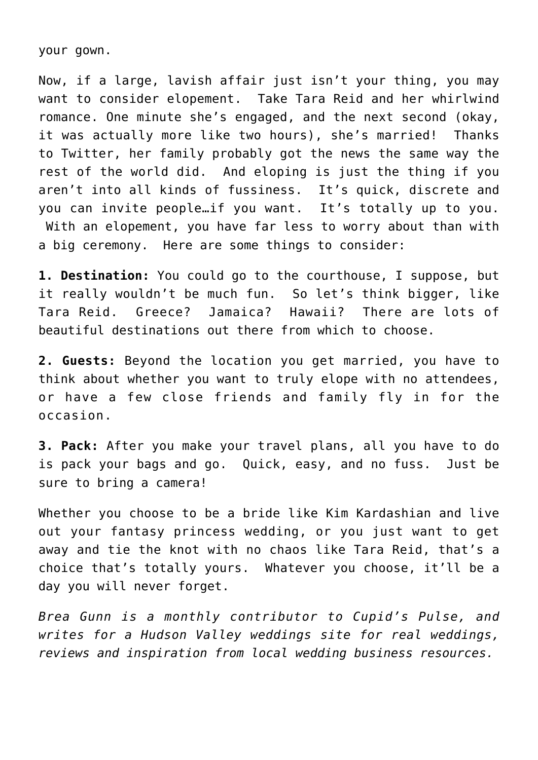your gown.

Now, if a large, lavish affair just isn't your thing, you may want to consider elopement. Take Tara Reid and her whirlwind romance. One minute she's engaged, and the next second (okay, it was actually more like two hours), she's married! Thanks to Twitter, her family probably got the news the same way the rest of the world did. And eloping is just the thing if you aren't into all kinds of fussiness. It's quick, discrete and you can invite people…if you want. It's totally up to you. With an elopement, you have far less to worry about than with a big ceremony. Here are some things to consider:

**1. Destination:** You could go to the courthouse, I suppose, but it really wouldn't be much fun. So let's think bigger, like Tara Reid. Greece? Jamaica? Hawaii? There are lots of beautiful destinations out there from which to choose.

**2. Guests:** Beyond the location you get married, you have to think about whether you want to truly elope with no attendees, or have a few close friends and family fly in for the occasion.

**3. Pack:** After you make your travel plans, all you have to do is pack your bags and go. Quick, easy, and no fuss. Just be sure to bring a camera!

Whether you choose to be a bride like Kim Kardashian and live out your fantasy princess wedding, or you just want to get away and tie the knot with no chaos like Tara Reid, that's a choice that's totally yours. Whatever you choose, it'll be a day you will never forget.

*Brea Gunn is a monthly contributor to Cupid's Pulse, and writes for a Hudson Valley weddings site for real weddings, reviews and inspiration from local wedding business resources.*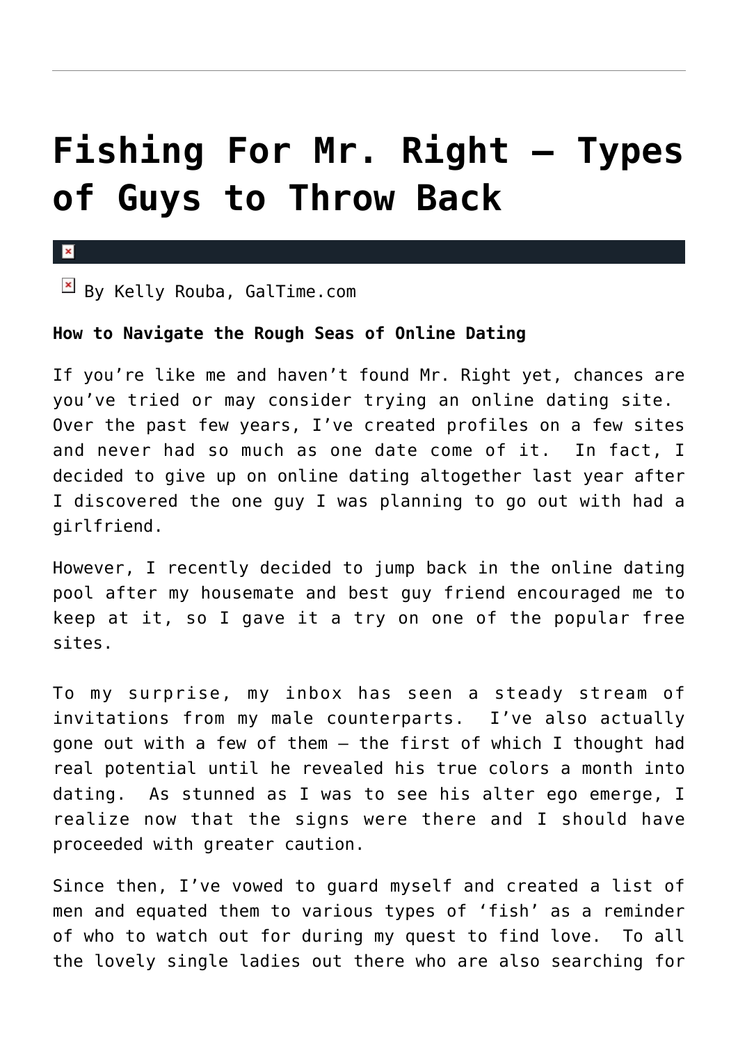# Fishing For Mr. Right – Types of Guys to Throw Back

By Kelly Rouba, GalTime.com

**How to Navigate the Rough Seas of Online Dating**

If you're like me and haven't found Mr. Right yet, chances are you've tried or may consider trying an online dating site. Over the past few years, I've created profiles on a few sites and never had so much as one date come of it. In fact, I decided to give up on online dating altogether last year after I discovered the one guy I was planning to go out with had a girlfriend.

However, I recently decided to jump back in the online dating pool after my housemate and best guy friend encouraged me to keep at it, so I gave it a try on one of the popular free sites.

To my surprise, my inbox has seen a steady stream of invitations from my male counterparts. I've also actually gone out with a few of them – the first of which I thought had real potential until he revealed his true colors a month into dating. As stunned as I was to see his alter ego emerge, I realize now that the signs were there and I should have proceeded with greater caution.

Since then, I've vowed to guard myself and created a list of men and equated them to various types of 'fish' as a reminder of who to watch out for during my quest to find love. To all the lovely single ladies out there who are also searching for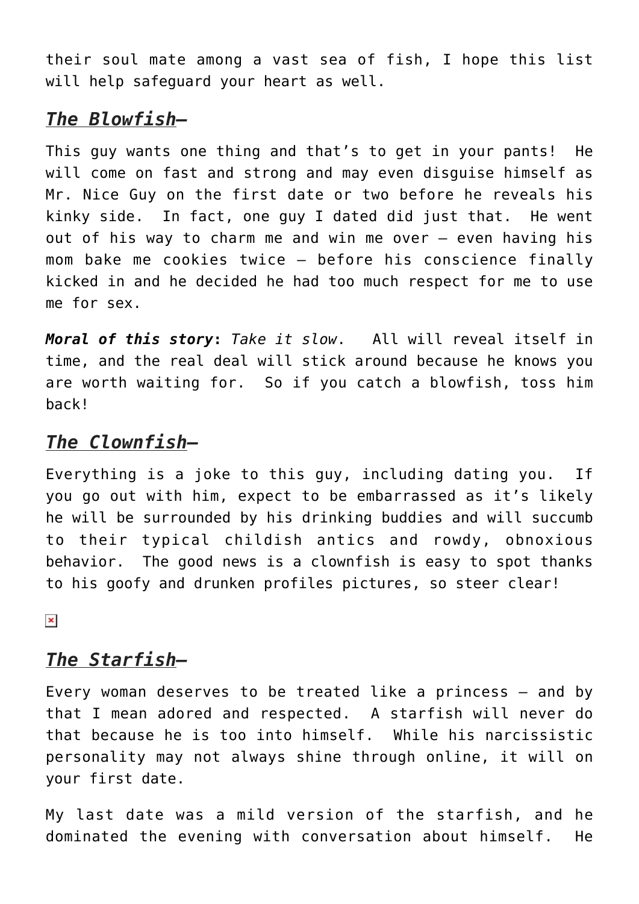their soul mate among a vast sea of fish, I hope this list will help safeguard your heart as well.

## ***The Blowfish*–**

This guy wants one thing and that's to get in your pants! He will come on fast and strong and may even disguise himself as Mr. Nice Guy on the first date or two before he reveals his kinky side. In fact, one guy I dated did just that. He went out of his way to charm me and win me over – even having his mom bake me cookies twice – before his conscience finally kicked in and he decided he had too much respect for me to use me for sex.

***Moral of this story*:** *Take it slow*. All will reveal itself in time, and the real deal will stick around because he knows you are worth waiting for. So if you catch a blowfish, toss him back!

## ***The Clownfish*–**

Everything is a joke to this guy, including dating you. If you go out with him, expect to be embarrassed as it's likely he will be surrounded by his drinking buddies and will succumb to their typical childish antics and rowdy, obnoxious behavior. The good news is a clownfish is easy to spot thanks to his goofy and drunken profiles pictures, so steer clear!

## ***The Starfish*–**

Every woman deserves to be treated like a princess – and by that I mean adored and respected. A starfish will never do that because he is too into himself. While his narcissistic personality may not always shine through online, it will on your first date.

My last date was a mild version of the starfish, and he dominated the evening with conversation about himself. He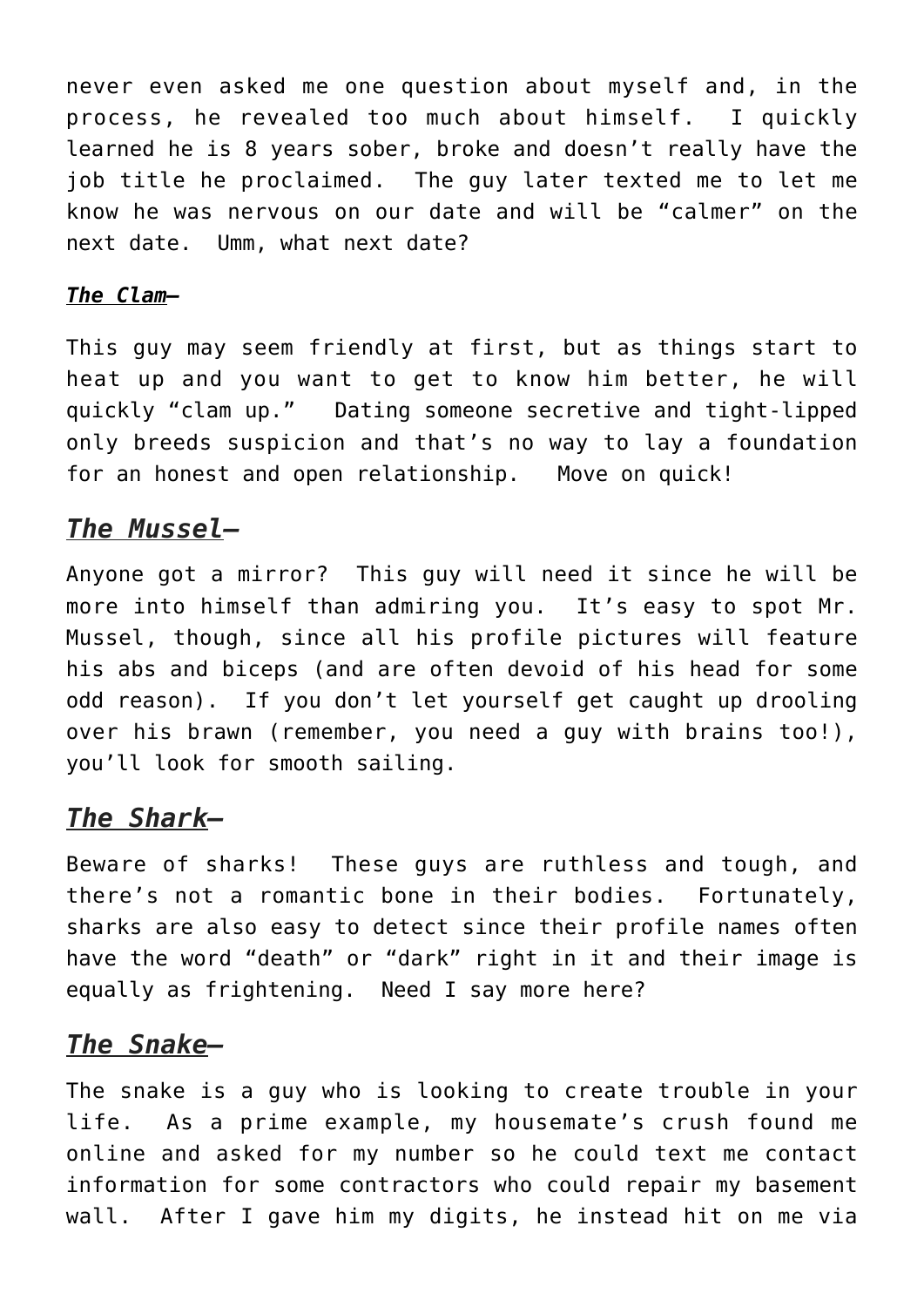never even asked me one question about myself and, in the process, he revealed too much about himself. I quickly learned he is 8 years sober, broke and doesn't really have the job title he proclaimed. The guy later texted me to let me know he was nervous on our date and will be "calmer" on the next date. Umm, what next date?

***The Clam*–**

This guy may seem friendly at first, but as things start to heat up and you want to get to know him better, he will quickly "clam up." Dating someone secretive and tight-lipped only breeds suspicion and that's no way to lay a foundation for an honest and open relationship. Move on quick!

## *The Mussel*–

Anyone got a mirror? This guy will need it since he will be more into himself than admiring you. It's easy to spot Mr. Mussel, though, since all his profile pictures will feature his abs and biceps (and are often devoid of his head for some odd reason). If you don't let yourself get caught up drooling over his brawn (remember, you need a guy with brains too!), you'll look for smooth sailing.

## *The Shark*–

Beware of sharks! These guys are ruthless and tough, and there's not a romantic bone in their bodies. Fortunately, sharks are also easy to detect since their profile names often have the word "death" or "dark" right in it and their image is equally as frightening. Need I say more here?

## *The Snake*–

The snake is a guy who is looking to create trouble in your life. As a prime example, my housemate's crush found me online and asked for my number so he could text me contact information for some contractors who could repair my basement wall. After I gave him my digits, he instead hit on me via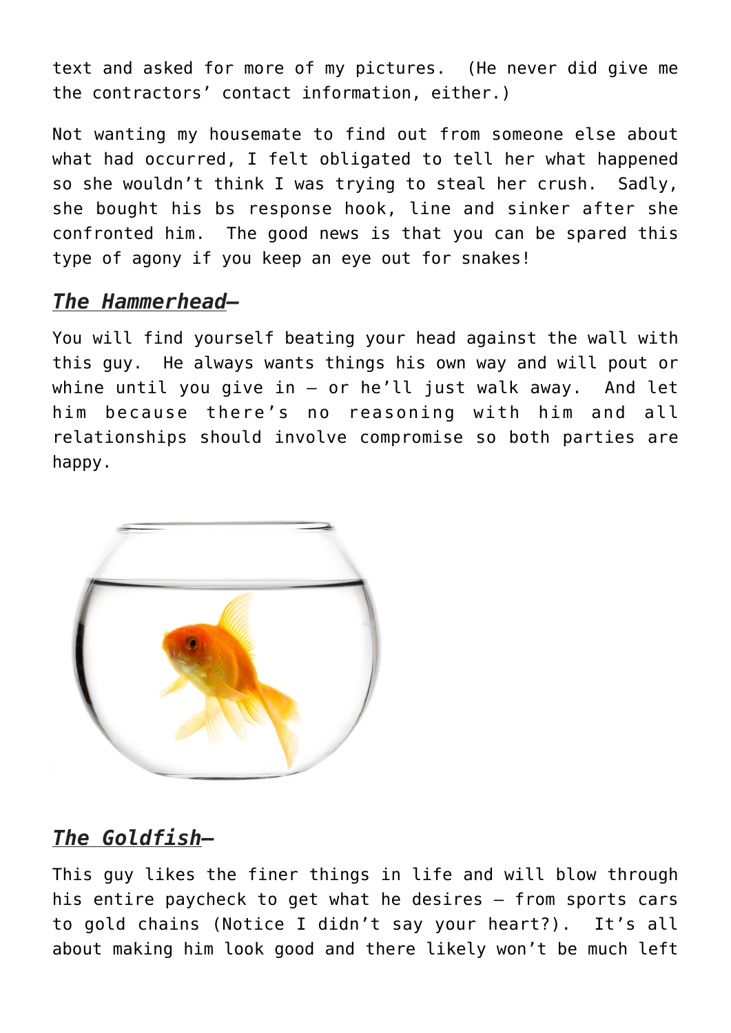text and asked for more of my pictures. (He never did give me the contractors' contact information, either.)

Not wanting my housemate to find out from someone else about what had occurred, I felt obligated to tell her what happened so she wouldn't think I was trying to steal her crush. Sadly, she bought his bs response hook, line and sinker after she confronted him. The good news is that you can be spared this type of agony if you keep an eye out for snakes!

### ***The Hammerhead*** –

You will find yourself beating your head against the wall with this guy. He always wants things his own way and will pout or whine until you give in – or he'll just walk away. And let him because there's no reasoning with him and all relationships should involve compromise so both parties are happy.

### ***The Goldfish*** –

This guy likes the finer things in life and will blow through his entire paycheck to get what he desires – from sports cars to gold chains (Notice I didn't say your heart?). It's all about making him look good and there likely won't be much left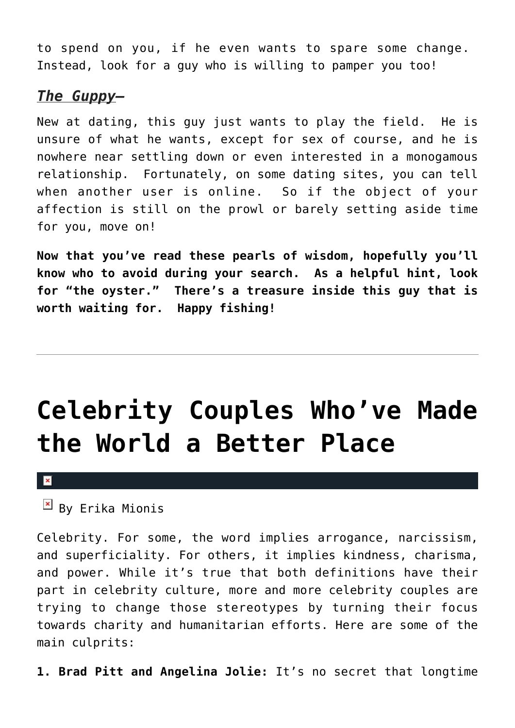to spend on you, if he even wants to spare some change. Instead, look for a guy who is willing to pamper you too!

***The Guppy*–**

New at dating, this guy just wants to play the field.  He is unsure of what he wants, except for sex of course, and he is nowhere near settling down or even interested in a monogamous relationship.  Fortunately, on some dating sites, you can tell when another user is online.  So if the object of your affection is still on the prowl or barely setting aside time for you, move on!

**Now that you've read these pearls of wisdom, hopefully you'll know who to avoid during your search.  As a helpful hint, look for "the oyster."  There's a treasure inside this guy that is worth waiting for.  Happy fishing!**

---

# Celebrity Couples Who've Made the World a Better Place

By Erika Mionis

Celebrity. For some, the word implies arrogance, narcissism, and superficiality. For others, it implies kindness, charisma, and power. While it's true that both definitions have their part in celebrity culture, more and more celebrity couples are trying to change those stereotypes by turning their focus towards charity and humanitarian efforts. Here are some of the main culprits:

**1. Brad Pitt and Angelina Jolie:** It's no secret that longtime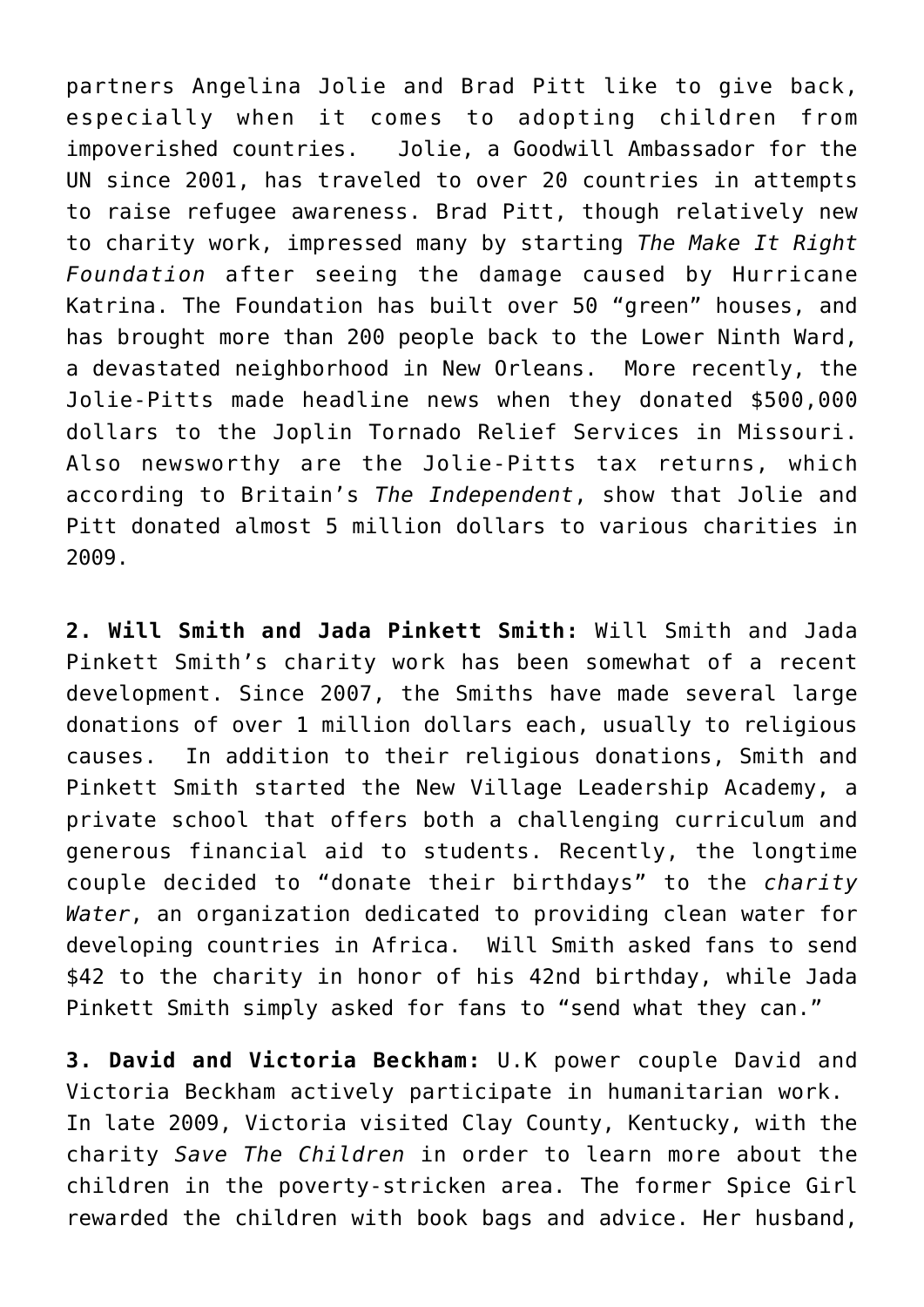partners Angelina Jolie and Brad Pitt like to give back, especially when it comes to adopting children from impoverished countries. Jolie, a Goodwill Ambassador for the UN since 2001, has traveled to over 20 countries in attempts to raise refugee awareness. Brad Pitt, though relatively new to charity work, impressed many by starting *The Make It Right Foundation* after seeing the damage caused by Hurricane Katrina. The Foundation has built over 50 "green" houses, and has brought more than 200 people back to the Lower Ninth Ward, a devastated neighborhood in New Orleans. More recently, the Jolie-Pitts made headline news when they donated $500,000 dollars to the Joplin Tornado Relief Services in Missouri. Also newsworthy are the Jolie-Pitts tax returns, which according to Britain's *The Independent*, show that Jolie and Pitt donated almost 5 million dollars to various charities in 2009.

**2. Will Smith and Jada Pinkett Smith:** Will Smith and Jada Pinkett Smith's charity work has been somewhat of a recent development. Since 2007, the Smiths have made several large donations of over 1 million dollars each, usually to religious causes. In addition to their religious donations, Smith and Pinkett Smith started the New Village Leadership Academy, a private school that offers both a challenging curriculum and generous financial aid to students. Recently, the longtime couple decided to "donate their birthdays" to the *charity Water*, an organization dedicated to providing clean water for developing countries in Africa. Will Smith asked fans to send $42 to the charity in honor of his 42nd birthday, while Jada Pinkett Smith simply asked for fans to "send what they can."

**3. David and Victoria Beckham:** U.K power couple David and Victoria Beckham actively participate in humanitarian work. In late 2009, Victoria visited Clay County, Kentucky, with the charity *Save The Children* in order to learn more about the children in the poverty-stricken area. The former Spice Girl rewarded the children with book bags and advice. Her husband,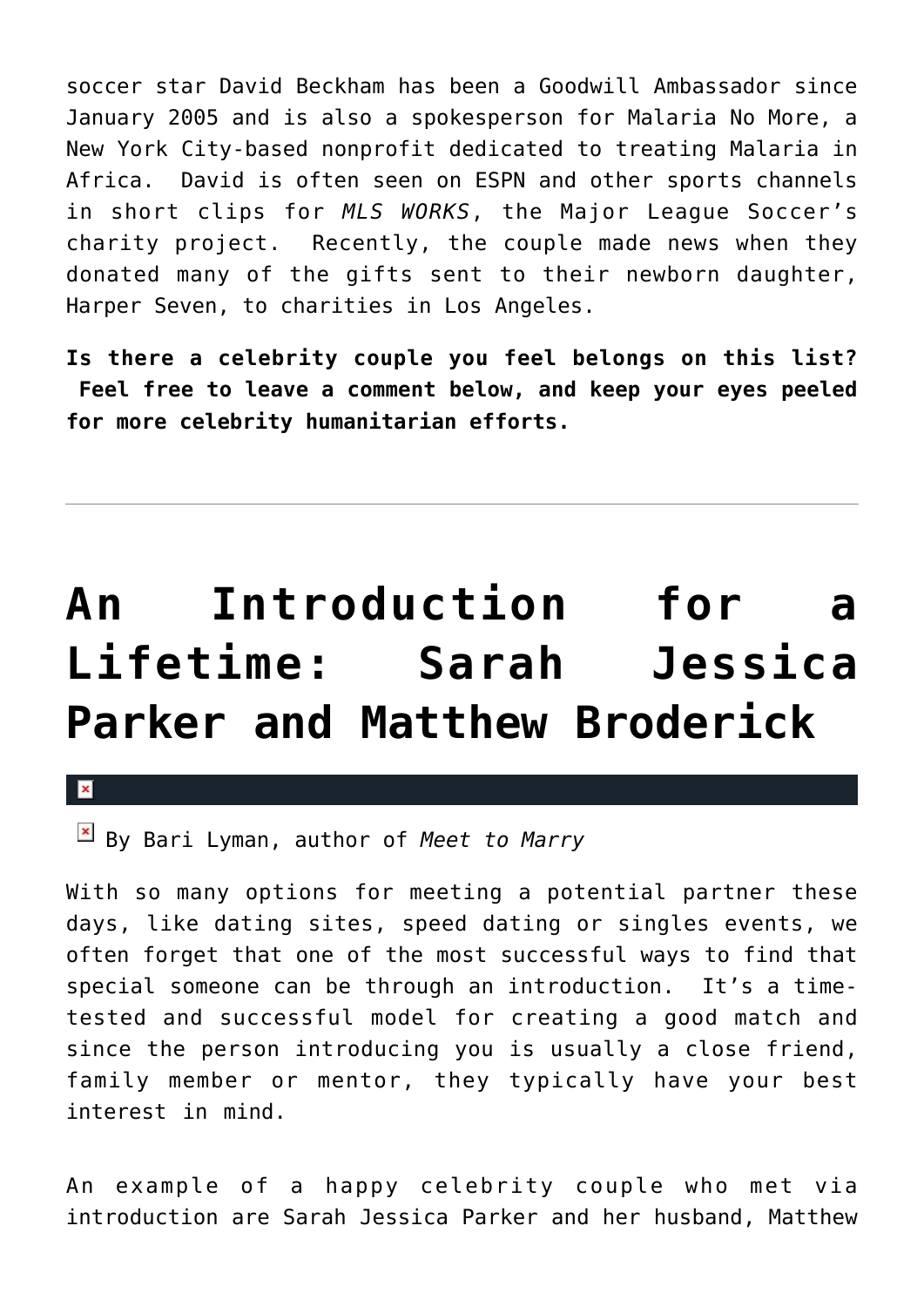soccer star David Beckham has been a Goodwill Ambassador since January 2005 and is also a spokesperson for Malaria No More, a New York City-based nonprofit dedicated to treating Malaria in Africa. David is often seen on ESPN and other sports channels in short clips for *MLS WORKS*, the Major League Soccer's charity project. Recently, the couple made news when they donated many of the gifts sent to their newborn daughter, Harper Seven, to charities in Los Angeles.

**Is there a celebrity couple you feel belongs on this list? Feel free to leave a comment below, and keep your eyes peeled for more celebrity humanitarian efforts.**

---

# An Introduction for a Lifetime: Sarah Jessica Parker and Matthew Broderick

By Bari Lyman, author of *Meet to Marry*

With so many options for meeting a potential partner these days, like dating sites, speed dating or singles events, we often forget that one of the most successful ways to find that special someone can be through an introduction. It's a time-tested and successful model for creating a good match and since the person introducing you is usually a close friend, family member or mentor, they typically have your best interest in mind.

An example of a happy celebrity couple who met via introduction are Sarah Jessica Parker and her husband, Matthew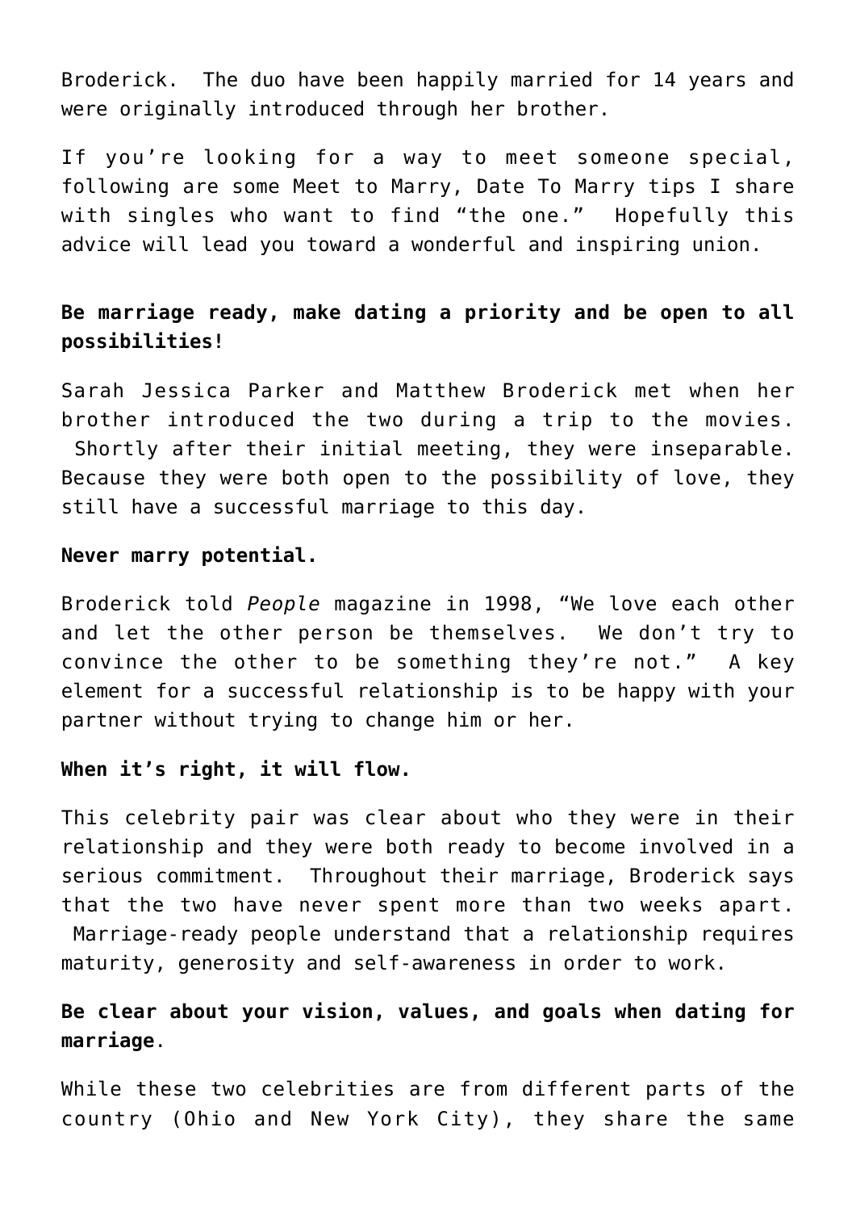Broderick. The duo have been happily married for 14 years and were originally introduced through her brother.

If you're looking for a way to meet someone special, following are some Meet to Marry, Date To Marry tips I share with singles who want to find "the one." Hopefully this advice will lead you toward a wonderful and inspiring union.

**Be marriage ready, make dating a priority and be open to all possibilities!**

Sarah Jessica Parker and Matthew Broderick met when her brother introduced the two during a trip to the movies. Shortly after their initial meeting, they were inseparable. Because they were both open to the possibility of love, they still have a successful marriage to this day.

**Never marry potential.**

Broderick told *People* magazine in 1998, "We love each other and let the other person be themselves. We don't try to convince the other to be something they're not." A key element for a successful relationship is to be happy with your partner without trying to change him or her.

**When it's right, it will flow.**

This celebrity pair was clear about who they were in their relationship and they were both ready to become involved in a serious commitment. Throughout their marriage, Broderick says that the two have never spent more than two weeks apart. Marriage-ready people understand that a relationship requires maturity, generosity and self-awareness in order to work.

**Be clear about your vision, values, and goals when dating for marriage**.

While these two celebrities are from different parts of the country (Ohio and New York City), they share the same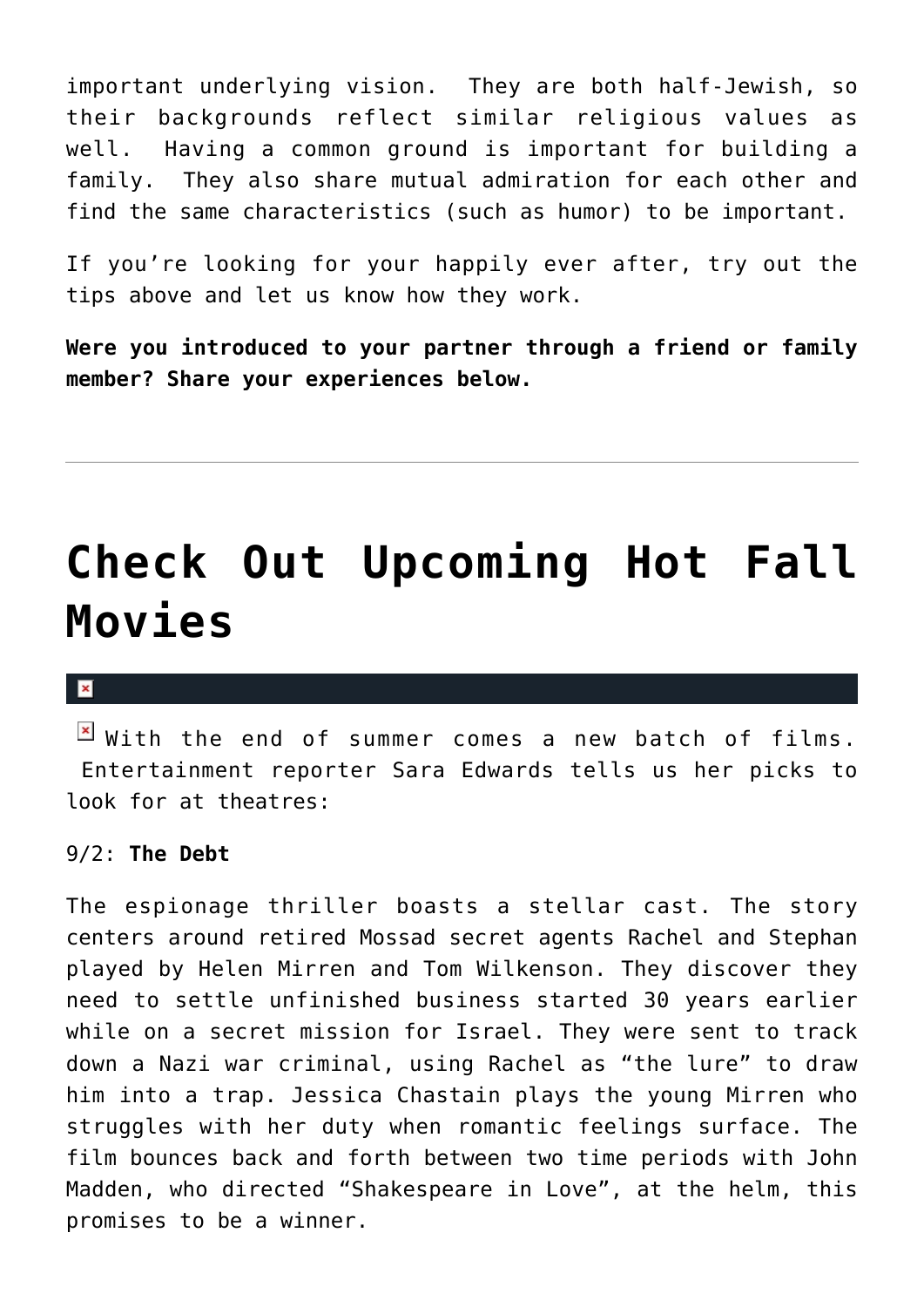important underlying vision. They are both half-Jewish, so their backgrounds reflect similar religious values as well. Having a common ground is important for building a family. They also share mutual admiration for each other and find the same characteristics (such as humor) to be important.

If you're looking for your happily ever after, try out the tips above and let us know how they work.

**Were you introduced to your partner through a friend or family member? Share your experiences below.**

---

# Check Out Upcoming Hot Fall Movies

With the end of summer comes a new batch of films. Entertainment reporter Sara Edwards tells us her picks to look for at theatres:

9/2: **The Debt**

The espionage thriller boasts a stellar cast. The story centers around retired Mossad secret agents Rachel and Stephan played by Helen Mirren and Tom Wilkenson. They discover they need to settle unfinished business started 30 years earlier while on a secret mission for Israel. They were sent to track down a Nazi war criminal, using Rachel as "the lure" to draw him into a trap. Jessica Chastain plays the young Mirren who struggles with her duty when romantic feelings surface. The film bounces back and forth between two time periods with John Madden, who directed "Shakespeare in Love", at the helm, this promises to be a winner.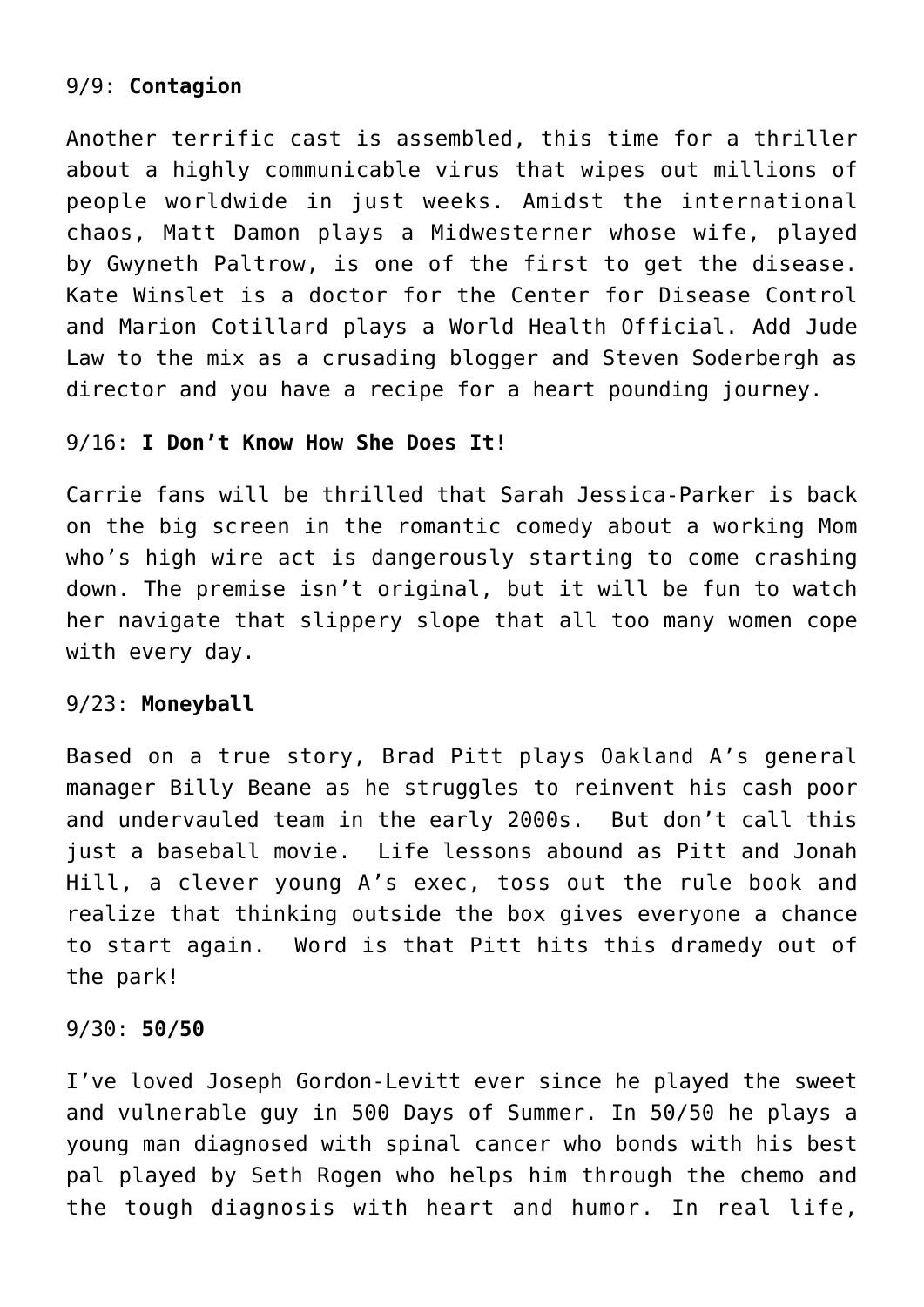9/9: **Contagion**

Another terrific cast is assembled, this time for a thriller about a highly communicable virus that wipes out millions of people worldwide in just weeks. Amidst the international chaos, Matt Damon plays a Midwesterner whose wife, played by Gwyneth Paltrow, is one of the first to get the disease. Kate Winslet is a doctor for the Center for Disease Control and Marion Cotillard plays a World Health Official. Add Jude Law to the mix as a crusading blogger and Steven Soderbergh as director and you have a recipe for a heart pounding journey.

9/16: **I Don't Know How She Does It!**

Carrie fans will be thrilled that Sarah Jessica-Parker is back on the big screen in the romantic comedy about a working Mom who's high wire act is dangerously starting to come crashing down. The premise isn't original, but it will be fun to watch her navigate that slippery slope that all too many women cope with every day.

9/23: **Moneyball**

Based on a true story, Brad Pitt plays Oakland A's general manager Billy Beane as he struggles to reinvent his cash poor and undervauled team in the early 2000s. But don't call this just a baseball movie. Life lessons abound as Pitt and Jonah Hill, a clever young A's exec, toss out the rule book and realize that thinking outside the box gives everyone a chance to start again. Word is that Pitt hits this dramedy out of the park!

9/30: **50/50**

I've loved Joseph Gordon-Levitt ever since he played the sweet and vulnerable guy in 500 Days of Summer. In 50/50 he plays a young man diagnosed with spinal cancer who bonds with his best pal played by Seth Rogen who helps him through the chemo and the tough diagnosis with heart and humor. In real life,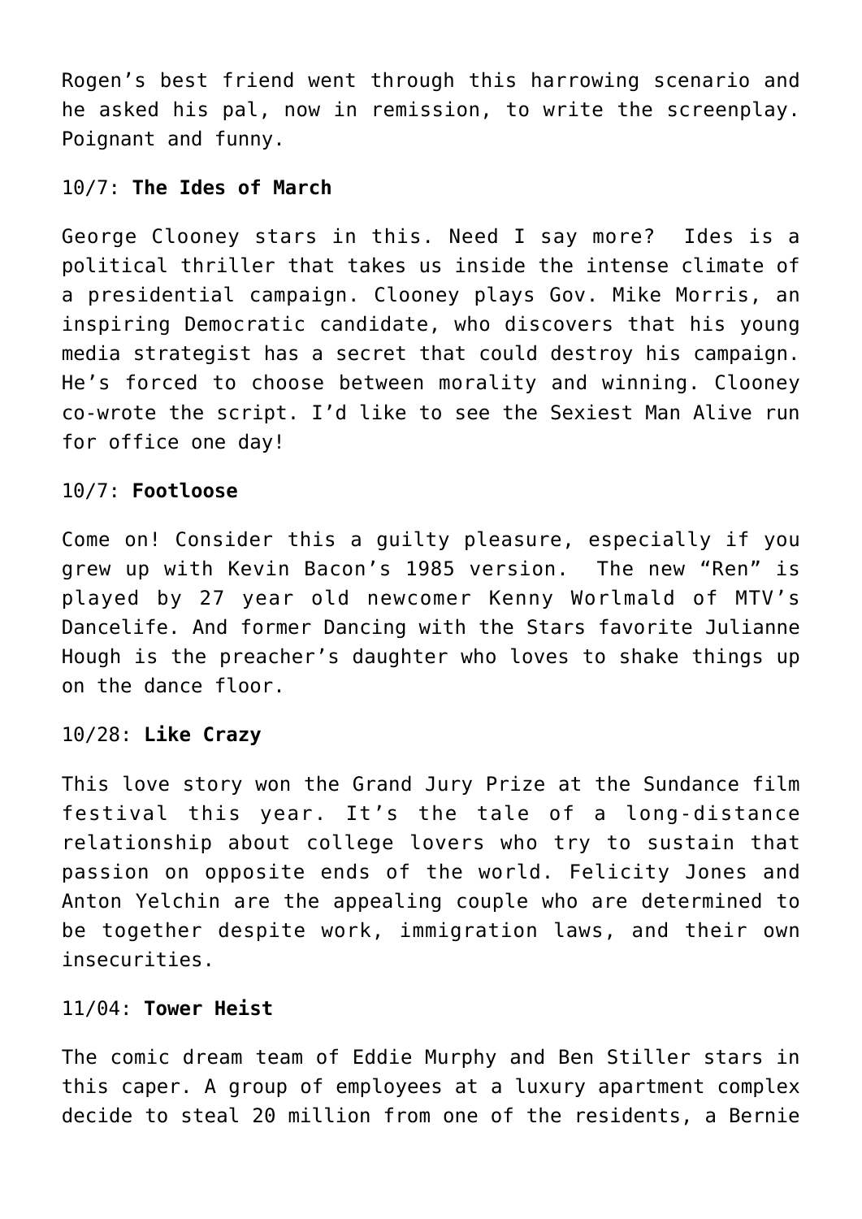Rogen’s best friend went through this harrowing scenario and he asked his pal, now in remission, to write the screenplay. Poignant and funny.

10/7: **The Ides of March**

George Clooney stars in this. Need I say more?  Ides is a political thriller that takes us inside the intense climate of a presidential campaign. Clooney plays Gov. Mike Morris, an inspiring Democratic candidate, who discovers that his young media strategist has a secret that could destroy his campaign. He’s forced to choose between morality and winning. Clooney co-wrote the script. I’d like to see the Sexiest Man Alive run for office one day!

10/7: **Footloose**

Come on! Consider this a guilty pleasure, especially if you grew up with Kevin Bacon’s 1985 version.  The new “Ren” is played by 27 year old newcomer Kenny Worlmald of MTV’s Dancelife. And former Dancing with the Stars favorite Julianne Hough is the preacher’s daughter who loves to shake things up on the dance floor.

10/28: **Like Crazy**

This love story won the Grand Jury Prize at the Sundance film festival this year. It’s the tale of a long-distance relationship about college lovers who try to sustain that passion on opposite ends of the world. Felicity Jones and Anton Yelchin are the appealing couple who are determined to be together despite work, immigration laws, and their own insecurities.

11/04: **Tower Heist**

The comic dream team of Eddie Murphy and Ben Stiller stars in this caper. A group of employees at a luxury apartment complex decide to steal 20 million from one of the residents, a Bernie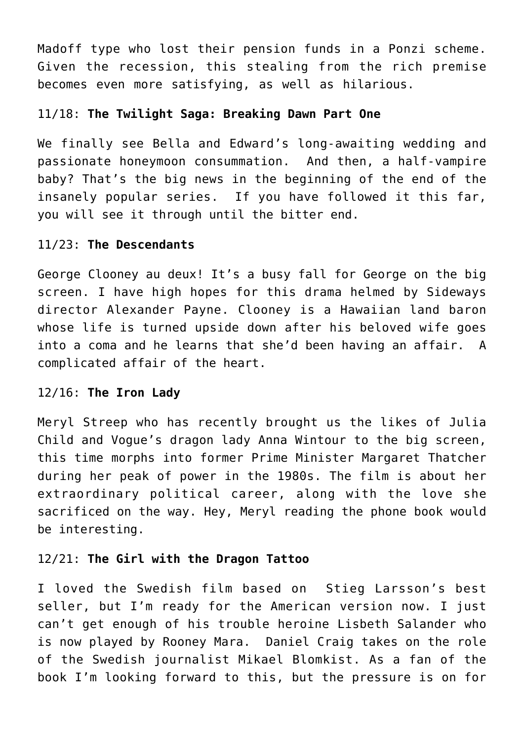Madoff type who lost their pension funds in a Ponzi scheme. Given the recession, this stealing from the rich premise becomes even more satisfying, as well as hilarious.

11/18: **The Twilight Saga: Breaking Dawn Part One**

We finally see Bella and Edward's long-awaiting wedding and passionate honeymoon consummation. And then, a half-vampire baby? That's the big news in the beginning of the end of the insanely popular series. If you have followed it this far, you will see it through until the bitter end.

11/23: **The Descendants**

George Clooney au deux! It's a busy fall for George on the big screen. I have high hopes for this drama helmed by Sideways director Alexander Payne. Clooney is a Hawaiian land baron whose life is turned upside down after his beloved wife goes into a coma and he learns that she'd been having an affair. A complicated affair of the heart.

12/16: **The Iron Lady**

Meryl Streep who has recently brought us the likes of Julia Child and Vogue's dragon lady Anna Wintour to the big screen, this time morphs into former Prime Minister Margaret Thatcher during her peak of power in the 1980s. The film is about her extraordinary political career, along with the love she sacrificed on the way. Hey, Meryl reading the phone book would be interesting.

12/21: **The Girl with the Dragon Tattoo**

I loved the Swedish film based on Stieg Larsson's best seller, but I'm ready for the American version now. I just can't get enough of his trouble heroine Lisbeth Salander who is now played by Rooney Mara. Daniel Craig takes on the role of the Swedish journalist Mikael Blomkist. As a fan of the book I'm looking forward to this, but the pressure is on for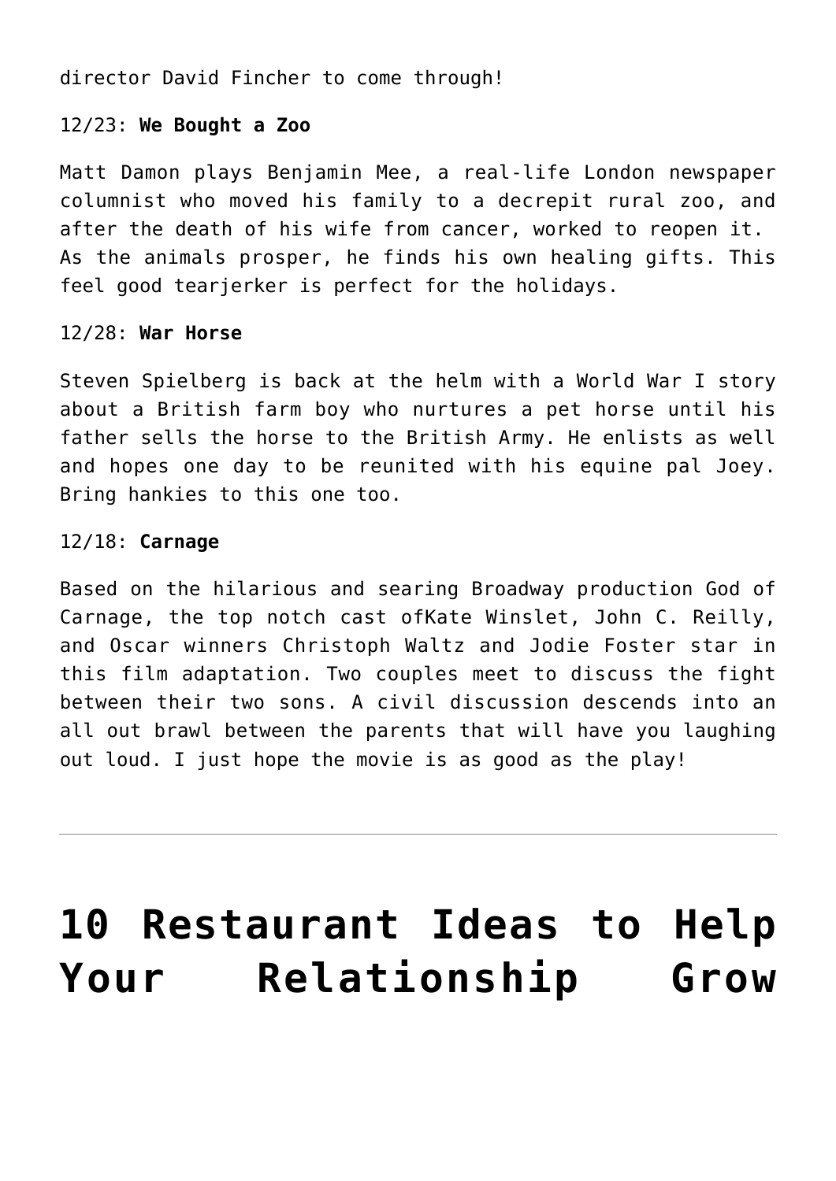director David Fincher to come through!

12/23: **We Bought a Zoo**

Matt Damon plays Benjamin Mee, a real-life London newspaper columnist who moved his family to a decrepit rural zoo, and after the death of his wife from cancer, worked to reopen it. As the animals prosper, he finds his own healing gifts. This feel good tearjerker is perfect for the holidays.

12/28: **War Horse**

Steven Spielberg is back at the helm with a World War I story about a British farm boy who nurtures a pet horse until his father sells the horse to the British Army. He enlists as well and hopes one day to be reunited with his equine pal Joey. Bring hankies to this one too.

12/18: **Carnage**

Based on the hilarious and searing Broadway production God of Carnage, the top notch cast ofKate Winslet, John C. Reilly, and Oscar winners Christoph Waltz and Jodie Foster star in this film adaptation. Two couples meet to discuss the fight between their two sons. A civil discussion descends into an all out brawl between the parents that will have you laughing out loud. I just hope the movie is as good as the play!

---

# 10 Restaurant Ideas to Help Your Relationship Grow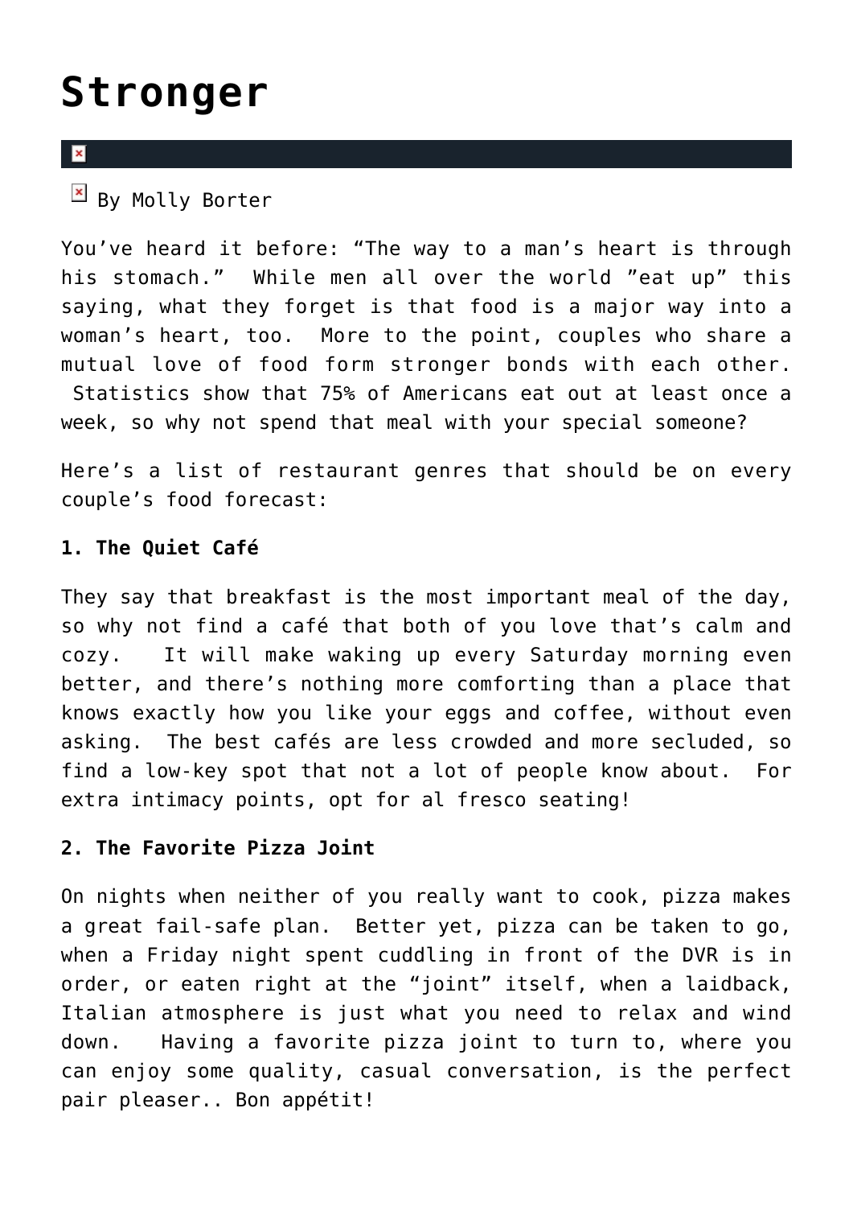# Stronger

By Molly Borter

You've heard it before: "The way to a man's heart is through his stomach." While men all over the world "eat up" this saying, what they forget is that food is a major way into a woman's heart, too. More to the point, couples who share a mutual love of food form stronger bonds with each other. Statistics show that 75% of Americans eat out at least once a week, so why not spend that meal with your special someone?

Here's a list of restaurant genres that should be on every couple's food forecast:

**1. The Quiet Café**

They say that breakfast is the most important meal of the day, so why not find a café that both of you love that's calm and cozy. It will make waking up every Saturday morning even better, and there's nothing more comforting than a place that knows exactly how you like your eggs and coffee, without even asking. The best cafés are less crowded and more secluded, so find a low-key spot that not a lot of people know about. For extra intimacy points, opt for al fresco seating!

**2. The Favorite Pizza Joint**

On nights when neither of you really want to cook, pizza makes a great fail-safe plan. Better yet, pizza can be taken to go, when a Friday night spent cuddling in front of the DVR is in order, or eaten right at the "joint" itself, when a laidback, Italian atmosphere is just what you need to relax and wind down. Having a favorite pizza joint to turn to, where you can enjoy some quality, casual conversation, is the perfect pair pleaser.. Bon appétit!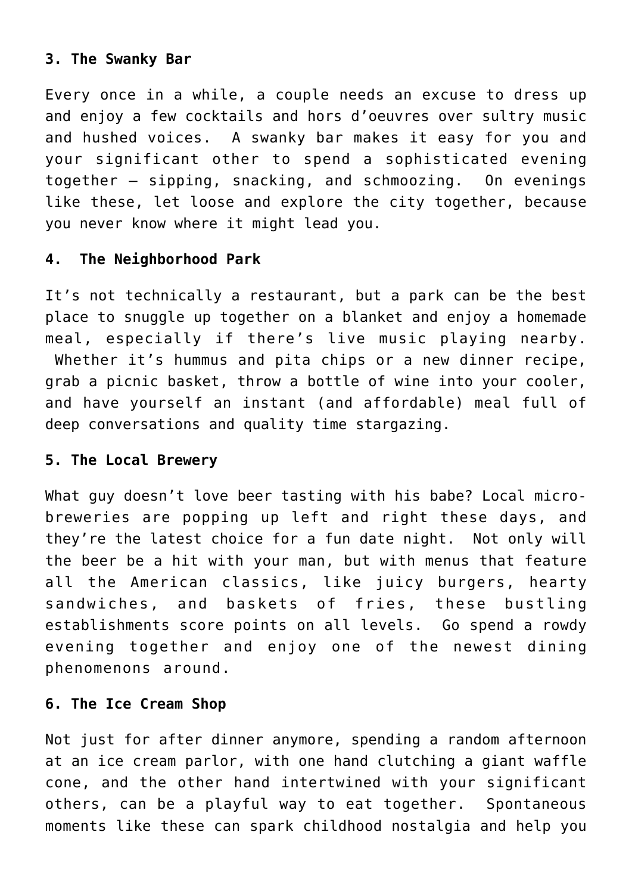**3. The Swanky Bar**

Every once in a while, a couple needs an excuse to dress up and enjoy a few cocktails and hors d'oeuvres over sultry music and hushed voices. A swanky bar makes it easy for you and your significant other to spend a sophisticated evening together – sipping, snacking, and schmoozing. On evenings like these, let loose and explore the city together, because you never know where it might lead you.

**4. The Neighborhood Park**

It's not technically a restaurant, but a park can be the best place to snuggle up together on a blanket and enjoy a homemade meal, especially if there's live music playing nearby. Whether it's hummus and pita chips or a new dinner recipe, grab a picnic basket, throw a bottle of wine into your cooler, and have yourself an instant (and affordable) meal full of deep conversations and quality time stargazing.

**5. The Local Brewery**

What guy doesn't love beer tasting with his babe? Local micro-breweries are popping up left and right these days, and they're the latest choice for a fun date night. Not only will the beer be a hit with your man, but with menus that feature all the American classics, like juicy burgers, hearty sandwiches, and baskets of fries, these bustling establishments score points on all levels. Go spend a rowdy evening together and enjoy one of the newest dining phenomenons around.

**6. The Ice Cream Shop**

Not just for after dinner anymore, spending a random afternoon at an ice cream parlor, with one hand clutching a giant waffle cone, and the other hand intertwined with your significant others, can be a playful way to eat together. Spontaneous moments like these can spark childhood nostalgia and help you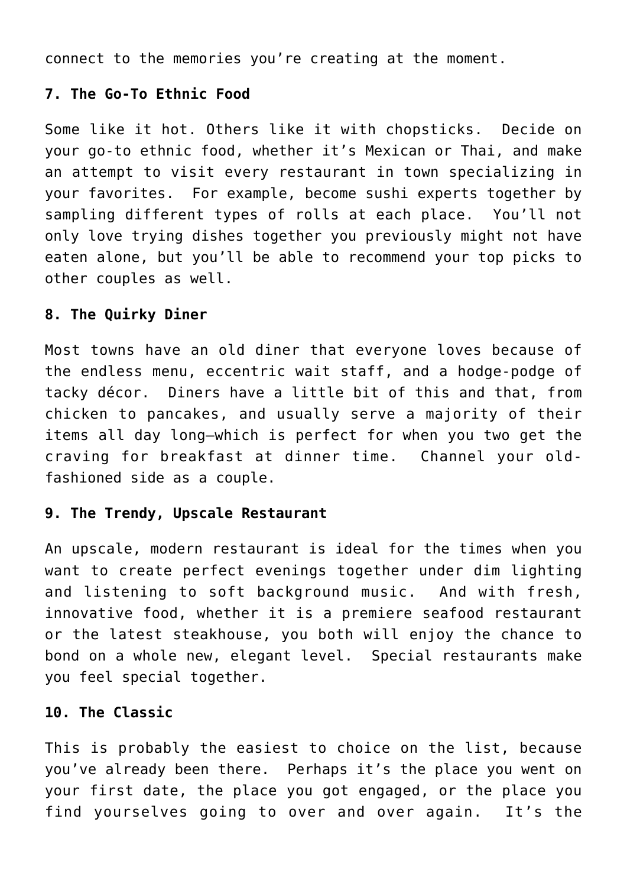connect to the memories you're creating at the moment.

**7. The Go-To Ethnic Food**

Some like it hot. Others like it with chopsticks. Decide on your go-to ethnic food, whether it's Mexican or Thai, and make an attempt to visit every restaurant in town specializing in your favorites. For example, become sushi experts together by sampling different types of rolls at each place. You'll not only love trying dishes together you previously might not have eaten alone, but you'll be able to recommend your top picks to other couples as well.

**8. The Quirky Diner**

Most towns have an old diner that everyone loves because of the endless menu, eccentric wait staff, and a hodge-podge of tacky décor. Diners have a little bit of this and that, from chicken to pancakes, and usually serve a majority of their items all day long—which is perfect for when you two get the craving for breakfast at dinner time. Channel your old-fashioned side as a couple.

**9. The Trendy, Upscale Restaurant**

An upscale, modern restaurant is ideal for the times when you want to create perfect evenings together under dim lighting and listening to soft background music. And with fresh, innovative food, whether it is a premiere seafood restaurant or the latest steakhouse, you both will enjoy the chance to bond on a whole new, elegant level. Special restaurants make you feel special together.

**10. The Classic**

This is probably the easiest to choice on the list, because you've already been there. Perhaps it's the place you went on your first date, the place you got engaged, or the place you find yourselves going to over and over again. It's the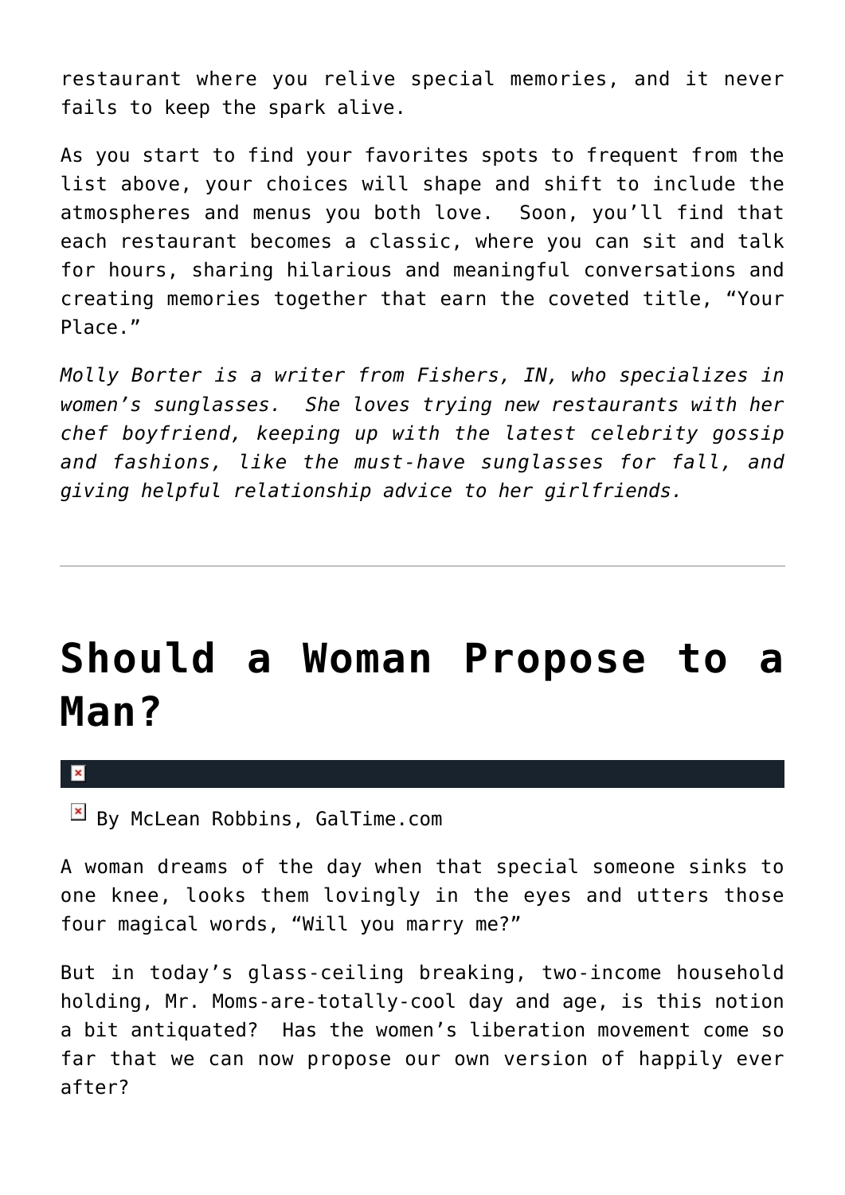restaurant where you relive special memories, and it never fails to keep the spark alive.

As you start to find your favorites spots to frequent from the list above, your choices will shape and shift to include the atmospheres and menus you both love. Soon, you'll find that each restaurant becomes a classic, where you can sit and talk for hours, sharing hilarious and meaningful conversations and creating memories together that earn the coveted title, "Your Place."

*Molly Borter is a writer from Fishers, IN, who specializes in women's sunglasses. She loves trying new restaurants with her chef boyfriend, keeping up with the latest celebrity gossip and fashions, like the must-have sunglasses for fall, and giving helpful relationship advice to her girlfriends.*

---

# Should a Woman Propose to a Man?

By McLean Robbins, GalTime.com

A woman dreams of the day when that special someone sinks to one knee, looks them lovingly in the eyes and utters those four magical words, "Will you marry me?"

But in today's glass-ceiling breaking, two-income household holding, Mr. Moms-are-totally-cool day and age, is this notion a bit antiquated? Has the women's liberation movement come so far that we can now propose our own version of happily ever after?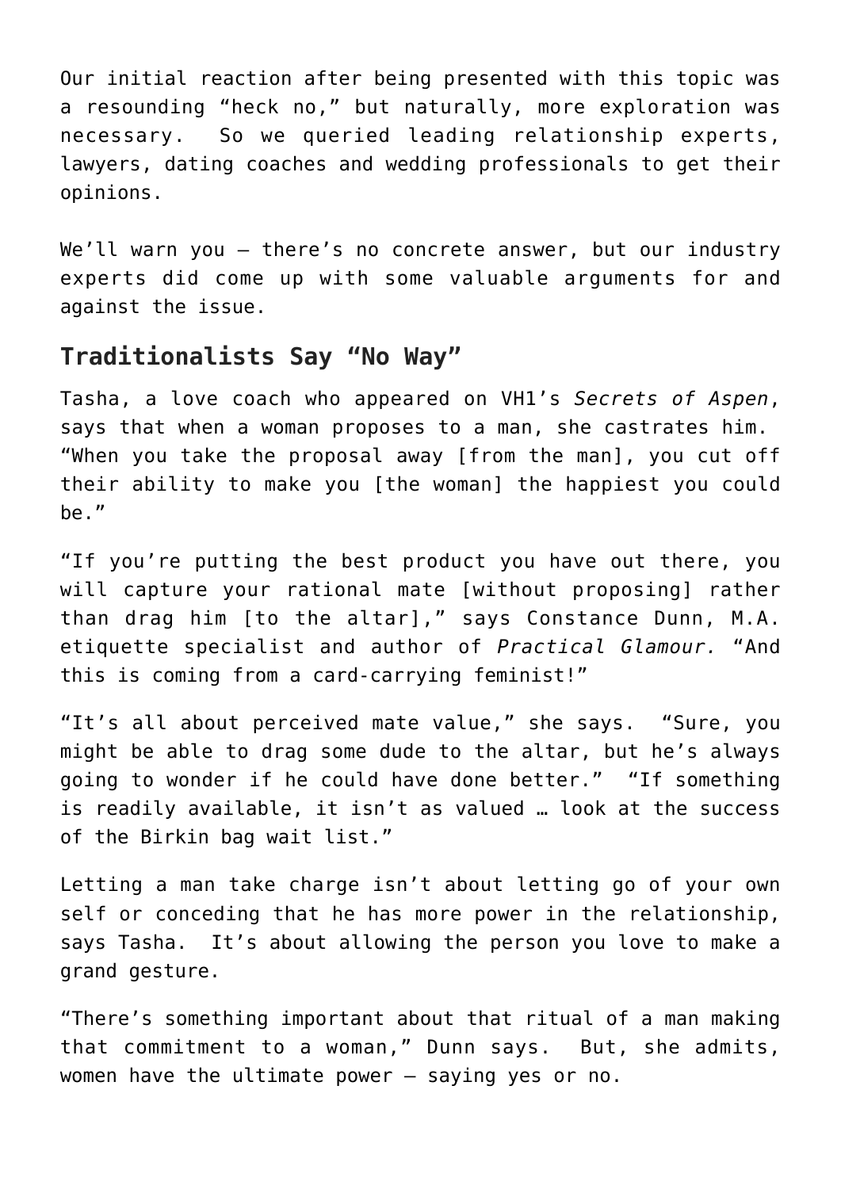Our initial reaction after being presented with this topic was a resounding "heck no," but naturally, more exploration was necessary. So we queried leading relationship experts, lawyers, dating coaches and wedding professionals to get their opinions.

We'll warn you – there's no concrete answer, but our industry experts did come up with some valuable arguments for and against the issue.

## Traditionalists Say "No Way"

Tasha, a love coach who appeared on VH1's *Secrets of Aspen*, says that when a woman proposes to a man, she castrates him. "When you take the proposal away [from the man], you cut off their ability to make you [the woman] the happiest you could be."

"If you're putting the best product you have out there, you will capture your rational mate [without proposing] rather than drag him [to the altar]," says Constance Dunn, M.A. etiquette specialist and author of *Practical Glamour.* "And this is coming from a card-carrying feminist!"

"It's all about perceived mate value," she says. "Sure, you might be able to drag some dude to the altar, but he's always going to wonder if he could have done better." "If something is readily available, it isn't as valued … look at the success of the Birkin bag wait list."

Letting a man take charge isn't about letting go of your own self or conceding that he has more power in the relationship, says Tasha. It's about allowing the person you love to make a grand gesture.

"There's something important about that ritual of a man making that commitment to a woman," Dunn says. But, she admits, women have the ultimate power – saying yes or no.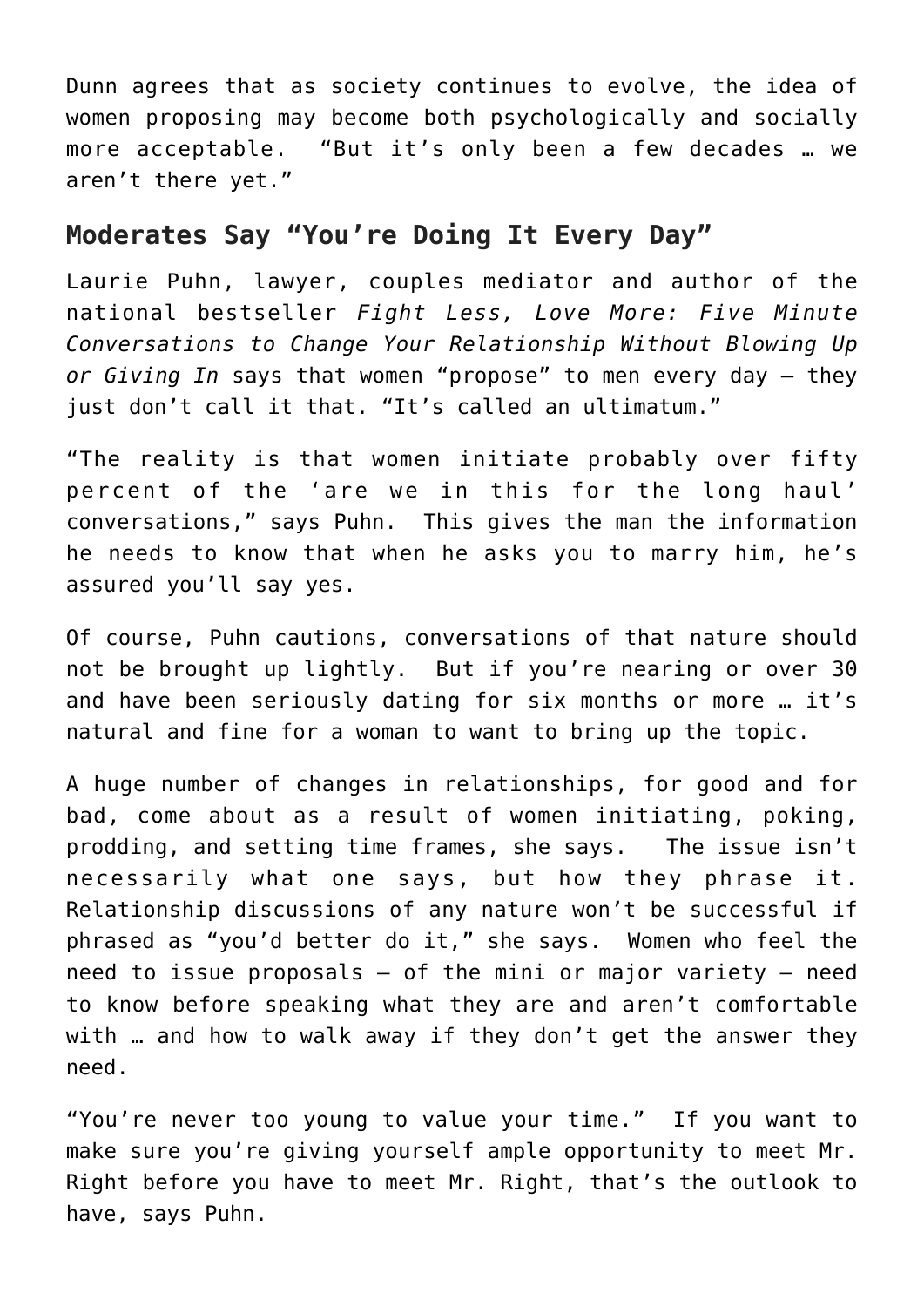Dunn agrees that as society continues to evolve, the idea of women proposing may become both psychologically and socially more acceptable. "But it's only been a few decades … we aren't there yet."

## Moderates Say "You're Doing It Every Day"

Laurie Puhn, lawyer, couples mediator and author of the national bestseller *Fight Less, Love More: Five Minute Conversations to Change Your Relationship Without Blowing Up or Giving In* says that women "propose" to men every day – they just don't call it that. "It's called an ultimatum."

"The reality is that women initiate probably over fifty percent of the 'are we in this for the long haul' conversations," says Puhn. This gives the man the information he needs to know that when he asks you to marry him, he's assured you'll say yes.

Of course, Puhn cautions, conversations of that nature should not be brought up lightly. But if you're nearing or over 30 and have been seriously dating for six months or more … it's natural and fine for a woman to want to bring up the topic.

A huge number of changes in relationships, for good and for bad, come about as a result of women initiating, poking, prodding, and setting time frames, she says. The issue isn't necessarily what one says, but how they phrase it. Relationship discussions of any nature won't be successful if phrased as "you'd better do it," she says. Women who feel the need to issue proposals – of the mini or major variety – need to know before speaking what they are and aren't comfortable with … and how to walk away if they don't get the answer they need.

"You're never too young to value your time." If you want to make sure you're giving yourself ample opportunity to meet Mr. Right before you have to meet Mr. Right, that's the outlook to have, says Puhn.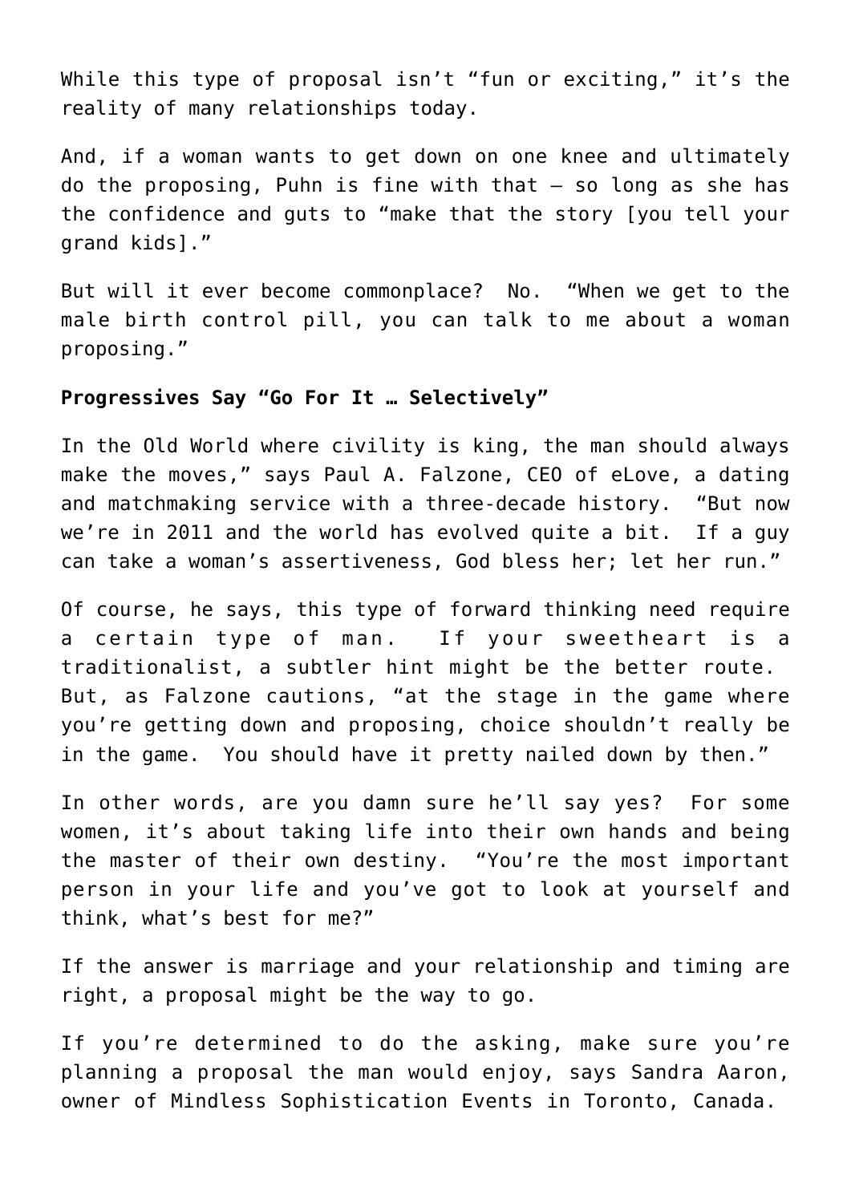While this type of proposal isn't "fun or exciting," it's the reality of many relationships today.

And, if a woman wants to get down on one knee and ultimately do the proposing, Puhn is fine with that – so long as she has the confidence and guts to "make that the story [you tell your grand kids]."

But will it ever become commonplace? No. "When we get to the male birth control pill, you can talk to me about a woman proposing."

**Progressives Say "Go For It … Selectively"**

In the Old World where civility is king, the man should always make the moves," says Paul A. Falzone, CEO of eLove, a dating and matchmaking service with a three-decade history. "But now we're in 2011 and the world has evolved quite a bit. If a guy can take a woman's assertiveness, God bless her; let her run."

Of course, he says, this type of forward thinking need require a certain type of man. If your sweetheart is a traditionalist, a subtler hint might be the better route. But, as Falzone cautions, "at the stage in the game where you're getting down and proposing, choice shouldn't really be in the game. You should have it pretty nailed down by then."

In other words, are you damn sure he'll say yes? For some women, it's about taking life into their own hands and being the master of their own destiny. "You're the most important person in your life and you've got to look at yourself and think, what's best for me?"

If the answer is marriage and your relationship and timing are right, a proposal might be the way to go.

If you're determined to do the asking, make sure you're planning a proposal the man would enjoy, says Sandra Aaron, owner of Mindless Sophistication Events in Toronto, Canada.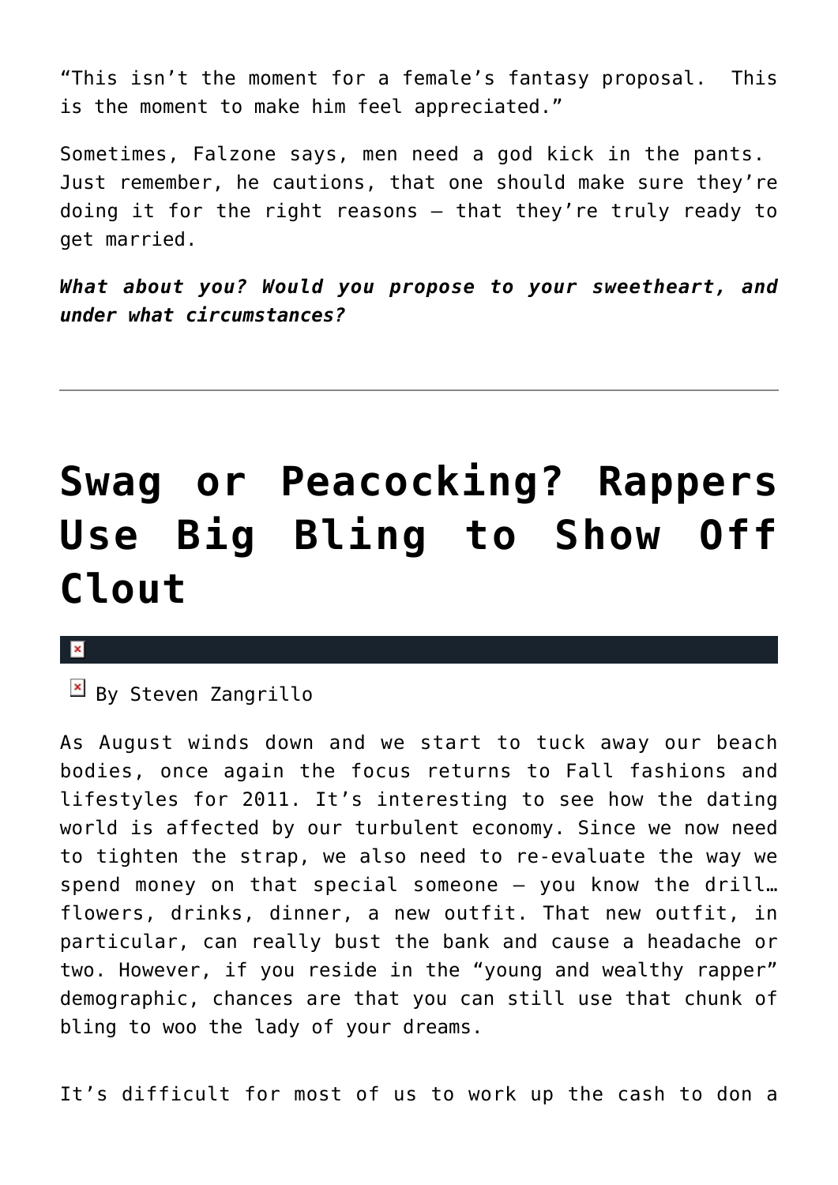“This isn’t the moment for a female’s fantasy proposal.  This is the moment to make him feel appreciated.”

Sometimes, Falzone says, men need a god kick in the pants.  Just remember, he cautions, that one should make sure they’re doing it for the right reasons – that they’re truly ready to get married.

***What about you? Would you propose to your sweetheart, and under what circumstances?***

---

# Swag or Peacocking? Rappers Use Big Bling to Show Off Clout

By Steven Zangrillo

As August winds down and we start to tuck away our beach bodies, once again the focus returns to Fall fashions and lifestyles for 2011. It’s interesting to see how the dating world is affected by our turbulent economy. Since we now need to tighten the strap, we also need to re-evaluate the way we spend money on that special someone – you know the drill… flowers, drinks, dinner, a new outfit. That new outfit, in particular, can really bust the bank and cause a headache or two. However, if you reside in the “young and wealthy rapper” demographic, chances are that you can still use that chunk of bling to woo the lady of your dreams.

It’s difficult for most of us to work up the cash to don a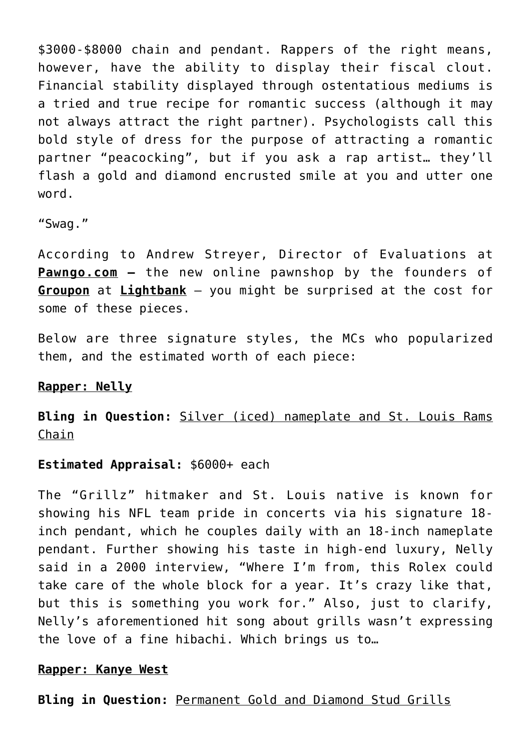$3000-$8000 chain and pendant. Rappers of the right means, however, have the ability to display their fiscal clout. Financial stability displayed through ostentatious mediums is a tried and true recipe for romantic success (although it may not always attract the right partner). Psychologists call this bold style of dress for the purpose of attracting a romantic partner "peacocking", but if you ask a rap artist… they'll flash a gold and diamond encrusted smile at you and utter one word.

"Swag."

According to Andrew Streyer, Director of Evaluations at **Pawngo.com –** the new online pawnshop by the founders of **Groupon** at **Lightbank** – you might be surprised at the cost for some of these pieces.

Below are three signature styles, the MCs who popularized them, and the estimated worth of each piece:

**Rapper: Nelly**

**Bling in Question:** Silver (iced) nameplate and St. Louis Rams Chain

**Estimated Appraisal:** $6000+ each

The "Grillz" hitmaker and St. Louis native is known for showing his NFL team pride in concerts via his signature 18-inch pendant, which he couples daily with an 18-inch nameplate pendant. Further showing his taste in high-end luxury, Nelly said in a 2000 interview, "Where I'm from, this Rolex could take care of the whole block for a year. It's crazy like that, but this is something you work for." Also, just to clarify, Nelly's aforementioned hit song about grills wasn't expressing the love of a fine hibachi. Which brings us to…

**Rapper: Kanye West**

**Bling in Question:** Permanent Gold and Diamond Stud Grills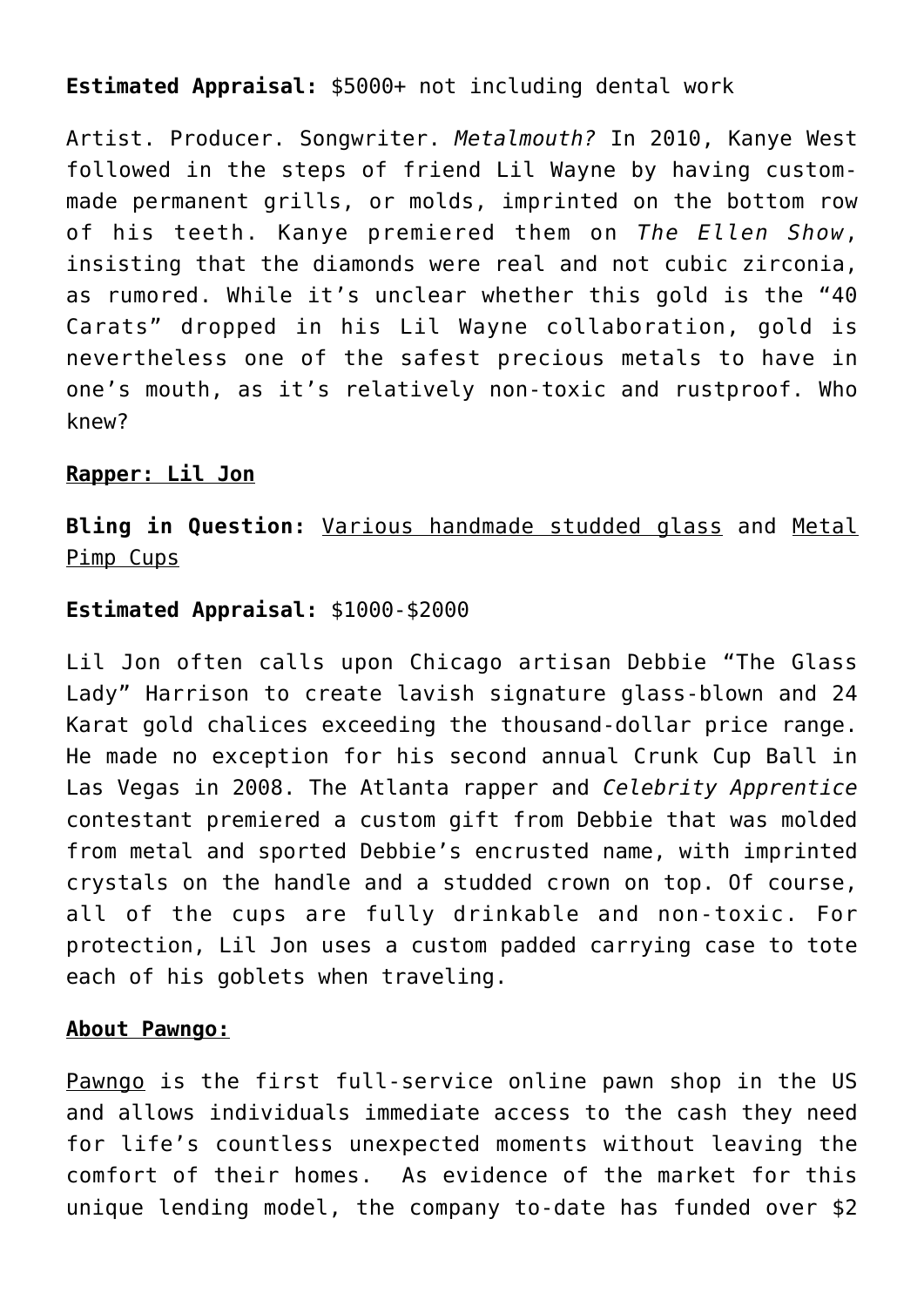**Estimated Appraisal:** $5000+ not including dental work

Artist. Producer. Songwriter. *Metalmouth?* In 2010, Kanye West followed in the steps of friend Lil Wayne by having custom-made permanent grills, or molds, imprinted on the bottom row of his teeth. Kanye premiered them on *The Ellen Show*, insisting that the diamonds were real and not cubic zirconia, as rumored. While it's unclear whether this gold is the "40 Carats" dropped in his Lil Wayne collaboration, gold is nevertheless one of the safest precious metals to have in one's mouth, as it's relatively non-toxic and rustproof. Who knew?

**Rapper: Lil Jon**

**Bling in Question:** Various handmade studded glass and Metal Pimp Cups

**Estimated Appraisal:** $1000-$2000

Lil Jon often calls upon Chicago artisan Debbie "The Glass Lady" Harrison to create lavish signature glass-blown and 24 Karat gold chalices exceeding the thousand-dollar price range. He made no exception for his second annual Crunk Cup Ball in Las Vegas in 2008. The Atlanta rapper and *Celebrity Apprentice* contestant premiered a custom gift from Debbie that was molded from metal and sported Debbie's encrusted name, with imprinted crystals on the handle and a studded crown on top. Of course, all of the cups are fully drinkable and non-toxic. For protection, Lil Jon uses a custom padded carrying case to tote each of his goblets when traveling.

**About Pawngo:**

Pawngo is the first full-service online pawn shop in the US and allows individuals immediate access to the cash they need for life's countless unexpected moments without leaving the comfort of their homes. As evidence of the market for this unique lending model, the company to-date has funded over $2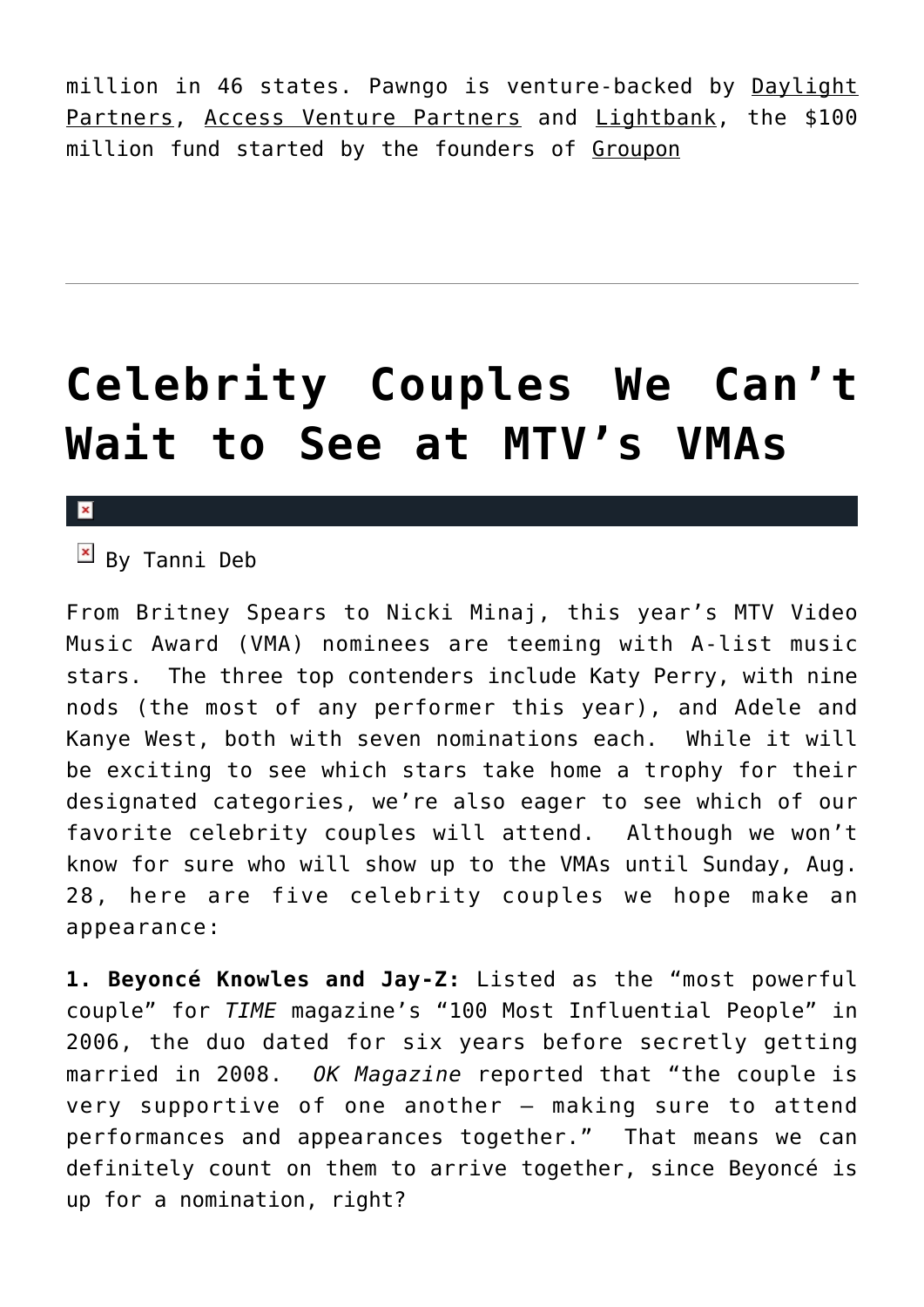million in 46 states. Pawngo is venture-backed by Daylight Partners, Access Venture Partners and Lightbank, the $100 million fund started by the founders of Groupon

---

# Celebrity Couples We Can't Wait to See at MTV's VMAs

By Tanni Deb

From Britney Spears to Nicki Minaj, this year's MTV Video Music Award (VMA) nominees are teeming with A-list music stars. The three top contenders include Katy Perry, with nine nods (the most of any performer this year), and Adele and Kanye West, both with seven nominations each. While it will be exciting to see which stars take home a trophy for their designated categories, we're also eager to see which of our favorite celebrity couples will attend. Although we won't know for sure who will show up to the VMAs until Sunday, Aug. 28, here are five celebrity couples we hope make an appearance:

**1. Beyoncé Knowles and Jay-Z:** Listed as the "most powerful couple" for *TIME* magazine's "100 Most Influential People" in 2006, the duo dated for six years before secretly getting married in 2008. *OK Magazine* reported that "the couple is very supportive of one another – making sure to attend performances and appearances together." That means we can definitely count on them to arrive together, since Beyoncé is up for a nomination, right?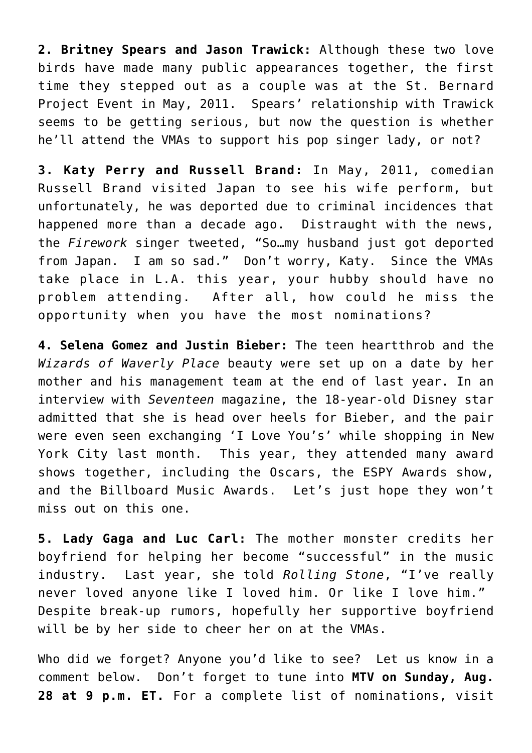**2. Britney Spears and Jason Trawick:** Although these two love birds have made many public appearances together, the first time they stepped out as a couple was at the St. Bernard Project Event in May, 2011. Spears' relationship with Trawick seems to be getting serious, but now the question is whether he'll attend the VMAs to support his pop singer lady, or not?

**3. Katy Perry and Russell Brand:** In May, 2011, comedian Russell Brand visited Japan to see his wife perform, but unfortunately, he was deported due to criminal incidences that happened more than a decade ago. Distraught with the news, the *Firework* singer tweeted, "So…my husband just got deported from Japan. I am so sad." Don't worry, Katy. Since the VMAs take place in L.A. this year, your hubby should have no problem attending. After all, how could he miss the opportunity when you have the most nominations?

**4. Selena Gomez and Justin Bieber:** The teen heartthrob and the *Wizards of Waverly Place* beauty were set up on a date by her mother and his management team at the end of last year. In an interview with *Seventeen* magazine, the 18-year-old Disney star admitted that she is head over heels for Bieber, and the pair were even seen exchanging 'I Love You's' while shopping in New York City last month. This year, they attended many award shows together, including the Oscars, the ESPY Awards show, and the Billboard Music Awards. Let's just hope they won't miss out on this one.

**5. Lady Gaga and Luc Carl:** The mother monster credits her boyfriend for helping her become "successful" in the music industry. Last year, she told *Rolling Stone*, "I've really never loved anyone like I loved him. Or like I love him." Despite break-up rumors, hopefully her supportive boyfriend will be by her side to cheer her on at the VMAs.

Who did we forget? Anyone you'd like to see? Let us know in a comment below. Don't forget to tune into **MTV on Sunday, Aug. 28 at 9 p.m. ET.** For a complete list of nominations, visit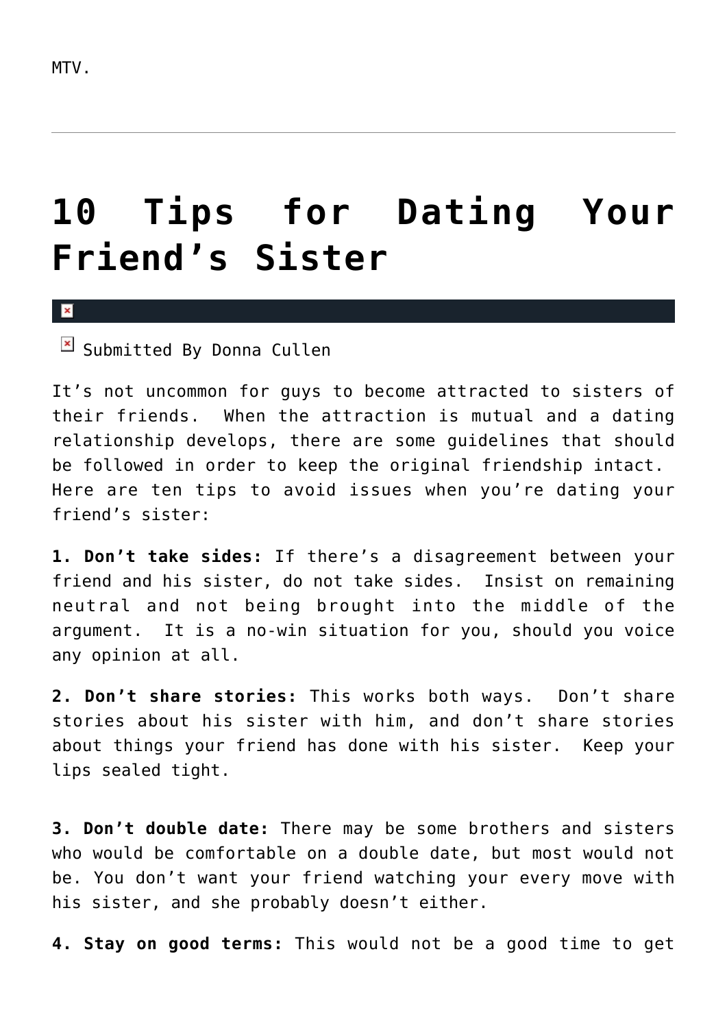MTV.

---

# 10 Tips for Dating Your Friend's Sister

Submitted By Donna Cullen

It's not uncommon for guys to become attracted to sisters of their friends. When the attraction is mutual and a dating relationship develops, there are some guidelines that should be followed in order to keep the original friendship intact. Here are ten tips to avoid issues when you're dating your friend's sister:

**1. Don't take sides:** If there's a disagreement between your friend and his sister, do not take sides. Insist on remaining neutral and not being brought into the middle of the argument. It is a no-win situation for you, should you voice any opinion at all.

**2. Don't share stories:** This works both ways. Don't share stories about his sister with him, and don't share stories about things your friend has done with his sister. Keep your lips sealed tight.

**3. Don't double date:** There may be some brothers and sisters who would be comfortable on a double date, but most would not be. You don't want your friend watching your every move with his sister, and she probably doesn't either.

**4. Stay on good terms:** This would not be a good time to get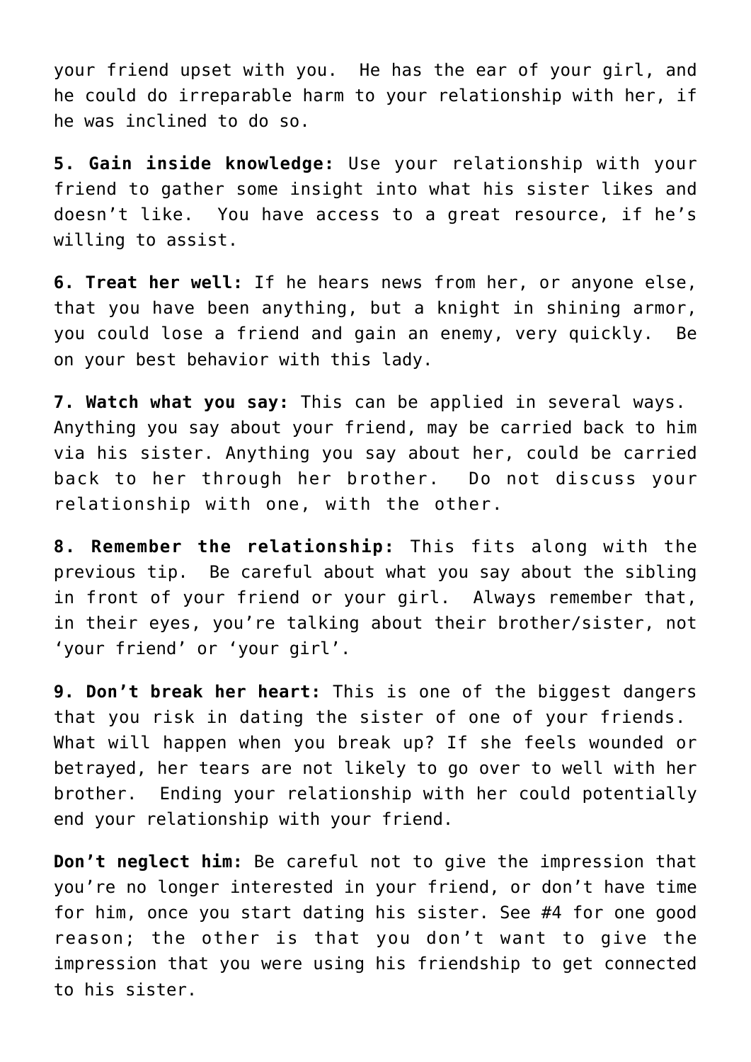your friend upset with you. He has the ear of your girl, and he could do irreparable harm to your relationship with her, if he was inclined to do so.

**5. Gain inside knowledge:** Use your relationship with your friend to gather some insight into what his sister likes and doesn't like. You have access to a great resource, if he's willing to assist.

**6. Treat her well:** If he hears news from her, or anyone else, that you have been anything, but a knight in shining armor, you could lose a friend and gain an enemy, very quickly. Be on your best behavior with this lady.

**7. Watch what you say:** This can be applied in several ways. Anything you say about your friend, may be carried back to him via his sister. Anything you say about her, could be carried back to her through her brother. Do not discuss your relationship with one, with the other.

**8. Remember the relationship:** This fits along with the previous tip. Be careful about what you say about the sibling in front of your friend or your girl. Always remember that, in their eyes, you're talking about their brother/sister, not 'your friend' or 'your girl'.

**9. Don't break her heart:** This is one of the biggest dangers that you risk in dating the sister of one of your friends. What will happen when you break up? If she feels wounded or betrayed, her tears are not likely to go over to well with her brother. Ending your relationship with her could potentially end your relationship with your friend.

**Don't neglect him:** Be careful not to give the impression that you're no longer interested in your friend, or don't have time for him, once you start dating his sister. See #4 for one good reason; the other is that you don't want to give the impression that you were using his friendship to get connected to his sister.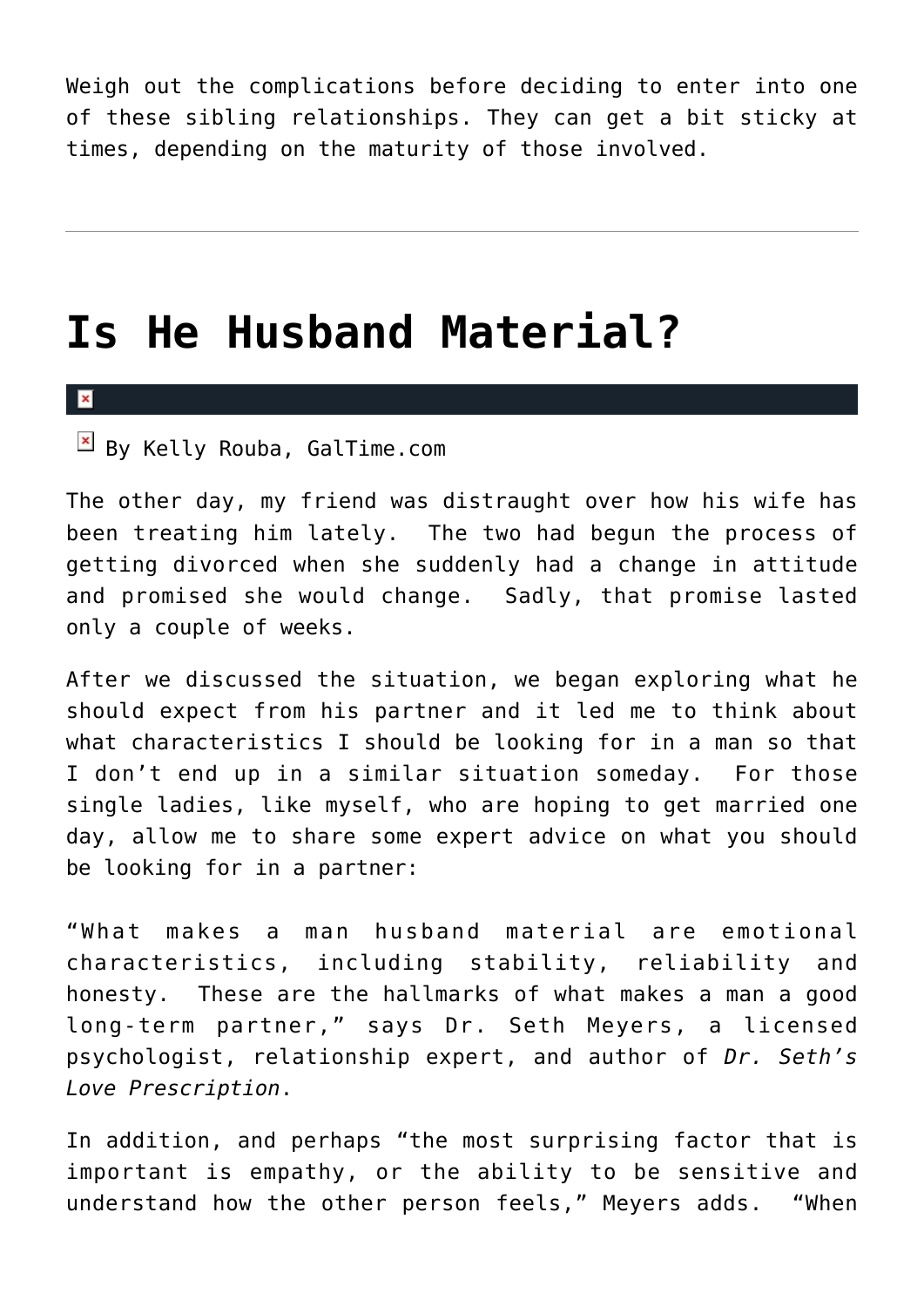Weigh out the complications before deciding to enter into one of these sibling relationships. They can get a bit sticky at times, depending on the maturity of those involved.

---

# Is He Husband Material?

By Kelly Rouba, GalTime.com

The other day, my friend was distraught over how his wife has been treating him lately. The two had begun the process of getting divorced when she suddenly had a change in attitude and promised she would change. Sadly, that promise lasted only a couple of weeks.

After we discussed the situation, we began exploring what he should expect from his partner and it led me to think about what characteristics I should be looking for in a man so that I don't end up in a similar situation someday. For those single ladies, like myself, who are hoping to get married one day, allow me to share some expert advice on what you should be looking for in a partner:

"What makes a man husband material are emotional characteristics, including stability, reliability and honesty. These are the hallmarks of what makes a man a good long-term partner," says Dr. Seth Meyers, a licensed psychologist, relationship expert, and author of *Dr. Seth's Love Prescription*.

In addition, and perhaps "the most surprising factor that is important is empathy, or the ability to be sensitive and understand how the other person feels," Meyers adds. "When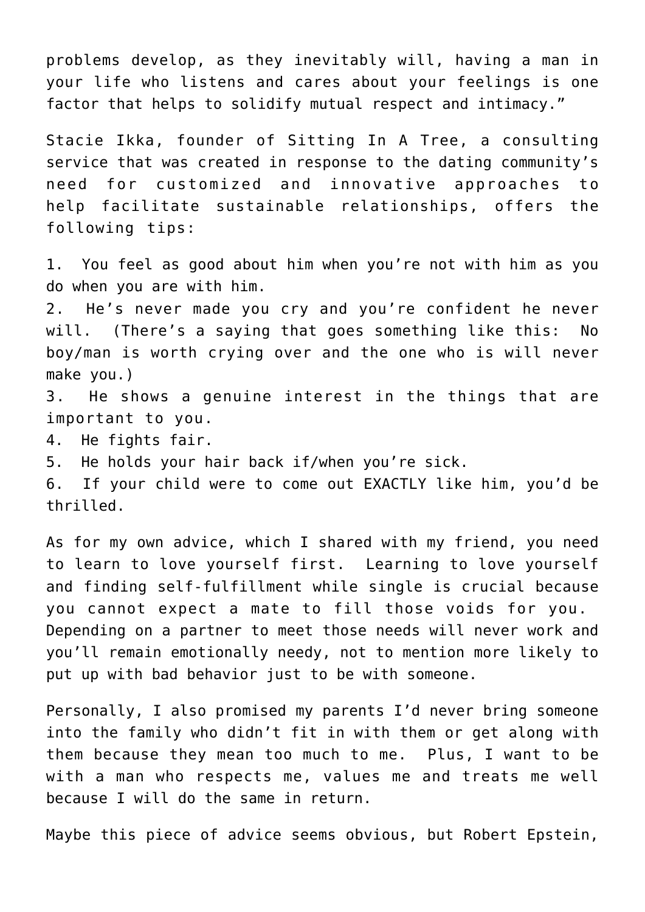problems develop, as they inevitably will, having a man in your life who listens and cares about your feelings is one factor that helps to solidify mutual respect and intimacy."

Stacie Ikka, founder of Sitting In A Tree, a consulting service that was created in response to the dating community's need for customized and innovative approaches to help facilitate sustainable relationships, offers the following tips:

1. You feel as good about him when you're not with him as you do when you are with him.
2. He's never made you cry and you're confident he never will. (There's a saying that goes something like this: No boy/man is worth crying over and the one who is will never make you.)
3. He shows a genuine interest in the things that are important to you.
4. He fights fair.
5. He holds your hair back if/when you're sick.
6. If your child were to come out EXACTLY like him, you'd be thrilled.

As for my own advice, which I shared with my friend, you need to learn to love yourself first. Learning to love yourself and finding self-fulfillment while single is crucial because you cannot expect a mate to fill those voids for you. Depending on a partner to meet those needs will never work and you'll remain emotionally needy, not to mention more likely to put up with bad behavior just to be with someone.

Personally, I also promised my parents I'd never bring someone into the family who didn't fit in with them or get along with them because they mean too much to me. Plus, I want to be with a man who respects me, values me and treats me well because I will do the same in return.

Maybe this piece of advice seems obvious, but Robert Epstein,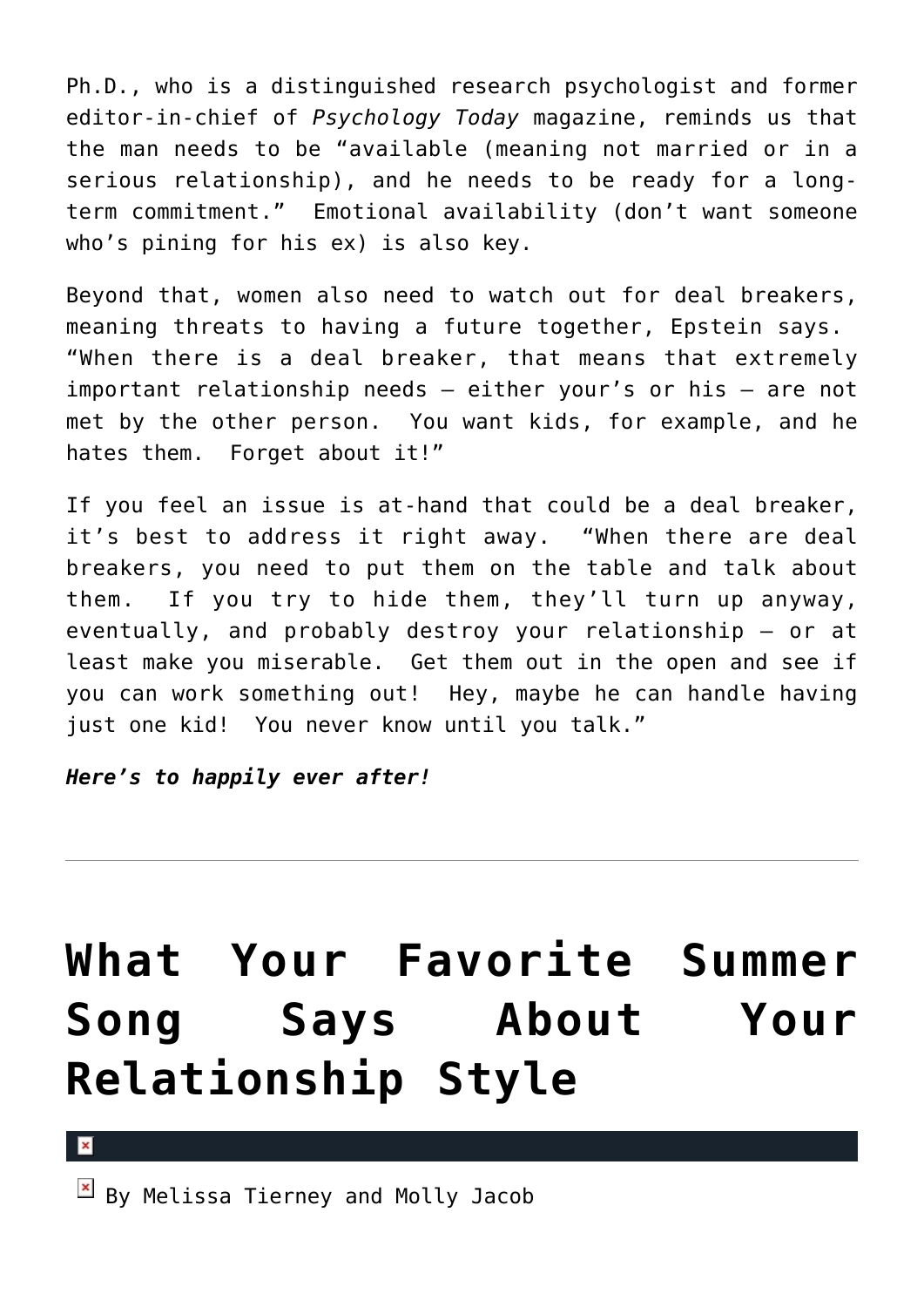Ph.D., who is a distinguished research psychologist and former editor-in-chief of *Psychology Today* magazine, reminds us that the man needs to be "available (meaning not married or in a serious relationship), and he needs to be ready for a long-term commitment." Emotional availability (don't want someone who's pining for his ex) is also key.

Beyond that, women also need to watch out for deal breakers, meaning threats to having a future together, Epstein says. "When there is a deal breaker, that means that extremely important relationship needs – either your's or his – are not met by the other person. You want kids, for example, and he hates them. Forget about it!"

If you feel an issue is at-hand that could be a deal breaker, it's best to address it right away. "When there are deal breakers, you need to put them on the table and talk about them. If you try to hide them, they'll turn up anyway, eventually, and probably destroy your relationship – or at least make you miserable. Get them out in the open and see if you can work something out! Hey, maybe he can handle having just one kid! You never know until you talk."

***Here's to happily ever after!***

---

# What Your Favorite Summer Song Says About Your Relationship Style

By Melissa Tierney and Molly Jacob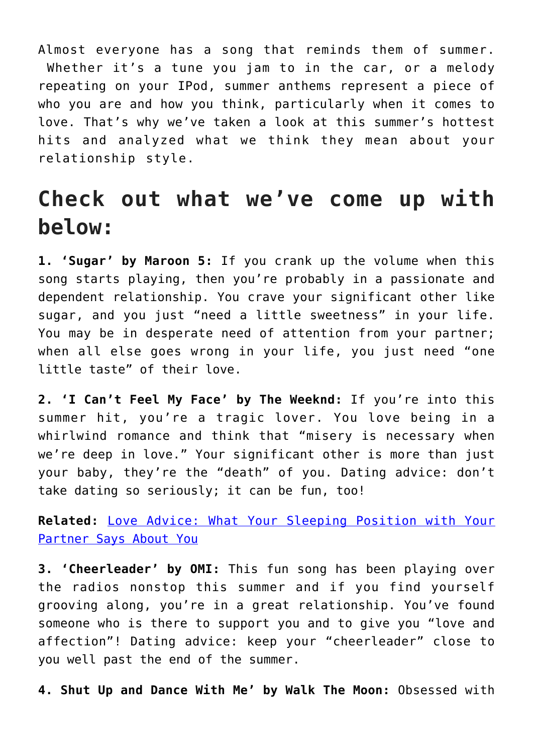Almost everyone has a song that reminds them of summer. Whether it's a tune you jam to in the car, or a melody repeating on your IPod, summer anthems represent a piece of who you are and how you think, particularly when it comes to love. That's why we've taken a look at this summer's hottest hits and analyzed what we think they mean about your relationship style.

## Check out what we've come up with below:

**1. 'Sugar' by Maroon 5:** If you crank up the volume when this song starts playing, then you're probably in a passionate and dependent relationship. You crave your significant other like sugar, and you just "need a little sweetness" in your life. You may be in desperate need of attention from your partner; when all else goes wrong in your life, you just need "one little taste" of their love.

**2. 'I Can't Feel My Face' by The Weeknd:** If you're into this summer hit, you're a tragic lover. You love being in a whirlwind romance and think that "misery is necessary when we're deep in love." Your significant other is more than just your baby, they're the "death" of you. Dating advice: don't take dating so seriously; it can be fun, too!

**Related:** Love Advice: What Your Sleeping Position with Your Partner Says About You

**3. 'Cheerleader' by OMI:** This fun song has been playing over the radios nonstop this summer and if you find yourself grooving along, you're in a great relationship. You've found someone who is there to support you and to give you "love and affection"! Dating advice: keep your "cheerleader" close to you well past the end of the summer.

**4. Shut Up and Dance With Me' by Walk The Moon:** Obsessed with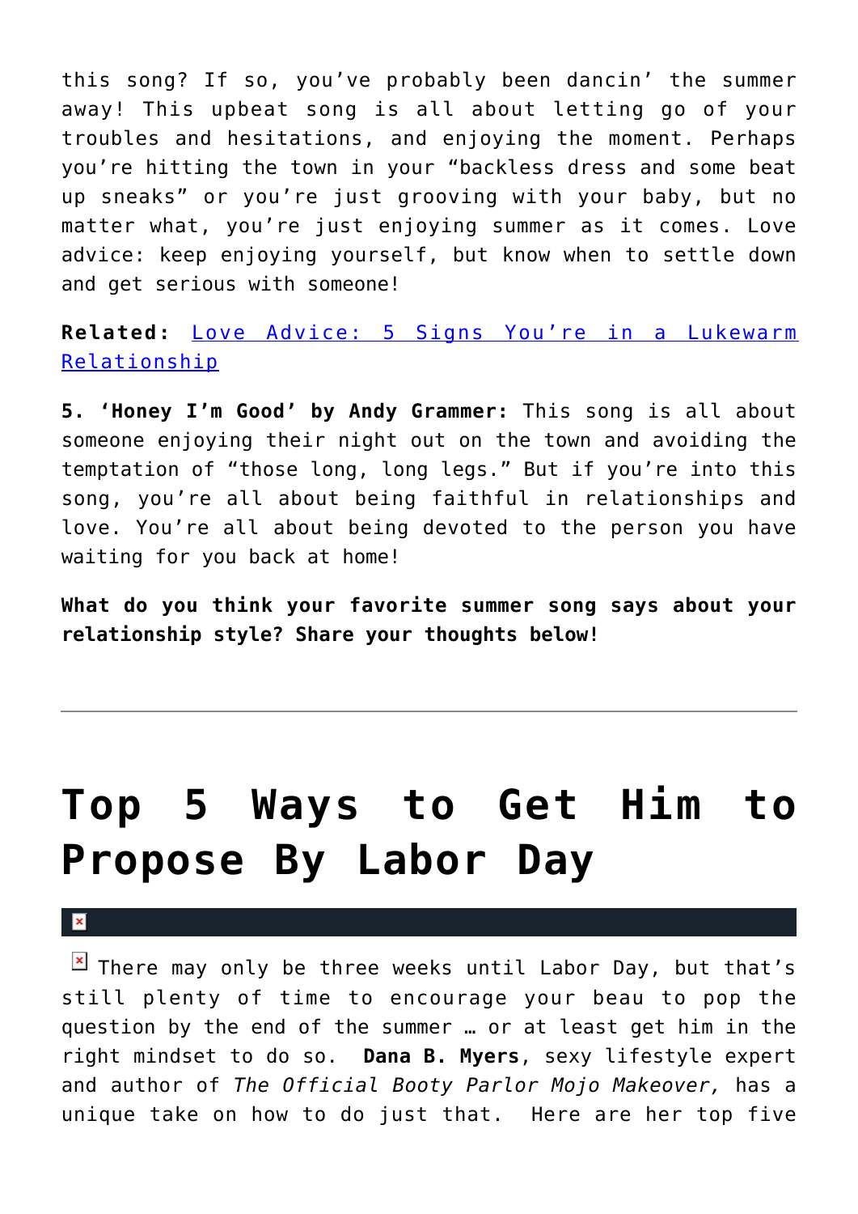this song? If so, you've probably been dancin' the summer away! This upbeat song is all about letting go of your troubles and hesitations, and enjoying the moment. Perhaps you're hitting the town in your "backless dress and some beat up sneaks" or you're just grooving with your baby, but no matter what, you're just enjoying summer as it comes. Love advice: keep enjoying yourself, but know when to settle down and get serious with someone!

**Related:** Love Advice: 5 Signs You're in a Lukewarm Relationship

**5. 'Honey I'm Good' by Andy Grammer:** This song is all about someone enjoying their night out on the town and avoiding the temptation of "those long, long legs." But if you're into this song, you're all about being faithful in relationships and love. You're all about being devoted to the person you have waiting for you back at home!

**What do you think your favorite summer song says about your relationship style? Share your thoughts below!**

---

# Top 5 Ways to Get Him to Propose By Labor Day

There may only be three weeks until Labor Day, but that's still plenty of time to encourage your beau to pop the question by the end of the summer … or at least get him in the right mindset to do so. **Dana B. Myers**, sexy lifestyle expert and author of *The Official Booty Parlor Mojo Makeover,* has a unique take on how to do just that. Here are her top five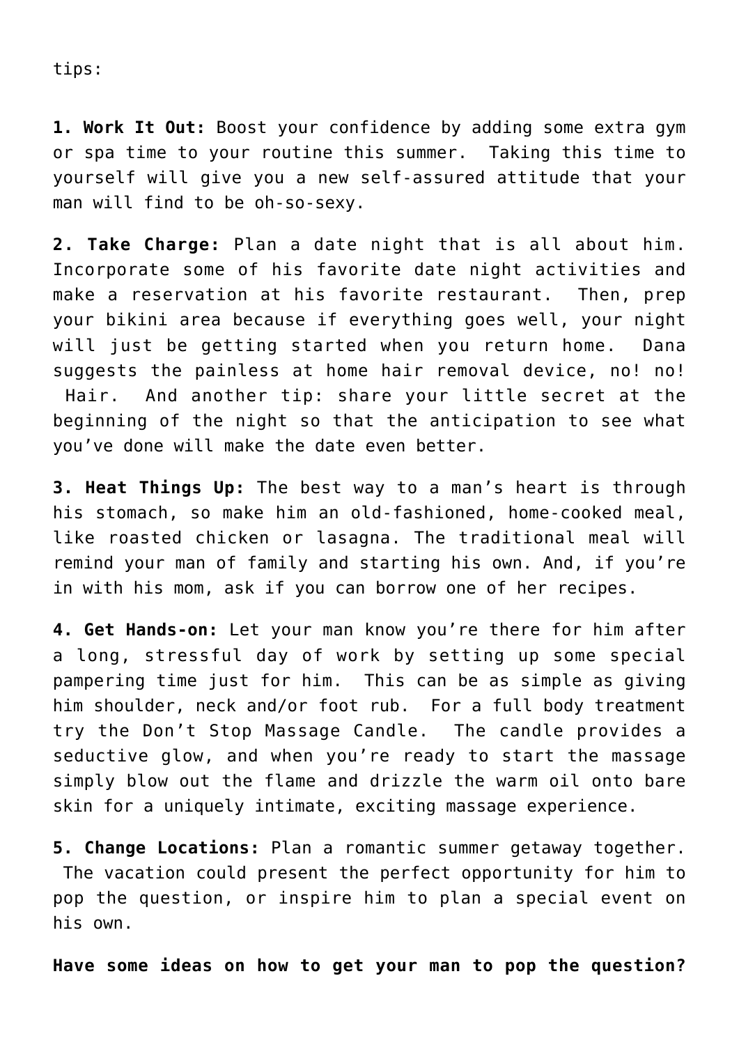tips:

**1. Work It Out:** Boost your confidence by adding some extra gym or spa time to your routine this summer. Taking this time to yourself will give you a new self-assured attitude that your man will find to be oh-so-sexy.

**2. Take Charge:** Plan a date night that is all about him. Incorporate some of his favorite date night activities and make a reservation at his favorite restaurant. Then, prep your bikini area because if everything goes well, your night will just be getting started when you return home. Dana suggests the painless at home hair removal device, no! no! Hair. And another tip: share your little secret at the beginning of the night so that the anticipation to see what you've done will make the date even better.

**3. Heat Things Up:** The best way to a man's heart is through his stomach, so make him an old-fashioned, home-cooked meal, like roasted chicken or lasagna. The traditional meal will remind your man of family and starting his own. And, if you're in with his mom, ask if you can borrow one of her recipes.

**4. Get Hands-on:** Let your man know you're there for him after a long, stressful day of work by setting up some special pampering time just for him. This can be as simple as giving him shoulder, neck and/or foot rub. For a full body treatment try the Don't Stop Massage Candle. The candle provides a seductive glow, and when you're ready to start the massage simply blow out the flame and drizzle the warm oil onto bare skin for a uniquely intimate, exciting massage experience.

**5. Change Locations:** Plan a romantic summer getaway together. The vacation could present the perfect opportunity for him to pop the question, or inspire him to plan a special event on his own.

**Have some ideas on how to get your man to pop the question?**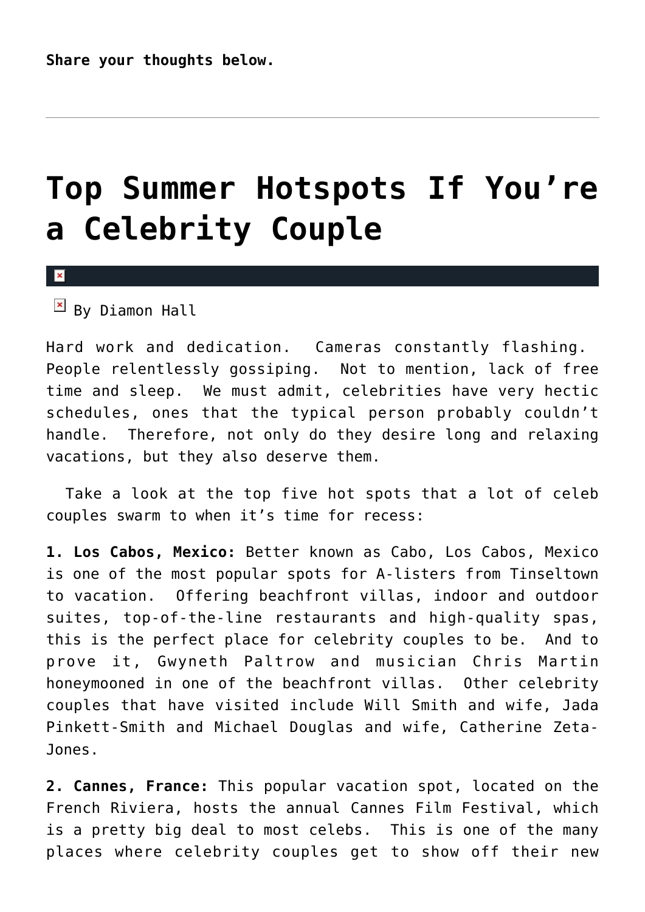**Share your thoughts below.**

---

# Top Summer Hotspots If You're a Celebrity Couple

By Diamon Hall

Hard work and dedication. Cameras constantly flashing. People relentlessly gossiping. Not to mention, lack of free time and sleep. We must admit, celebrities have very hectic schedules, ones that the typical person probably couldn't handle. Therefore, not only do they desire long and relaxing vacations, but they also deserve them.

Take a look at the top five hot spots that a lot of celeb couples swarm to when it's time for recess:

**1. Los Cabos, Mexico:** Better known as Cabo, Los Cabos, Mexico is one of the most popular spots for A-listers from Tinseltown to vacation. Offering beachfront villas, indoor and outdoor suites, top-of-the-line restaurants and high-quality spas, this is the perfect place for celebrity couples to be. And to prove it, Gwyneth Paltrow and musician Chris Martin honeymooned in one of the beachfront villas. Other celebrity couples that have visited include Will Smith and wife, Jada Pinkett-Smith and Michael Douglas and wife, Catherine Zeta-Jones.

**2. Cannes, France:** This popular vacation spot, located on the French Riviera, hosts the annual Cannes Film Festival, which is a pretty big deal to most celebs. This is one of the many places where celebrity couples get to show off their new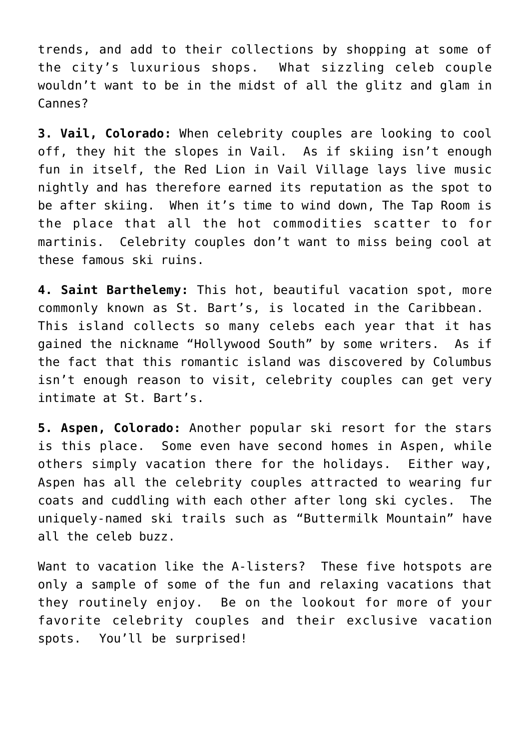trends, and add to their collections by shopping at some of the city's luxurious shops. What sizzling celeb couple wouldn't want to be in the midst of all the glitz and glam in Cannes?

**3. Vail, Colorado:** When celebrity couples are looking to cool off, they hit the slopes in Vail. As if skiing isn't enough fun in itself, the Red Lion in Vail Village lays live music nightly and has therefore earned its reputation as the spot to be after skiing. When it's time to wind down, The Tap Room is the place that all the hot commodities scatter to for martinis. Celebrity couples don't want to miss being cool at these famous ski ruins.

**4. Saint Barthelemy:** This hot, beautiful vacation spot, more commonly known as St. Bart's, is located in the Caribbean. This island collects so many celebs each year that it has gained the nickname "Hollywood South" by some writers. As if the fact that this romantic island was discovered by Columbus isn't enough reason to visit, celebrity couples can get very intimate at St. Bart's.

**5. Aspen, Colorado:** Another popular ski resort for the stars is this place. Some even have second homes in Aspen, while others simply vacation there for the holidays. Either way, Aspen has all the celebrity couples attracted to wearing fur coats and cuddling with each other after long ski cycles. The uniquely-named ski trails such as "Buttermilk Mountain" have all the celeb buzz.

Want to vacation like the A-listers? These five hotspots are only a sample of some of the fun and relaxing vacations that they routinely enjoy. Be on the lookout for more of your favorite celebrity couples and their exclusive vacation spots. You'll be surprised!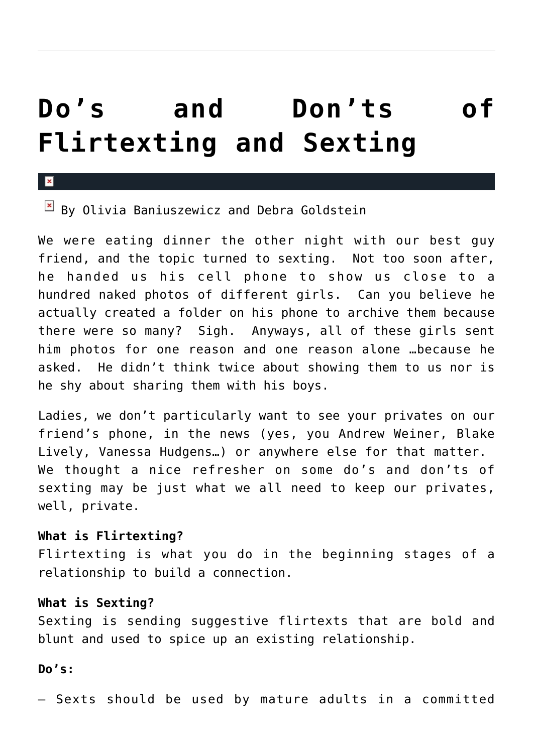# Do's and Don'ts of Flirtexting and Sexting

By Olivia Baniuszewicz and Debra Goldstein

We were eating dinner the other night with our best guy friend, and the topic turned to sexting. Not too soon after, he handed us his cell phone to show us close to a hundred naked photos of different girls. Can you believe he actually created a folder on his phone to archive them because there were so many? Sigh. Anyways, all of these girls sent him photos for one reason and one reason alone …because he asked. He didn't think twice about showing them to us nor is he shy about sharing them with his boys.

Ladies, we don't particularly want to see your privates on our friend's phone, in the news (yes, you Andrew Weiner, Blake Lively, Vanessa Hudgens…) or anywhere else for that matter. We thought a nice refresher on some do's and don'ts of sexting may be just what we all need to keep our privates, well, private.

**What is Flirtexting?**
Flirtexting is what you do in the beginning stages of a relationship to build a connection.

**What is Sexting?**
Sexting is sending suggestive flirtexts that are bold and blunt and used to spice up an existing relationship.

**Do's:**

– Sexts should be used by mature adults in a committed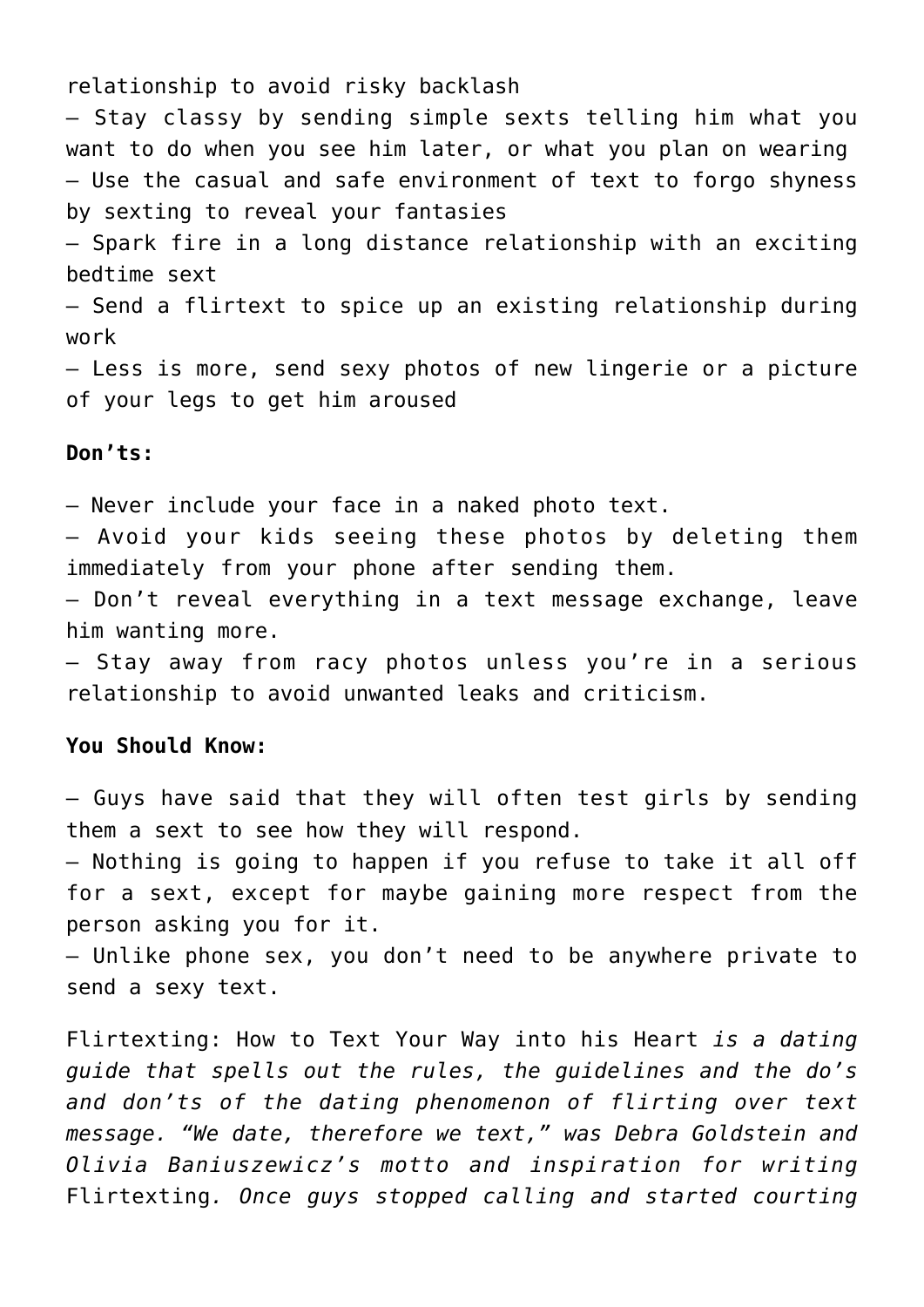relationship to avoid risky backlash
– Stay classy by sending simple sexts telling him what you want to do when you see him later, or what you plan on wearing
– Use the casual and safe environment of text to forgo shyness by sexting to reveal your fantasies
– Spark fire in a long distance relationship with an exciting bedtime sext
– Send a flirtext to spice up an existing relationship during work
– Less is more, send sexy photos of new lingerie or a picture of your legs to get him aroused

**Don'ts:**

– Never include your face in a naked photo text.
– Avoid your kids seeing these photos by deleting them immediately from your phone after sending them.
– Don't reveal everything in a text message exchange, leave him wanting more.
– Stay away from racy photos unless you're in a serious relationship to avoid unwanted leaks and criticism.

**You Should Know:**

– Guys have said that they will often test girls by sending them a sext to see how they will respond.
– Nothing is going to happen if you refuse to take it all off for a sext, except for maybe gaining more respect from the person asking you for it.
– Unlike phone sex, you don't need to be anywhere private to send a sexy text.

Flirtexting: How to Text Your Way into his Heart *is a dating guide that spells out the rules, the guidelines and the do's and don'ts of the dating phenomenon of flirting over text message. "We date, therefore we text," was Debra Goldstein and Olivia Baniuszewicz's motto and inspiration for writing* Flirtexting*. Once guys stopped calling and started courting*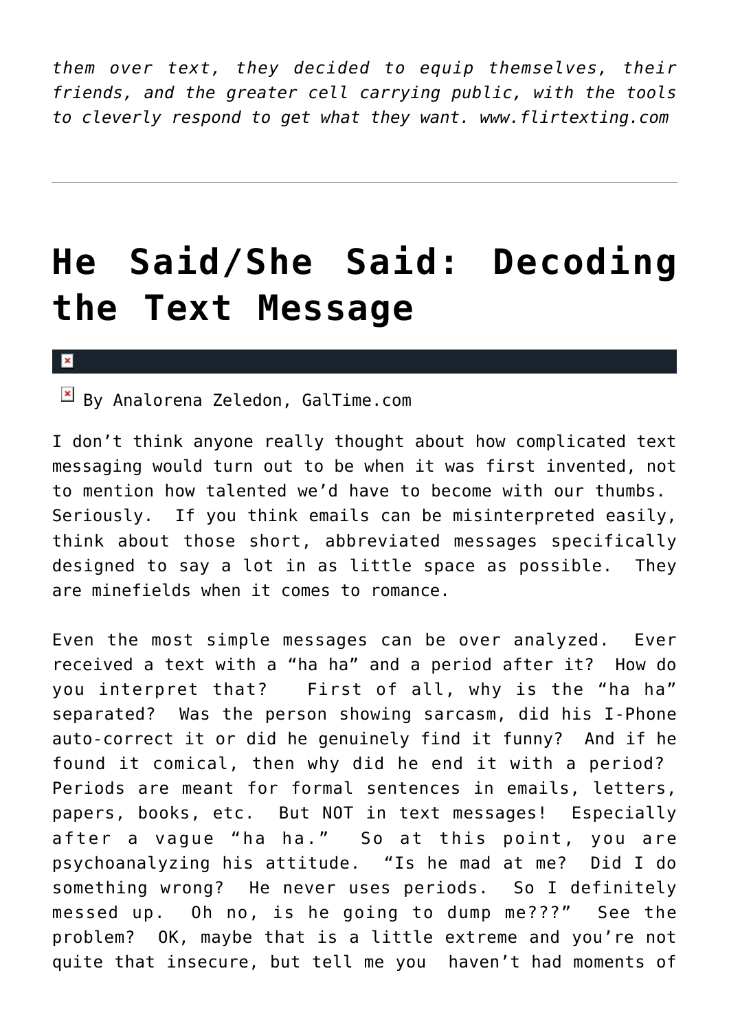*them over text, they decided to equip themselves, their friends, and the greater cell carrying public, with the tools to cleverly respond to get what they want. www.flirtexting.com*

---

# He Said/She Said: Decoding the Text Message

By Analorena Zeledon, GalTime.com

I don't think anyone really thought about how complicated text messaging would turn out to be when it was first invented, not to mention how talented we'd have to become with our thumbs. Seriously. If you think emails can be misinterpreted easily, think about those short, abbreviated messages specifically designed to say a lot in as little space as possible. They are minefields when it comes to romance.

Even the most simple messages can be over analyzed. Ever received a text with a "ha ha" and a period after it? How do you interpret that? First of all, why is the "ha ha" separated? Was the person showing sarcasm, did his I-Phone auto-correct it or did he genuinely find it funny? And if he found it comical, then why did he end it with a period? Periods are meant for formal sentences in emails, letters, papers, books, etc. But NOT in text messages! Especially after a vague "ha ha." So at this point, you are psychoanalyzing his attitude. "Is he mad at me? Did I do something wrong? He never uses periods. So I definitely messed up. Oh no, is he going to dump me???" See the problem? OK, maybe that is a little extreme and you're not quite that insecure, but tell me you haven't had moments of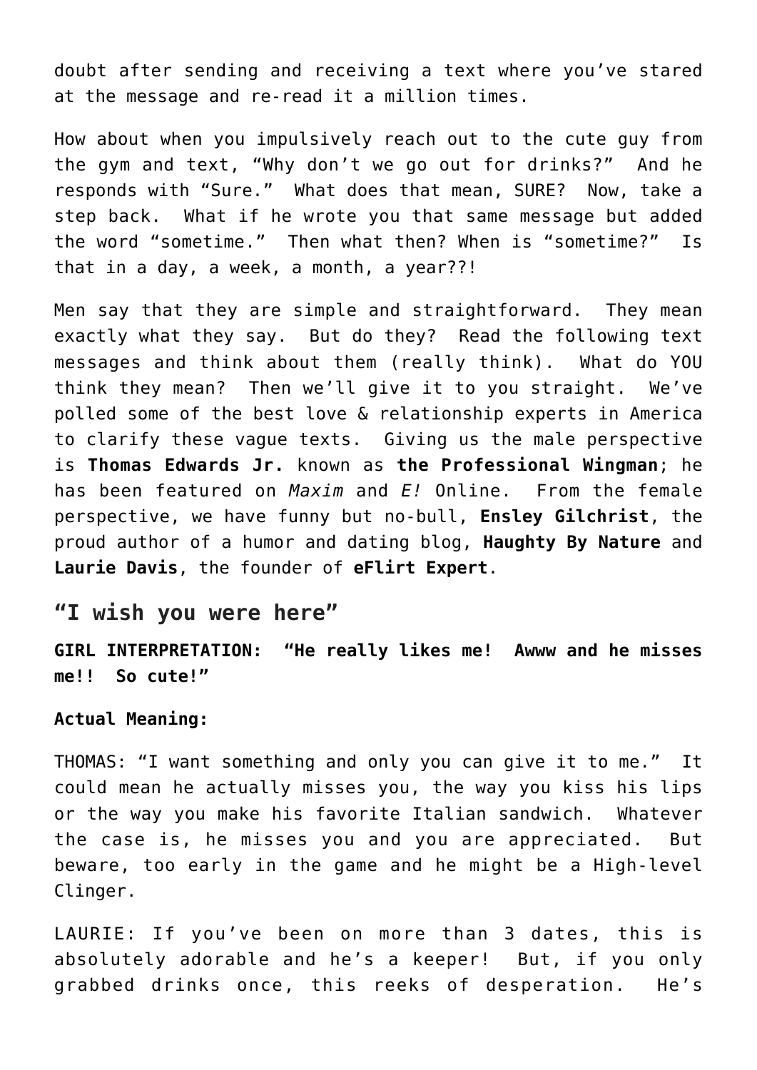doubt after sending and receiving a text where you've stared at the message and re-read it a million times.

How about when you impulsively reach out to the cute guy from the gym and text, "Why don't we go out for drinks?" And he responds with "Sure." What does that mean, SURE? Now, take a step back. What if he wrote you that same message but added the word "sometime." Then what then? When is "sometime?" Is that in a day, a week, a month, a year??!

Men say that they are simple and straightforward. They mean exactly what they say. But do they? Read the following text messages and think about them (really think). What do YOU think they mean? Then we'll give it to you straight. We've polled some of the best love & relationship experts in America to clarify these vague texts. Giving us the male perspective is **Thomas Edwards Jr.** known as **the Professional Wingman**; he has been featured on *Maxim* and *E!* Online. From the female perspective, we have funny but no-bull, **Ensley Gilchrist**, the proud author of a humor and dating blog, **Haughty By Nature** and **Laurie Davis**, the founder of **eFlirt Expert**.

## "I wish you were here"

**GIRL INTERPRETATION: "He really likes me! Awww and he misses me!! So cute!"**

**Actual Meaning:**

THOMAS: "I want something and only you can give it to me." It could mean he actually misses you, the way you kiss his lips or the way you make his favorite Italian sandwich. Whatever the case is, he misses you and you are appreciated. But beware, too early in the game and he might be a High-level Clinger.

LAURIE: If you've been on more than 3 dates, this is absolutely adorable and he's a keeper! But, if you only grabbed drinks once, this reeks of desperation. He's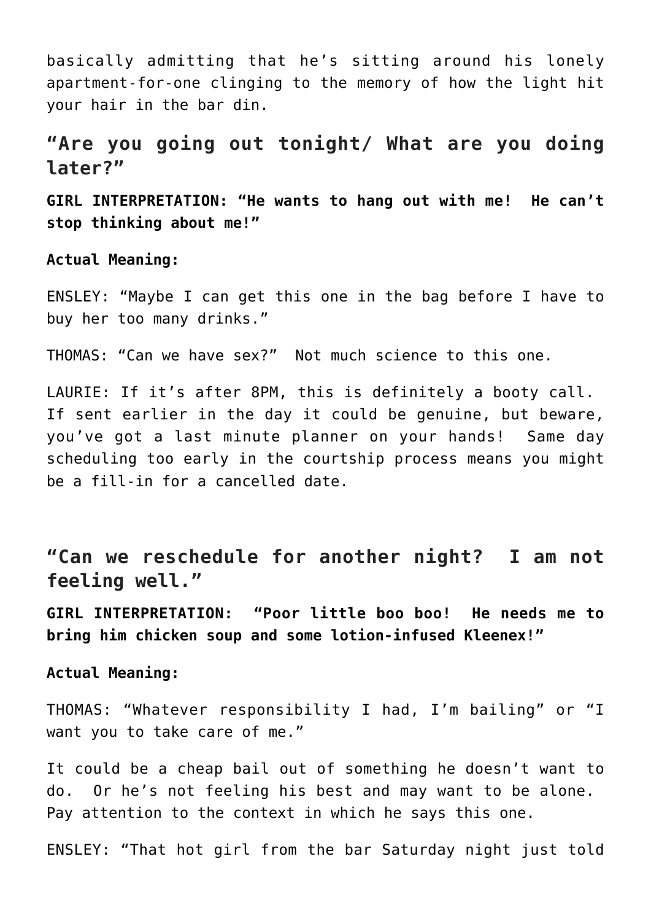basically admitting that he's sitting around his lonely apartment-for-one clinging to the memory of how the light hit your hair in the bar din.

## "Are you going out tonight/ What are you doing later?"

**GIRL INTERPRETATION: "He wants to hang out with me! He can't stop thinking about me!"**

**Actual Meaning:**

ENSLEY: "Maybe I can get this one in the bag before I have to buy her too many drinks."

THOMAS: "Can we have sex?" Not much science to this one.

LAURIE: If it's after 8PM, this is definitely a booty call. If sent earlier in the day it could be genuine, but beware, you've got a last minute planner on your hands! Same day scheduling too early in the courtship process means you might be a fill-in for a cancelled date.

## "Can we reschedule for another night? I am not feeling well."

**GIRL INTERPRETATION: "Poor little boo boo! He needs me to bring him chicken soup and some lotion-infused Kleenex!"**

**Actual Meaning:**

THOMAS: "Whatever responsibility I had, I'm bailing" or "I want you to take care of me."

It could be a cheap bail out of something he doesn't want to do. Or he's not feeling his best and may want to be alone. Pay attention to the context in which he says this one.

ENSLEY: "That hot girl from the bar Saturday night just told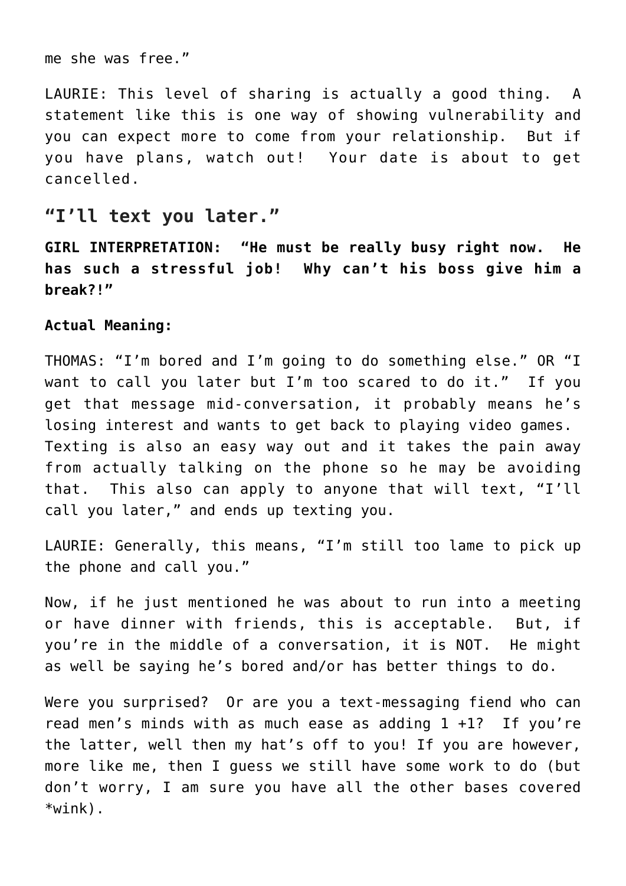me she was free."

LAURIE: This level of sharing is actually a good thing. A statement like this is one way of showing vulnerability and you can expect more to come from your relationship. But if you have plans, watch out! Your date is about to get cancelled.

## "I'll text you later."

**GIRL INTERPRETATION: "He must be really busy right now. He has such a stressful job! Why can't his boss give him a break?!"**

**Actual Meaning:**

THOMAS: "I'm bored and I'm going to do something else." OR "I want to call you later but I'm too scared to do it." If you get that message mid-conversation, it probably means he's losing interest and wants to get back to playing video games. Texting is also an easy way out and it takes the pain away from actually talking on the phone so he may be avoiding that. This also can apply to anyone that will text, "I'll call you later," and ends up texting you.

LAURIE: Generally, this means, "I'm still too lame to pick up the phone and call you."

Now, if he just mentioned he was about to run into a meeting or have dinner with friends, this is acceptable. But, if you're in the middle of a conversation, it is NOT. He might as well be saying he's bored and/or has better things to do.

Were you surprised? Or are you a text-messaging fiend who can read men's minds with as much ease as adding 1 +1? If you're the latter, well then my hat's off to you! If you are however, more like me, then I guess we still have some work to do (but don't worry, I am sure you have all the other bases covered *wink).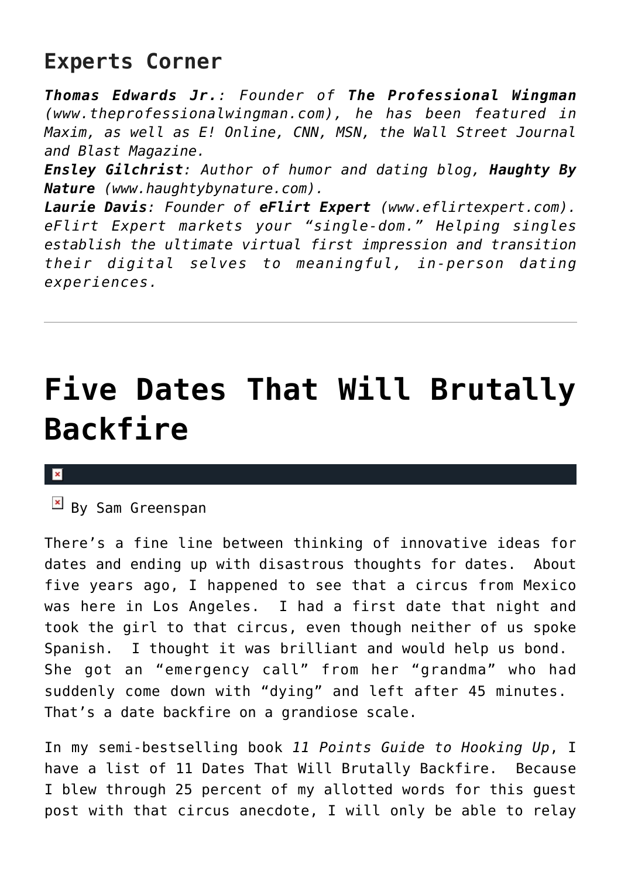## Experts Corner

***Thomas Edwards Jr.**: Founder of **The Professional Wingman** (www.theprofessionalwingman.com), he has been featured in Maxim, as well as E! Online, CNN, MSN, the Wall Street Journal and Blast Magazine.*

***Ensley Gilchrist**: Author of humor and dating blog, **Haughty By Nature** (www.haughtybynature.com).*

***Laurie Davis**: Founder of **eFlirt Expert** (www.eflirtexpert.com). eFlirt Expert markets your "single-dom." Helping singles establish the ultimate virtual first impression and transition their digital selves to meaningful, in-person dating experiences.*

---

# Five Dates That Will Brutally Backfire

By Sam Greenspan

There's a fine line between thinking of innovative ideas for dates and ending up with disastrous thoughts for dates. About five years ago, I happened to see that a circus from Mexico was here in Los Angeles. I had a first date that night and took the girl to that circus, even though neither of us spoke Spanish. I thought it was brilliant and would help us bond. She got an "emergency call" from her "grandma" who had suddenly come down with "dying" and left after 45 minutes. That's a date backfire on a grandiose scale.

In my semi-bestselling book *11 Points Guide to Hooking Up*, I have a list of 11 Dates That Will Brutally Backfire. Because I blew through 25 percent of my allotted words for this guest post with that circus anecdote, I will only be able to relay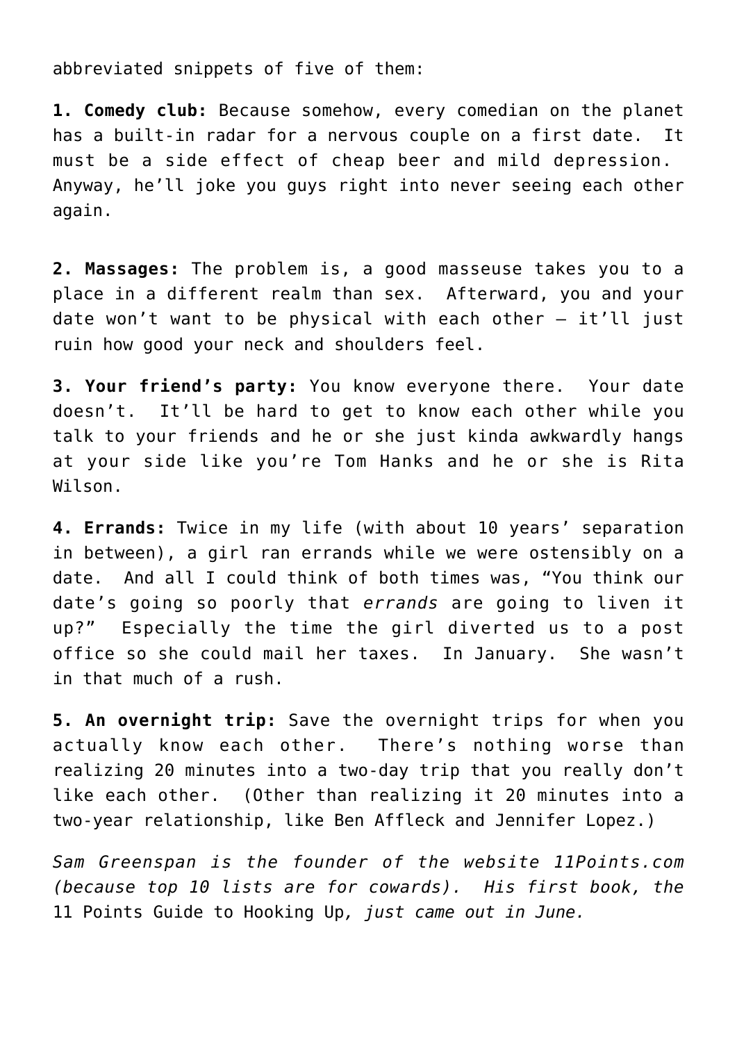abbreviated snippets of five of them:

**1. Comedy club:** Because somehow, every comedian on the planet has a built-in radar for a nervous couple on a first date. It must be a side effect of cheap beer and mild depression. Anyway, he'll joke you guys right into never seeing each other again.

**2. Massages:** The problem is, a good masseuse takes you to a place in a different realm than sex. Afterward, you and your date won't want to be physical with each other – it'll just ruin how good your neck and shoulders feel.

**3. Your friend's party:** You know everyone there. Your date doesn't. It'll be hard to get to know each other while you talk to your friends and he or she just kinda awkwardly hangs at your side like you're Tom Hanks and he or she is Rita Wilson.

**4. Errands:** Twice in my life (with about 10 years' separation in between), a girl ran errands while we were ostensibly on a date. And all I could think of both times was, "You think our date's going so poorly that *errands* are going to liven it up?" Especially the time the girl diverted us to a post office so she could mail her taxes. In January. She wasn't in that much of a rush.

**5. An overnight trip:** Save the overnight trips for when you actually know each other. There's nothing worse than realizing 20 minutes into a two-day trip that you really don't like each other. (Other than realizing it 20 minutes into a two-year relationship, like Ben Affleck and Jennifer Lopez.)

*Sam Greenspan is the founder of the website 11Points.com (because top 10 lists are for cowards). His first book, the* 11 Points Guide to Hooking Up*, just came out in June.*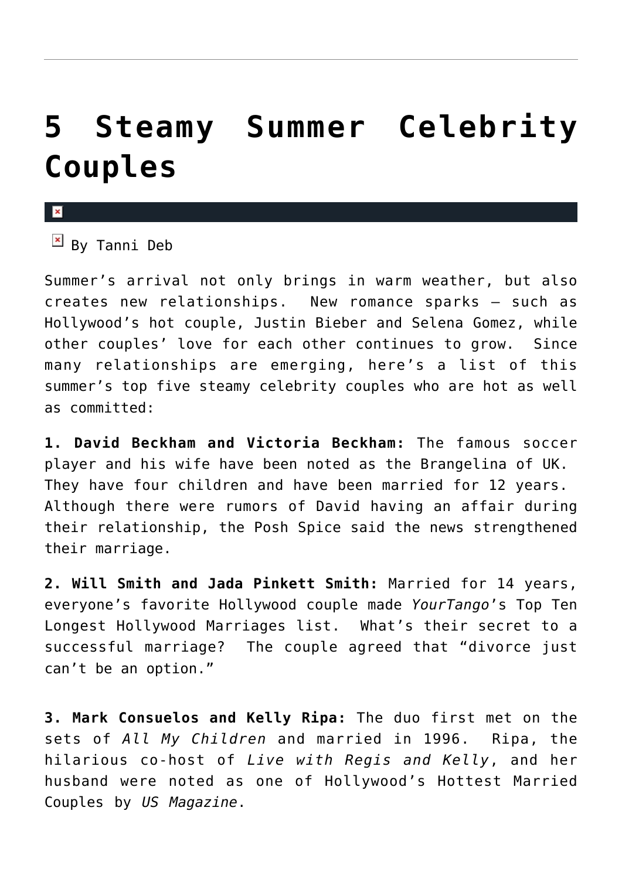# 5 Steamy Summer Celebrity Couples

By Tanni Deb

Summer's arrival not only brings in warm weather, but also creates new relationships. New romance sparks – such as Hollywood's hot couple, Justin Bieber and Selena Gomez, while other couples' love for each other continues to grow. Since many relationships are emerging, here's a list of this summer's top five steamy celebrity couples who are hot as well as committed:

**1. David Beckham and Victoria Beckham:** The famous soccer player and his wife have been noted as the Brangelina of UK. They have four children and have been married for 12 years. Although there were rumors of David having an affair during their relationship, the Posh Spice said the news strengthened their marriage.

**2. Will Smith and Jada Pinkett Smith:** Married for 14 years, everyone's favorite Hollywood couple made *YourTango*'s Top Ten Longest Hollywood Marriages list. What's their secret to a successful marriage? The couple agreed that "divorce just can't be an option."

**3. Mark Consuelos and Kelly Ripa:** The duo first met on the sets of *All My Children* and married in 1996. Ripa, the hilarious co-host of *Live with Regis and Kelly*, and her husband were noted as one of Hollywood's Hottest Married Couples by *US Magazine*.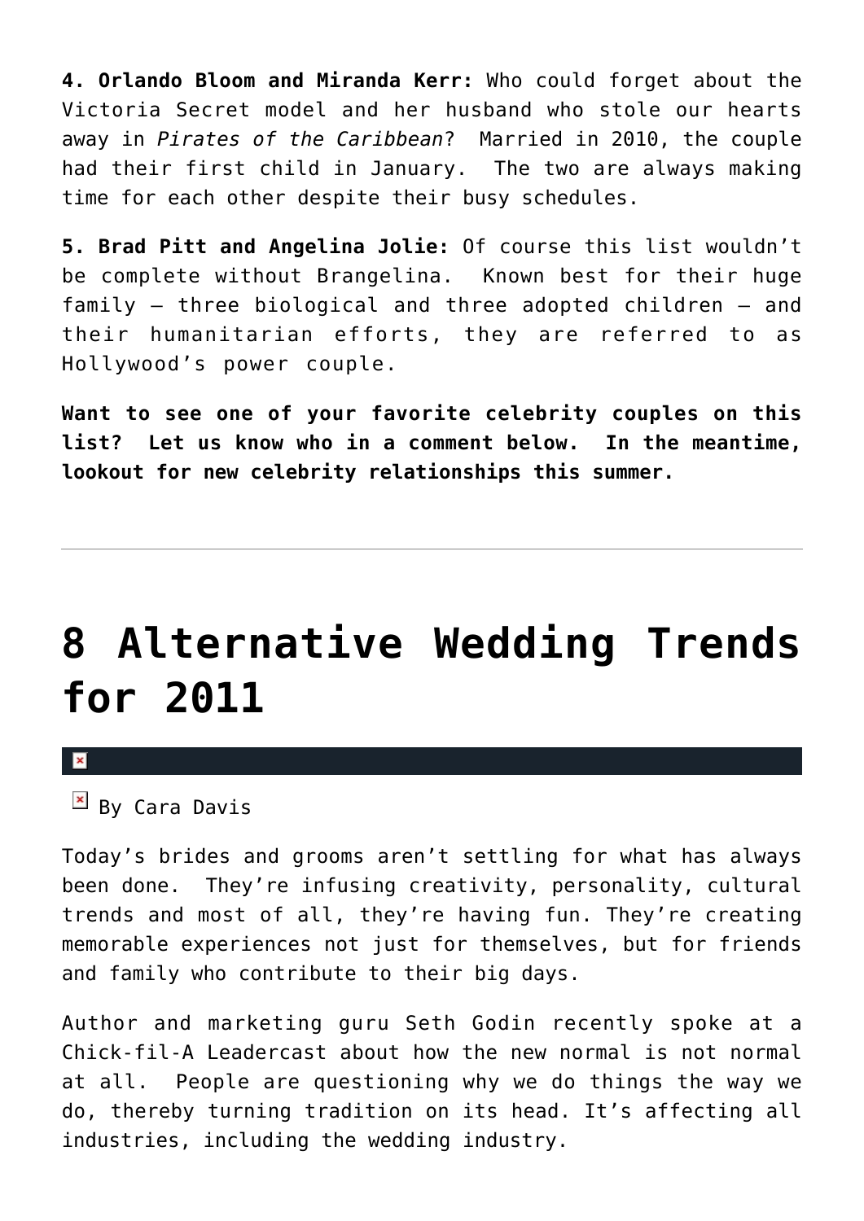**4. Orlando Bloom and Miranda Kerr:** Who could forget about the Victoria Secret model and her husband who stole our hearts away in *Pirates of the Caribbean*? Married in 2010, the couple had their first child in January. The two are always making time for each other despite their busy schedules.

**5. Brad Pitt and Angelina Jolie:** Of course this list wouldn't be complete without Brangelina. Known best for their huge family – three biological and three adopted children – and their humanitarian efforts, they are referred to as Hollywood's power couple.

**Want to see one of your favorite celebrity couples on this list? Let us know who in a comment below. In the meantime, lookout for new celebrity relationships this summer.**

---

# 8 Alternative Wedding Trends for 2011

By Cara Davis

Today's brides and grooms aren't settling for what has always been done. They're infusing creativity, personality, cultural trends and most of all, they're having fun. They're creating memorable experiences not just for themselves, but for friends and family who contribute to their big days.

Author and marketing guru Seth Godin recently spoke at a Chick-fil-A Leadercast about how the new normal is not normal at all. People are questioning why we do things the way we do, thereby turning tradition on its head. It's affecting all industries, including the wedding industry.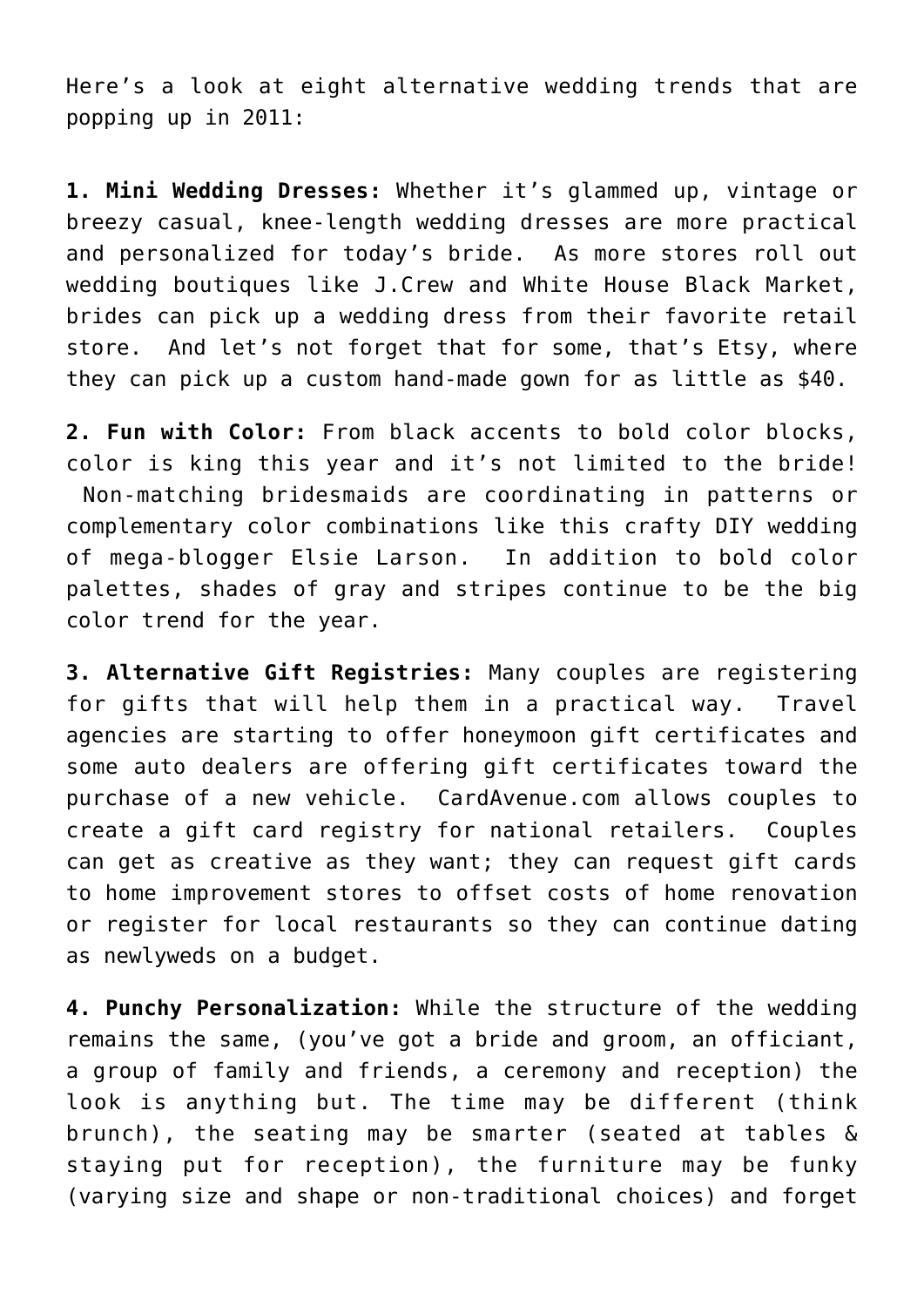Here's a look at eight alternative wedding trends that are popping up in 2011:

**1. Mini Wedding Dresses:** Whether it's glammed up, vintage or breezy casual, knee-length wedding dresses are more practical and personalized for today's bride. As more stores roll out wedding boutiques like J.Crew and White House Black Market, brides can pick up a wedding dress from their favorite retail store. And let's not forget that for some, that's Etsy, where they can pick up a custom hand-made gown for as little as $40.

**2. Fun with Color:** From black accents to bold color blocks, color is king this year and it's not limited to the bride! Non-matching bridesmaids are coordinating in patterns or complementary color combinations like this crafty DIY wedding of mega-blogger Elsie Larson. In addition to bold color palettes, shades of gray and stripes continue to be the big color trend for the year.

**3. Alternative Gift Registries:** Many couples are registering for gifts that will help them in a practical way. Travel agencies are starting to offer honeymoon gift certificates and some auto dealers are offering gift certificates toward the purchase of a new vehicle. CardAvenue.com allows couples to create a gift card registry for national retailers. Couples can get as creative as they want; they can request gift cards to home improvement stores to offset costs of home renovation or register for local restaurants so they can continue dating as newlyweds on a budget.

**4. Punchy Personalization:** While the structure of the wedding remains the same, (you've got a bride and groom, an officiant, a group of family and friends, a ceremony and reception) the look is anything but. The time may be different (think brunch), the seating may be smarter (seated at tables & staying put for reception), the furniture may be funky (varying size and shape or non-traditional choices) and forget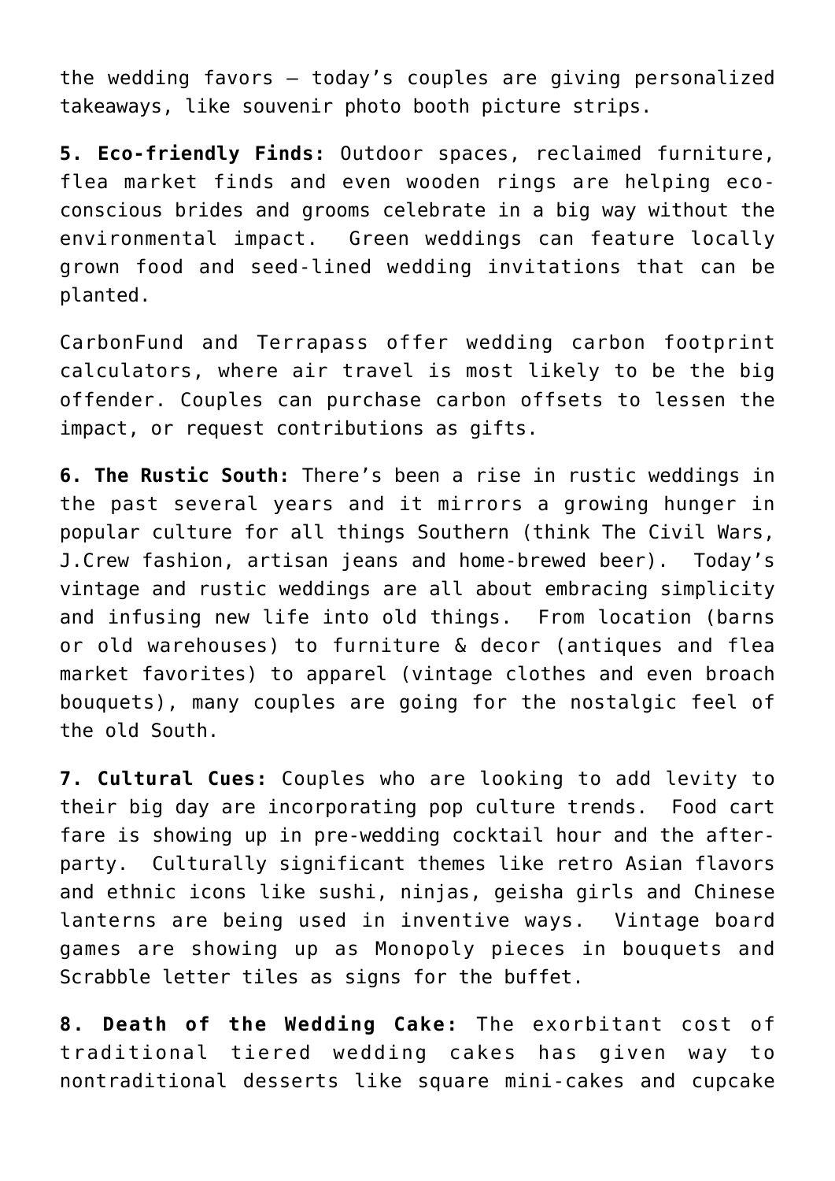the wedding favors – today's couples are giving personalized takeaways, like souvenir photo booth picture strips.

**5. Eco-friendly Finds:** Outdoor spaces, reclaimed furniture, flea market finds and even wooden rings are helping eco-conscious brides and grooms celebrate in a big way without the environmental impact. Green weddings can feature locally grown food and seed-lined wedding invitations that can be planted.

CarbonFund and Terrapass offer wedding carbon footprint calculators, where air travel is most likely to be the big offender. Couples can purchase carbon offsets to lessen the impact, or request contributions as gifts.

**6. The Rustic South:** There's been a rise in rustic weddings in the past several years and it mirrors a growing hunger in popular culture for all things Southern (think The Civil Wars, J.Crew fashion, artisan jeans and home-brewed beer). Today's vintage and rustic weddings are all about embracing simplicity and infusing new life into old things. From location (barns or old warehouses) to furniture & decor (antiques and flea market favorites) to apparel (vintage clothes and even broach bouquets), many couples are going for the nostalgic feel of the old South.

**7. Cultural Cues:** Couples who are looking to add levity to their big day are incorporating pop culture trends. Food cart fare is showing up in pre-wedding cocktail hour and the after-party. Culturally significant themes like retro Asian flavors and ethnic icons like sushi, ninjas, geisha girls and Chinese lanterns are being used in inventive ways. Vintage board games are showing up as Monopoly pieces in bouquets and Scrabble letter tiles as signs for the buffet.

**8. Death of the Wedding Cake:** The exorbitant cost of traditional tiered wedding cakes has given way to nontraditional desserts like square mini-cakes and cupcake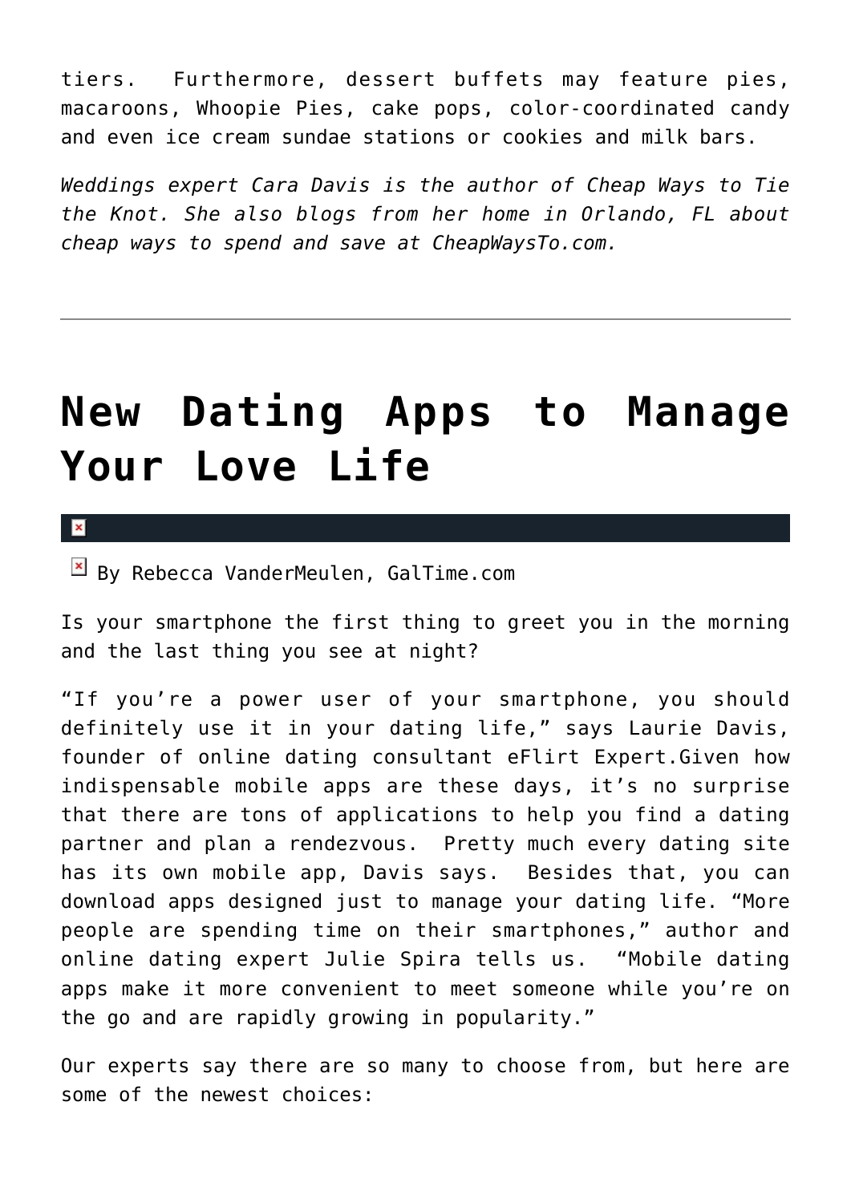tiers.  Furthermore, dessert buffets may feature pies, macaroons, Whoopie Pies, cake pops, color-coordinated candy and even ice cream sundae stations or cookies and milk bars.

*Weddings expert Cara Davis is the author of Cheap Ways to Tie the Knot. She also blogs from her home in Orlando, FL about cheap ways to spend and save at CheapWaysTo.com.*

---

# New Dating Apps to Manage Your Love Life

By Rebecca VanderMeulen, GalTime.com

Is your smartphone the first thing to greet you in the morning and the last thing you see at night?

"If you're a power user of your smartphone, you should definitely use it in your dating life," says Laurie Davis, founder of online dating consultant eFlirt Expert.Given how indispensable mobile apps are these days, it's no surprise that there are tons of applications to help you find a dating partner and plan a rendezvous.  Pretty much every dating site has its own mobile app, Davis says.  Besides that, you can download apps designed just to manage your dating life. "More people are spending time on their smartphones," author and online dating expert Julie Spira tells us.  "Mobile dating apps make it more convenient to meet someone while you're on the go and are rapidly growing in popularity."

Our experts say there are so many to choose from, but here are some of the newest choices: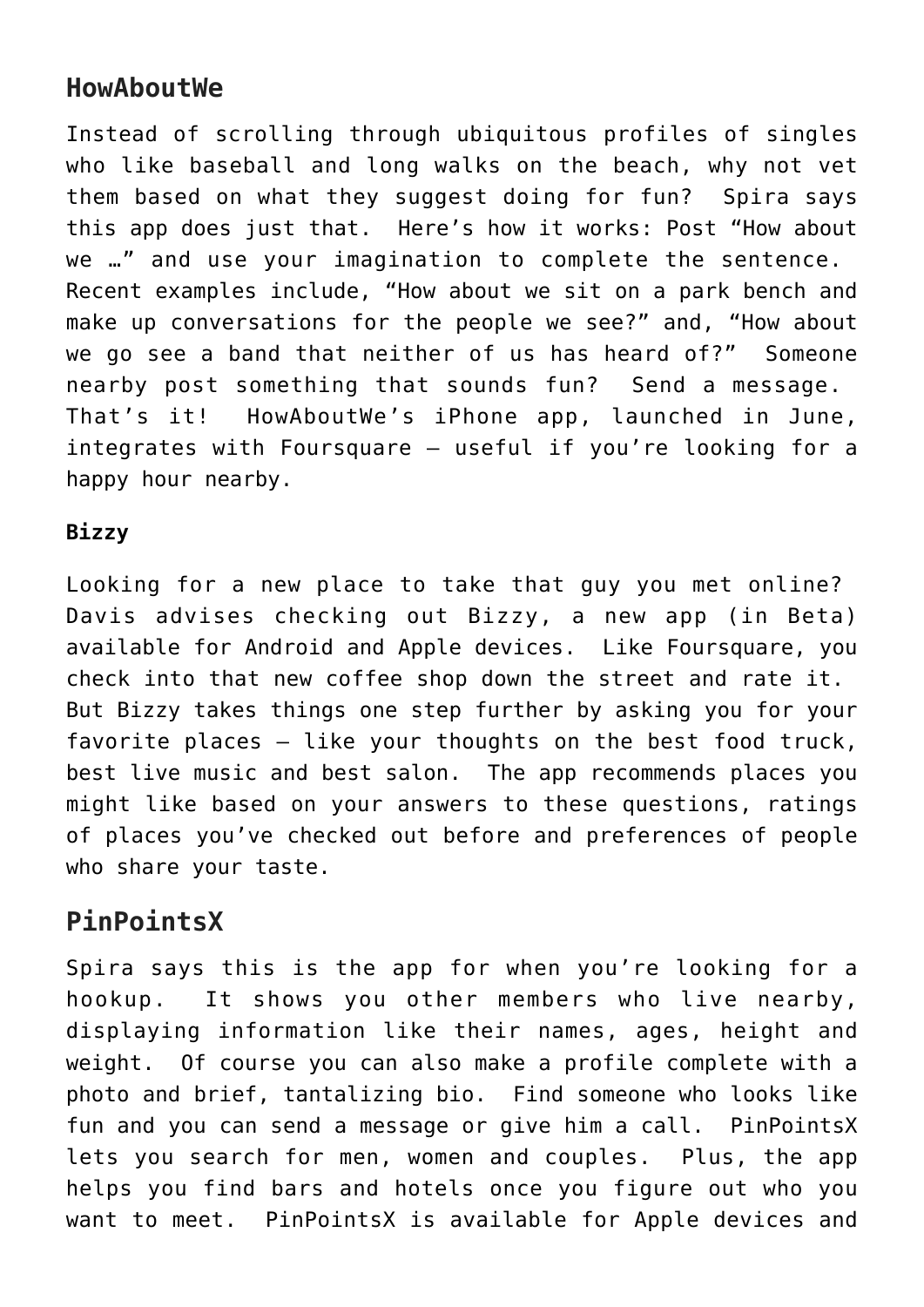## HowAboutWe

Instead of scrolling through ubiquitous profiles of singles who like baseball and long walks on the beach, why not vet them based on what they suggest doing for fun? Spira says this app does just that. Here's how it works: Post "How about we …" and use your imagination to complete the sentence. Recent examples include, "How about we sit on a park bench and make up conversations for the people we see?" and, "How about we go see a band that neither of us has heard of?" Someone nearby post something that sounds fun? Send a message. That's it! HowAboutWe's iPhone app, launched in June, integrates with Foursquare – useful if you're looking for a happy hour nearby.

**Bizzy**

Looking for a new place to take that guy you met online? Davis advises checking out Bizzy, a new app (in Beta) available for Android and Apple devices. Like Foursquare, you check into that new coffee shop down the street and rate it. But Bizzy takes things one step further by asking you for your favorite places – like your thoughts on the best food truck, best live music and best salon. The app recommends places you might like based on your answers to these questions, ratings of places you've checked out before and preferences of people who share your taste.

## PinPointsX

Spira says this is the app for when you're looking for a hookup. It shows you other members who live nearby, displaying information like their names, ages, height and weight. Of course you can also make a profile complete with a photo and brief, tantalizing bio. Find someone who looks like fun and you can send a message or give him a call. PinPointsX lets you search for men, women and couples. Plus, the app helps you find bars and hotels once you figure out who you want to meet. PinPointsX is available for Apple devices and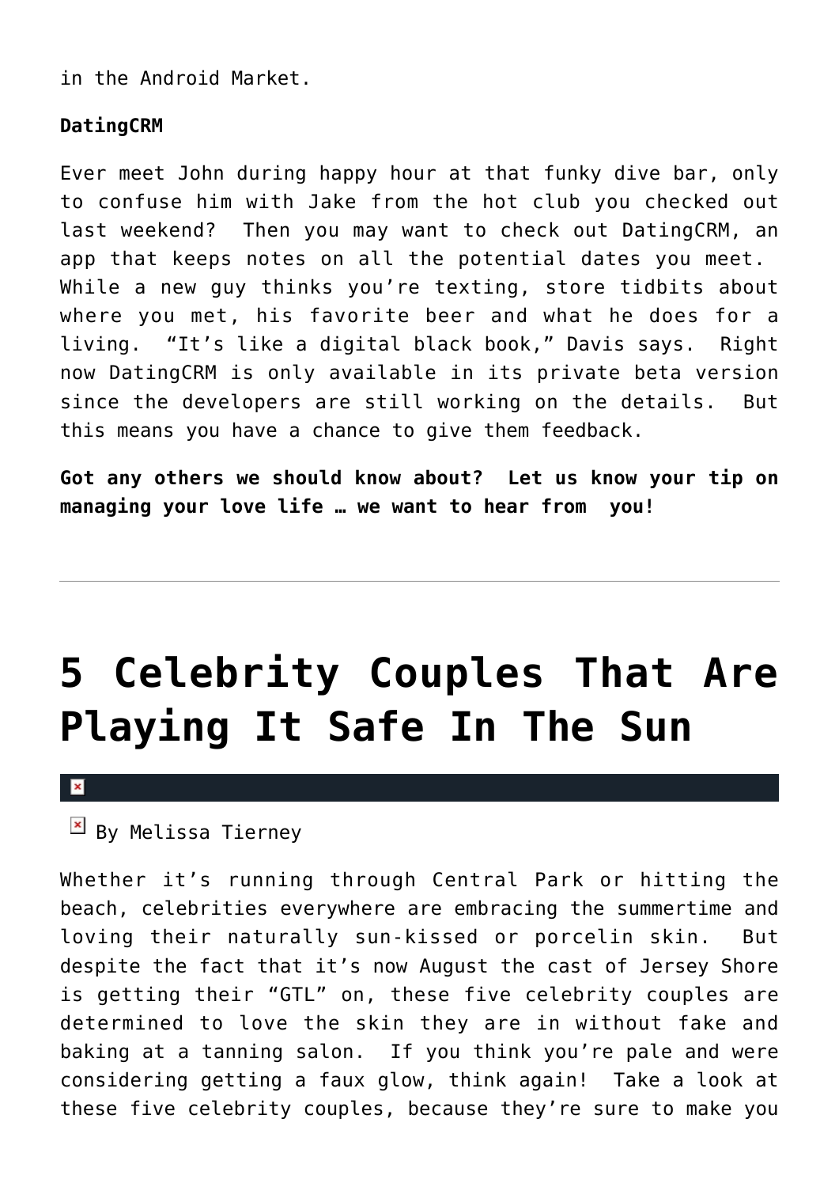in the Android Market.

**DatingCRM**

Ever meet John during happy hour at that funky dive bar, only to confuse him with Jake from the hot club you checked out last weekend? Then you may want to check out DatingCRM, an app that keeps notes on all the potential dates you meet. While a new guy thinks you're texting, store tidbits about where you met, his favorite beer and what he does for a living. "It's like a digital black book," Davis says. Right now DatingCRM is only available in its private beta version since the developers are still working on the details. But this means you have a chance to give them feedback.

**Got any others we should know about? Let us know your tip on managing your love life … we want to hear from you!**

---

# 5 Celebrity Couples That Are Playing It Safe In The Sun

By Melissa Tierney

Whether it's running through Central Park or hitting the beach, celebrities everywhere are embracing the summertime and loving their naturally sun-kissed or porcelin skin. But despite the fact that it's now August the cast of Jersey Shore is getting their "GTL" on, these five celebrity couples are determined to love the skin they are in without fake and baking at a tanning salon. If you think you're pale and were considering getting a faux glow, think again! Take a look at these five celebrity couples, because they're sure to make you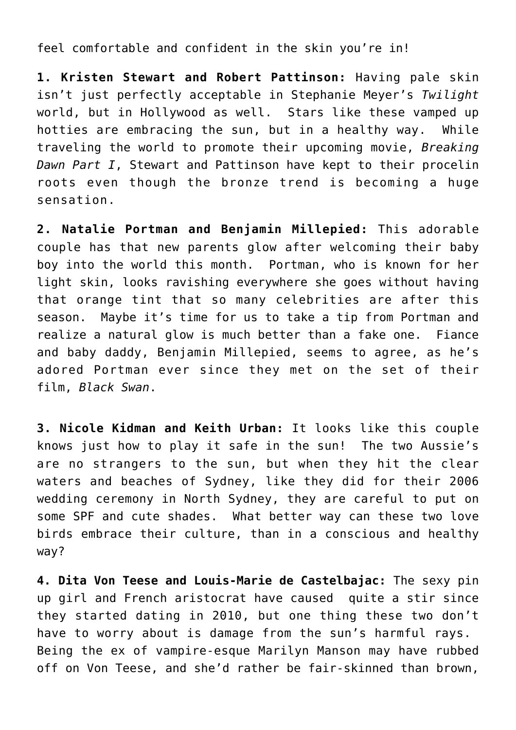feel comfortable and confident in the skin you're in!

**1. Kristen Stewart and Robert Pattinson:** Having pale skin isn't just perfectly acceptable in Stephanie Meyer's *Twilight* world, but in Hollywood as well. Stars like these vamped up hotties are embracing the sun, but in a healthy way. While traveling the world to promote their upcoming movie, *Breaking Dawn Part I*, Stewart and Pattinson have kept to their procelin roots even though the bronze trend is becoming a huge sensation.

**2. Natalie Portman and Benjamin Millepied:** This adorable couple has that new parents glow after welcoming their baby boy into the world this month. Portman, who is known for her light skin, looks ravishing everywhere she goes without having that orange tint that so many celebrities are after this season. Maybe it's time for us to take a tip from Portman and realize a natural glow is much better than a fake one. Fiance and baby daddy, Benjamin Millepied, seems to agree, as he's adored Portman ever since they met on the set of their film, *Black Swan*.

**3. Nicole Kidman and Keith Urban:** It looks like this couple knows just how to play it safe in the sun! The two Aussie's are no strangers to the sun, but when they hit the clear waters and beaches of Sydney, like they did for their 2006 wedding ceremony in North Sydney, they are careful to put on some SPF and cute shades. What better way can these two love birds embrace their culture, than in a conscious and healthy way?

**4. Dita Von Teese and Louis-Marie de Castelbajac:** The sexy pin up girl and French aristocrat have caused quite a stir since they started dating in 2010, but one thing these two don't have to worry about is damage from the sun's harmful rays. Being the ex of vampire-esque Marilyn Manson may have rubbed off on Von Teese, and she'd rather be fair-skinned than brown,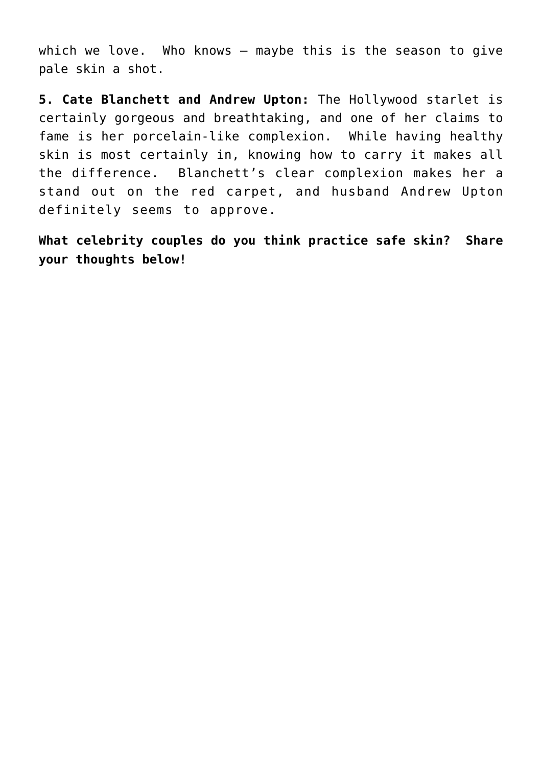which we love. Who knows – maybe this is the season to give pale skin a shot.

**5. Cate Blanchett and Andrew Upton:** The Hollywood starlet is certainly gorgeous and breathtaking, and one of her claims to fame is her porcelain-like complexion. While having healthy skin is most certainly in, knowing how to carry it makes all the difference. Blanchett's clear complexion makes her a stand out on the red carpet, and husband Andrew Upton definitely seems to approve.

**What celebrity couples do you think practice safe skin? Share your thoughts below!**